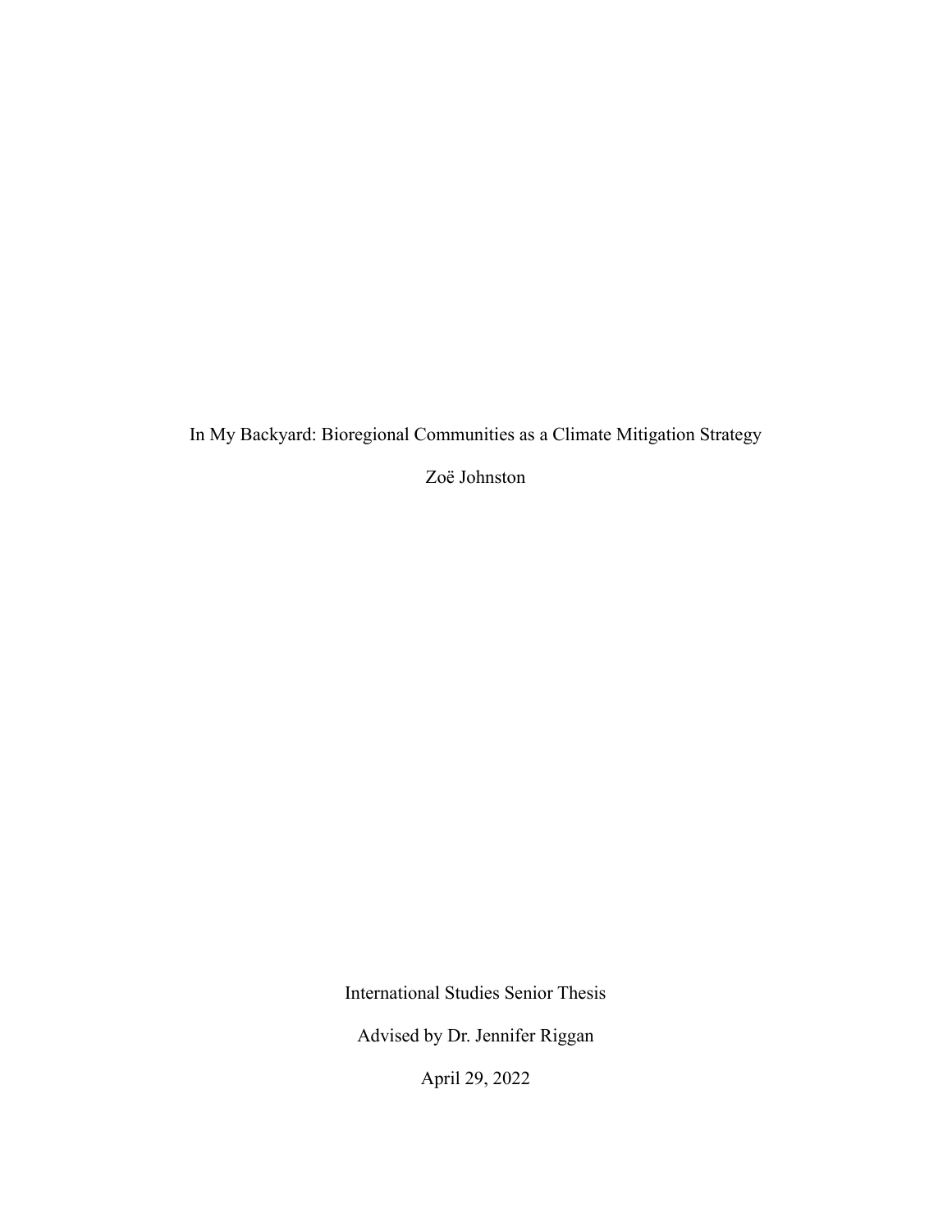# In My Backyard: Bioregional Communities as a Climate Mitigation Strategy

Zoë Johnston

International Studies Senior Thesis

Advised by Dr. Jennifer Riggan

April 29, 2022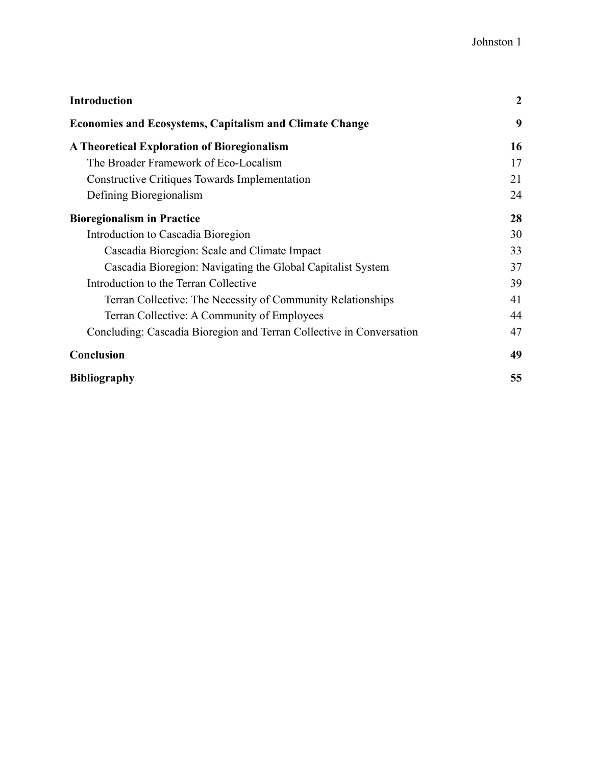| | |
|---|---|
| **Introduction** | **2** |
| **Economies and Ecosystems, Capitalism and Climate Change** | **9** |
| **A Theoretical Exploration of Bioregionalism** | **16** |
| The Broader Framework of Eco-Localism | 17 |
| Constructive Critiques Towards Implementation | 21 |
| Defining Bioregionalism | 24 |
| **Bioregionalism in Practice** | **28** |
| Introduction to Cascadia Bioregion | 30 |
| Cascadia Bioregion: Scale and Climate Impact | 33 |
| Cascadia Bioregion: Navigating the Global Capitalist System | 37 |
| Introduction to the Terran Collective | 39 |
| Terran Collective: The Necessity of Community Relationships | 41 |
| Terran Collective: A Community of Employees | 44 |
| Concluding: Cascadia Bioregion and Terran Collective in Conversation | 47 |
| **Conclusion** | **49** |
| **Bibliography** | **55** |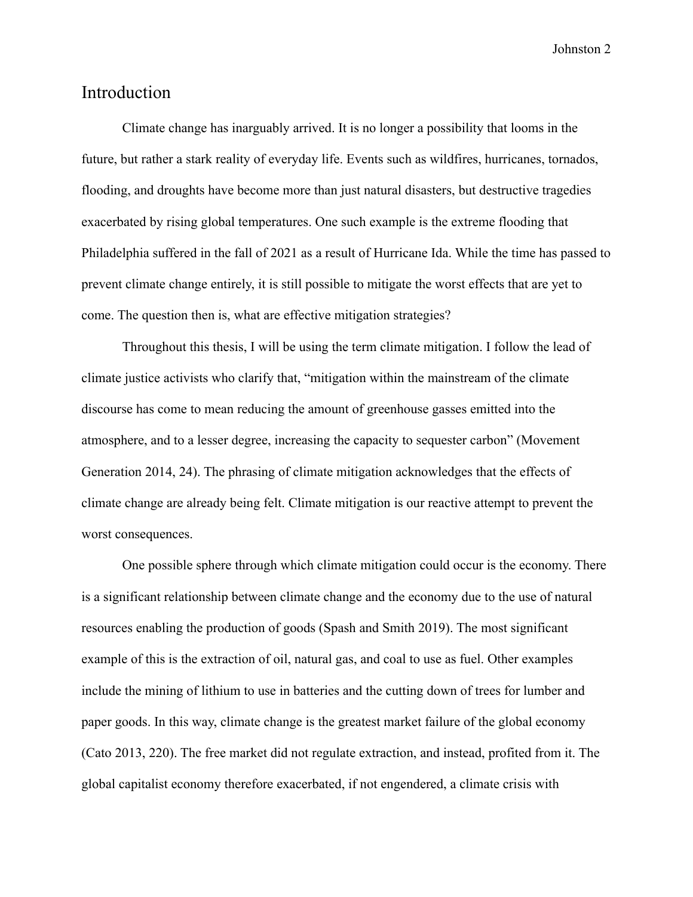## Introduction

Climate change has inarguably arrived. It is no longer a possibility that looms in the future, but rather a stark reality of everyday life. Events such as wildfires, hurricanes, tornados, flooding, and droughts have become more than just natural disasters, but destructive tragedies exacerbated by rising global temperatures. One such example is the extreme flooding that Philadelphia suffered in the fall of 2021 as a result of Hurricane Ida. While the time has passed to prevent climate change entirely, it is still possible to mitigate the worst effects that are yet to come. The question then is, what are effective mitigation strategies?

Throughout this thesis, I will be using the term climate mitigation. I follow the lead of climate justice activists who clarify that, "mitigation within the mainstream of the climate discourse has come to mean reducing the amount of greenhouse gasses emitted into the atmosphere, and to a lesser degree, increasing the capacity to sequester carbon" (Movement Generation 2014, 24). The phrasing of climate mitigation acknowledges that the effects of climate change are already being felt. Climate mitigation is our reactive attempt to prevent the worst consequences.

One possible sphere through which climate mitigation could occur is the economy. There is a significant relationship between climate change and the economy due to the use of natural resources enabling the production of goods (Spash and Smith 2019). The most significant example of this is the extraction of oil, natural gas, and coal to use as fuel. Other examples include the mining of lithium to use in batteries and the cutting down of trees for lumber and paper goods. In this way, climate change is the greatest market failure of the global economy (Cato 2013, 220). The free market did not regulate extraction, and instead, profited from it. The global capitalist economy therefore exacerbated, if not engendered, a climate crisis with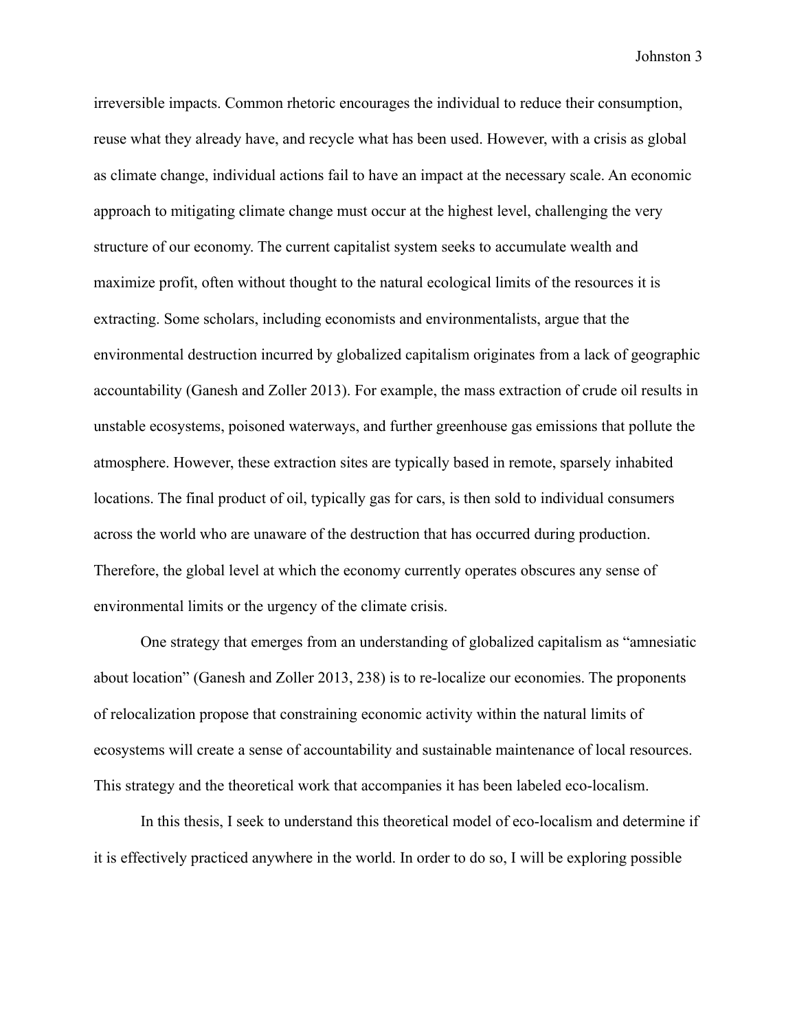irreversible impacts. Common rhetoric encourages the individual to reduce their consumption, reuse what they already have, and recycle what has been used. However, with a crisis as global as climate change, individual actions fail to have an impact at the necessary scale. An economic approach to mitigating climate change must occur at the highest level, challenging the very structure of our economy. The current capitalist system seeks to accumulate wealth and maximize profit, often without thought to the natural ecological limits of the resources it is extracting. Some scholars, including economists and environmentalists, argue that the environmental destruction incurred by globalized capitalism originates from a lack of geographic accountability (Ganesh and Zoller 2013). For example, the mass extraction of crude oil results in unstable ecosystems, poisoned waterways, and further greenhouse gas emissions that pollute the atmosphere. However, these extraction sites are typically based in remote, sparsely inhabited locations. The final product of oil, typically gas for cars, is then sold to individual consumers across the world who are unaware of the destruction that has occurred during production. Therefore, the global level at which the economy currently operates obscures any sense of environmental limits or the urgency of the climate crisis.

One strategy that emerges from an understanding of globalized capitalism as "amnesiatic about location" (Ganesh and Zoller 2013, 238) is to re-localize our economies. The proponents of relocalization propose that constraining economic activity within the natural limits of ecosystems will create a sense of accountability and sustainable maintenance of local resources. This strategy and the theoretical work that accompanies it has been labeled eco-localism.

In this thesis, I seek to understand this theoretical model of eco-localism and determine if it is effectively practiced anywhere in the world. In order to do so, I will be exploring possible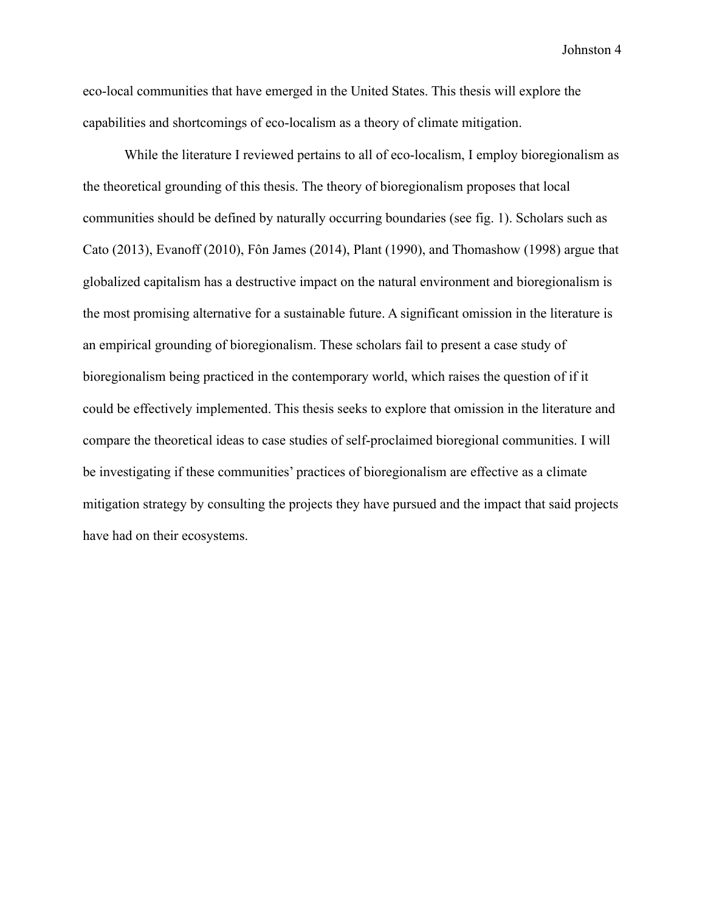eco-local communities that have emerged in the United States. This thesis will explore the capabilities and shortcomings of eco-localism as a theory of climate mitigation.

While the literature I reviewed pertains to all of eco-localism, I employ bioregionalism as the theoretical grounding of this thesis. The theory of bioregionalism proposes that local communities should be defined by naturally occurring boundaries (see fig. 1). Scholars such as Cato (2013), Evanoff (2010), Fôn James (2014), Plant (1990), and Thomashow (1998) argue that globalized capitalism has a destructive impact on the natural environment and bioregionalism is the most promising alternative for a sustainable future. A significant omission in the literature is an empirical grounding of bioregionalism. These scholars fail to present a case study of bioregionalism being practiced in the contemporary world, which raises the question of if it could be effectively implemented. This thesis seeks to explore that omission in the literature and compare the theoretical ideas to case studies of self-proclaimed bioregional communities. I will be investigating if these communities' practices of bioregionalism are effective as a climate mitigation strategy by consulting the projects they have pursued and the impact that said projects have had on their ecosystems.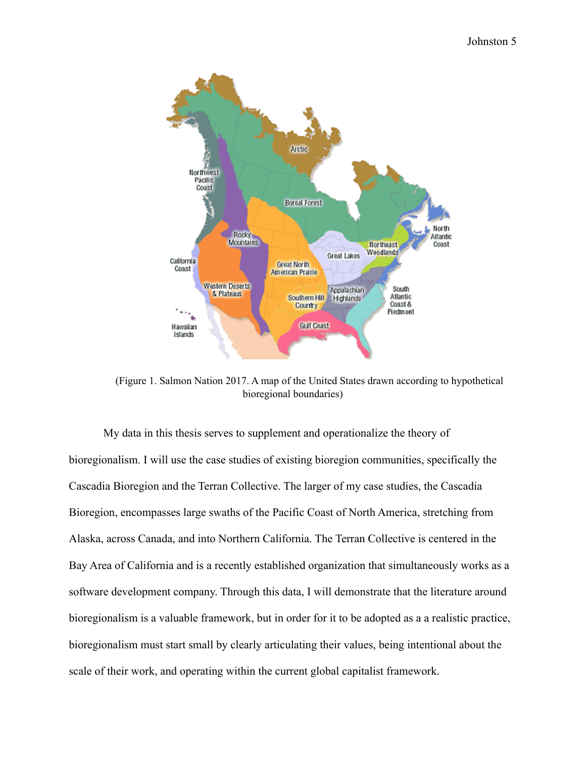(Figure 1. Salmon Nation 2017. A map of the United States drawn according to hypothetical bioregional boundaries)

My data in this thesis serves to supplement and operationalize the theory of bioregionalism. I will use the case studies of existing bioregion communities, specifically the Cascadia Bioregion and the Terran Collective. The larger of my case studies, the Cascadia Bioregion, encompasses large swaths of the Pacific Coast of North America, stretching from Alaska, across Canada, and into Northern California. The Terran Collective is centered in the Bay Area of California and is a recently established organization that simultaneously works as a software development company. Through this data, I will demonstrate that the literature around bioregionalism is a valuable framework, but in order for it to be adopted as a a realistic practice, bioregionalism must start small by clearly articulating their values, being intentional about the scale of their work, and operating within the current global capitalist framework.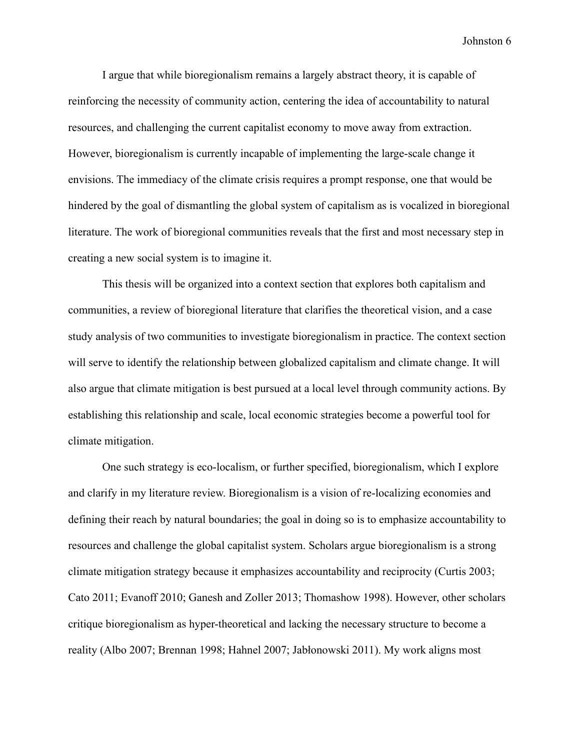I argue that while bioregionalism remains a largely abstract theory, it is capable of reinforcing the necessity of community action, centering the idea of accountability to natural resources, and challenging the current capitalist economy to move away from extraction. However, bioregionalism is currently incapable of implementing the large-scale change it envisions. The immediacy of the climate crisis requires a prompt response, one that would be hindered by the goal of dismantling the global system of capitalism as is vocalized in bioregional literature. The work of bioregional communities reveals that the first and most necessary step in creating a new social system is to imagine it.

This thesis will be organized into a context section that explores both capitalism and communities, a review of bioregional literature that clarifies the theoretical vision, and a case study analysis of two communities to investigate bioregionalism in practice. The context section will serve to identify the relationship between globalized capitalism and climate change. It will also argue that climate mitigation is best pursued at a local level through community actions. By establishing this relationship and scale, local economic strategies become a powerful tool for climate mitigation.

One such strategy is eco-localism, or further specified, bioregionalism, which I explore and clarify in my literature review. Bioregionalism is a vision of re-localizing economies and defining their reach by natural boundaries; the goal in doing so is to emphasize accountability to resources and challenge the global capitalist system. Scholars argue bioregionalism is a strong climate mitigation strategy because it emphasizes accountability and reciprocity (Curtis 2003; Cato 2011; Evanoff 2010; Ganesh and Zoller 2013; Thomashow 1998). However, other scholars critique bioregionalism as hyper-theoretical and lacking the necessary structure to become a reality (Albo 2007; Brennan 1998; Hahnel 2007; Jabłonowski 2011). My work aligns most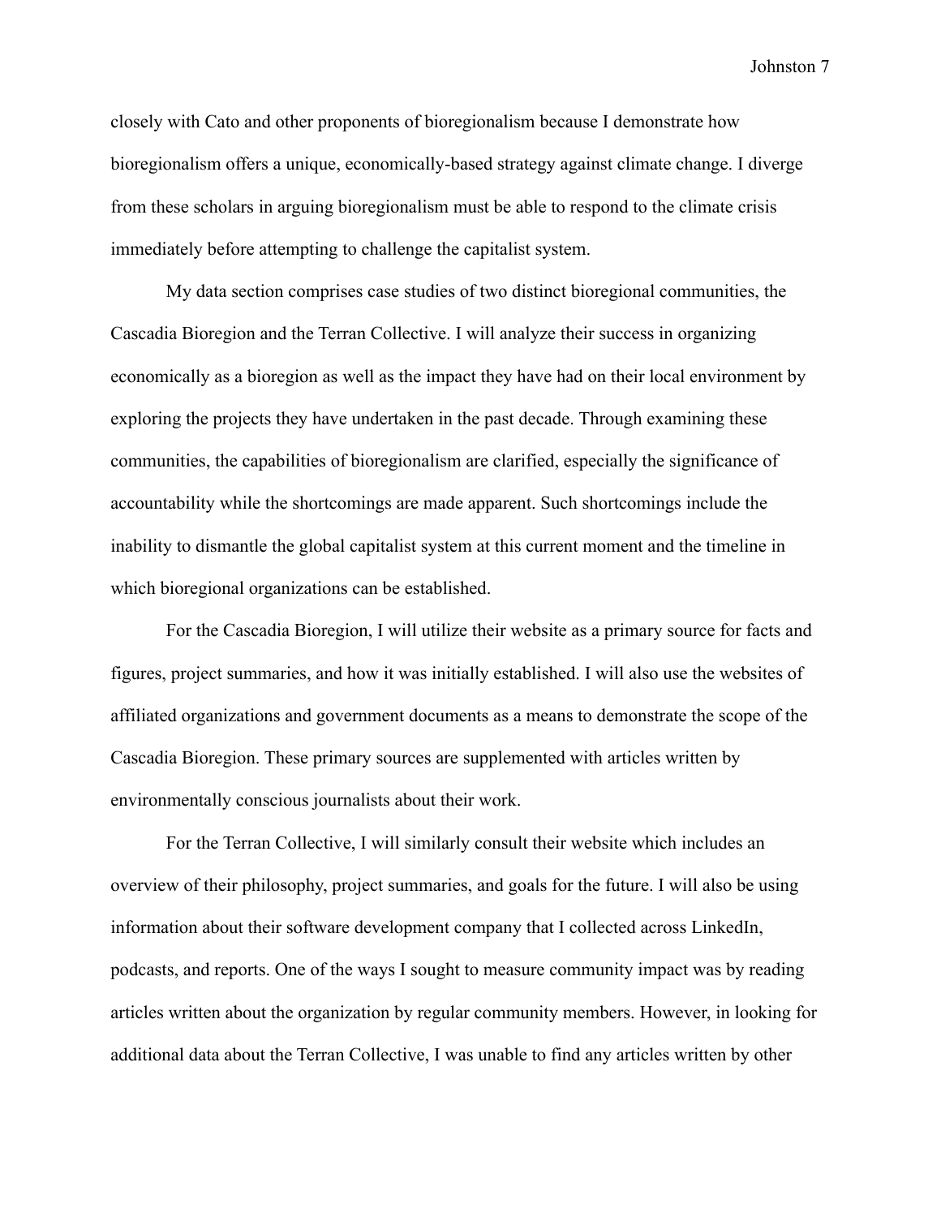closely with Cato and other proponents of bioregionalism because I demonstrate how bioregionalism offers a unique, economically-based strategy against climate change. I diverge from these scholars in arguing bioregionalism must be able to respond to the climate crisis immediately before attempting to challenge the capitalist system.

My data section comprises case studies of two distinct bioregional communities, the Cascadia Bioregion and the Terran Collective. I will analyze their success in organizing economically as a bioregion as well as the impact they have had on their local environment by exploring the projects they have undertaken in the past decade. Through examining these communities, the capabilities of bioregionalism are clarified, especially the significance of accountability while the shortcomings are made apparent. Such shortcomings include the inability to dismantle the global capitalist system at this current moment and the timeline in which bioregional organizations can be established.

For the Cascadia Bioregion, I will utilize their website as a primary source for facts and figures, project summaries, and how it was initially established. I will also use the websites of affiliated organizations and government documents as a means to demonstrate the scope of the Cascadia Bioregion. These primary sources are supplemented with articles written by environmentally conscious journalists about their work.

For the Terran Collective, I will similarly consult their website which includes an overview of their philosophy, project summaries, and goals for the future. I will also be using information about their software development company that I collected across LinkedIn, podcasts, and reports. One of the ways I sought to measure community impact was by reading articles written about the organization by regular community members. However, in looking for additional data about the Terran Collective, I was unable to find any articles written by other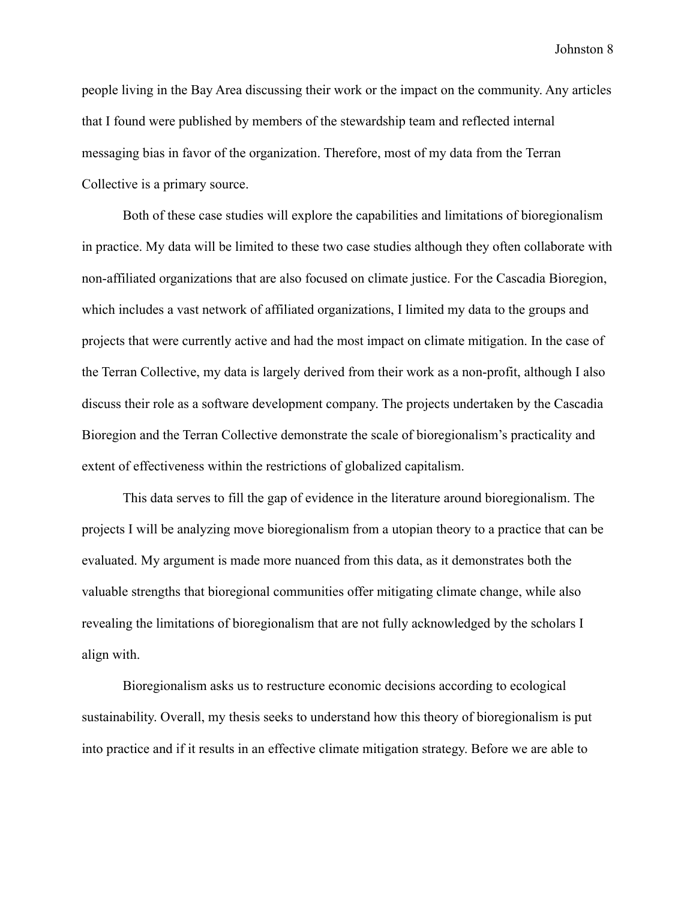people living in the Bay Area discussing their work or the impact on the community. Any articles that I found were published by members of the stewardship team and reflected internal messaging bias in favor of the organization. Therefore, most of my data from the Terran Collective is a primary source.

Both of these case studies will explore the capabilities and limitations of bioregionalism in practice. My data will be limited to these two case studies although they often collaborate with non-affiliated organizations that are also focused on climate justice. For the Cascadia Bioregion, which includes a vast network of affiliated organizations, I limited my data to the groups and projects that were currently active and had the most impact on climate mitigation. In the case of the Terran Collective, my data is largely derived from their work as a non-profit, although I also discuss their role as a software development company. The projects undertaken by the Cascadia Bioregion and the Terran Collective demonstrate the scale of bioregionalism's practicality and extent of effectiveness within the restrictions of globalized capitalism.

This data serves to fill the gap of evidence in the literature around bioregionalism. The projects I will be analyzing move bioregionalism from a utopian theory to a practice that can be evaluated. My argument is made more nuanced from this data, as it demonstrates both the valuable strengths that bioregional communities offer mitigating climate change, while also revealing the limitations of bioregionalism that are not fully acknowledged by the scholars I align with.

Bioregionalism asks us to restructure economic decisions according to ecological sustainability. Overall, my thesis seeks to understand how this theory of bioregionalism is put into practice and if it results in an effective climate mitigation strategy. Before we are able to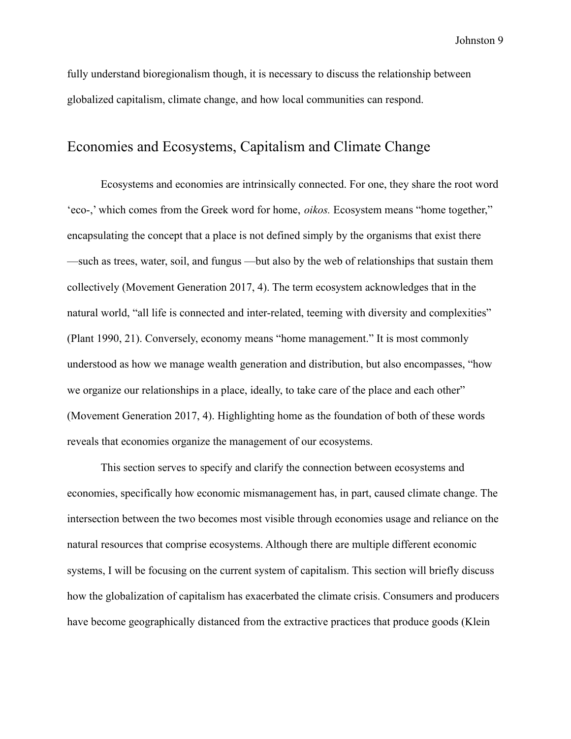fully understand bioregionalism though, it is necessary to discuss the relationship between globalized capitalism, climate change, and how local communities can respond.

## Economies and Ecosystems, Capitalism and Climate Change

Ecosystems and economies are intrinsically connected. For one, they share the root word 'eco-,' which comes from the Greek word for home, *oikos.* Ecosystem means "home together," encapsulating the concept that a place is not defined simply by the organisms that exist there —such as trees, water, soil, and fungus —but also by the web of relationships that sustain them collectively (Movement Generation 2017, 4). The term ecosystem acknowledges that in the natural world, "all life is connected and inter-related, teeming with diversity and complexities" (Plant 1990, 21). Conversely, economy means "home management." It is most commonly understood as how we manage wealth generation and distribution, but also encompasses, "how we organize our relationships in a place, ideally, to take care of the place and each other" (Movement Generation 2017, 4). Highlighting home as the foundation of both of these words reveals that economies organize the management of our ecosystems.

This section serves to specify and clarify the connection between ecosystems and economies, specifically how economic mismanagement has, in part, caused climate change. The intersection between the two becomes most visible through economies usage and reliance on the natural resources that comprise ecosystems. Although there are multiple different economic systems, I will be focusing on the current system of capitalism. This section will briefly discuss how the globalization of capitalism has exacerbated the climate crisis. Consumers and producers have become geographically distanced from the extractive practices that produce goods (Klein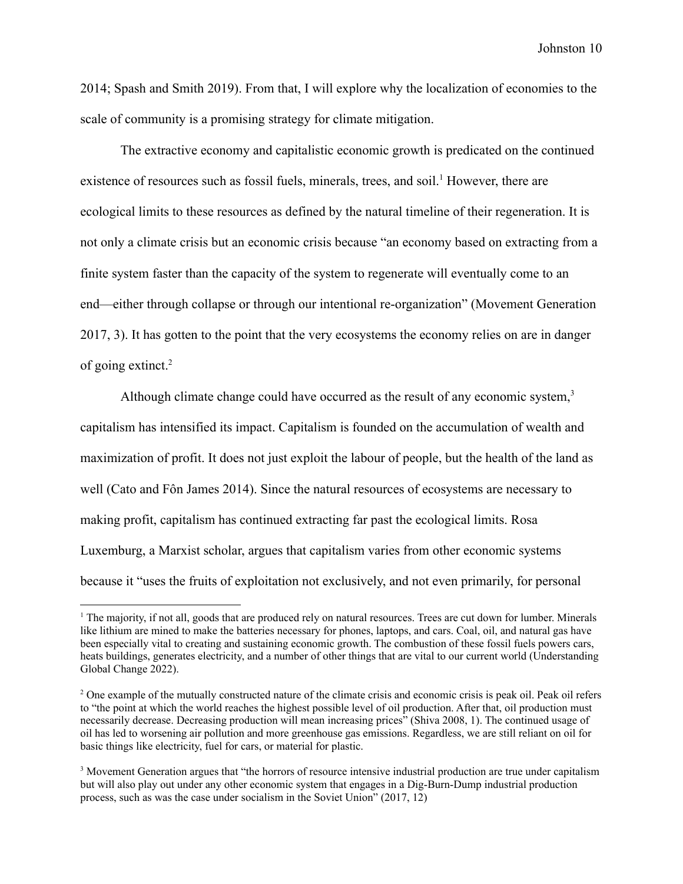2014; Spash and Smith 2019). From that, I will explore why the localization of economies to the scale of community is a promising strategy for climate mitigation.

The extractive economy and capitalistic economic growth is predicated on the continued existence of resources such as fossil fuels, minerals, trees, and soil.[1] However, there are ecological limits to these resources as defined by the natural timeline of their regeneration. It is not only a climate crisis but an economic crisis because "an economy based on extracting from a finite system faster than the capacity of the system to regenerate will eventually come to an end—either through collapse or through our intentional re-organization" (Movement Generation 2017, 3). It has gotten to the point that the very ecosystems the economy relies on are in danger of going extinct.[2]

Although climate change could have occurred as the result of any economic system,[3] capitalism has intensified its impact. Capitalism is founded on the accumulation of wealth and maximization of profit. It does not just exploit the labour of people, but the health of the land as well (Cato and Fôn James 2014). Since the natural resources of ecosystems are necessary to making profit, capitalism has continued extracting far past the ecological limits. Rosa Luxemburg, a Marxist scholar, argues that capitalism varies from other economic systems because it "uses the fruits of exploitation not exclusively, and not even primarily, for personal

---

[1] The majority, if not all, goods that are produced rely on natural resources. Trees are cut down for lumber. Minerals like lithium are mined to make the batteries necessary for phones, laptops, and cars. Coal, oil, and natural gas have been especially vital to creating and sustaining economic growth. The combustion of these fossil fuels powers cars, heats buildings, generates electricity, and a number of other things that are vital to our current world (Understanding Global Change 2022).

[2] One example of the mutually constructed nature of the climate crisis and economic crisis is peak oil. Peak oil refers to "the point at which the world reaches the highest possible level of oil production. After that, oil production must necessarily decrease. Decreasing production will mean increasing prices" (Shiva 2008, 1). The continued usage of oil has led to worsening air pollution and more greenhouse gas emissions. Regardless, we are still reliant on oil for basic things like electricity, fuel for cars, or material for plastic.

[3] Movement Generation argues that "the horrors of resource intensive industrial production are true under capitalism but will also play out under any other economic system that engages in a Dig-Burn-Dump industrial production process, such as was the case under socialism in the Soviet Union" (2017, 12)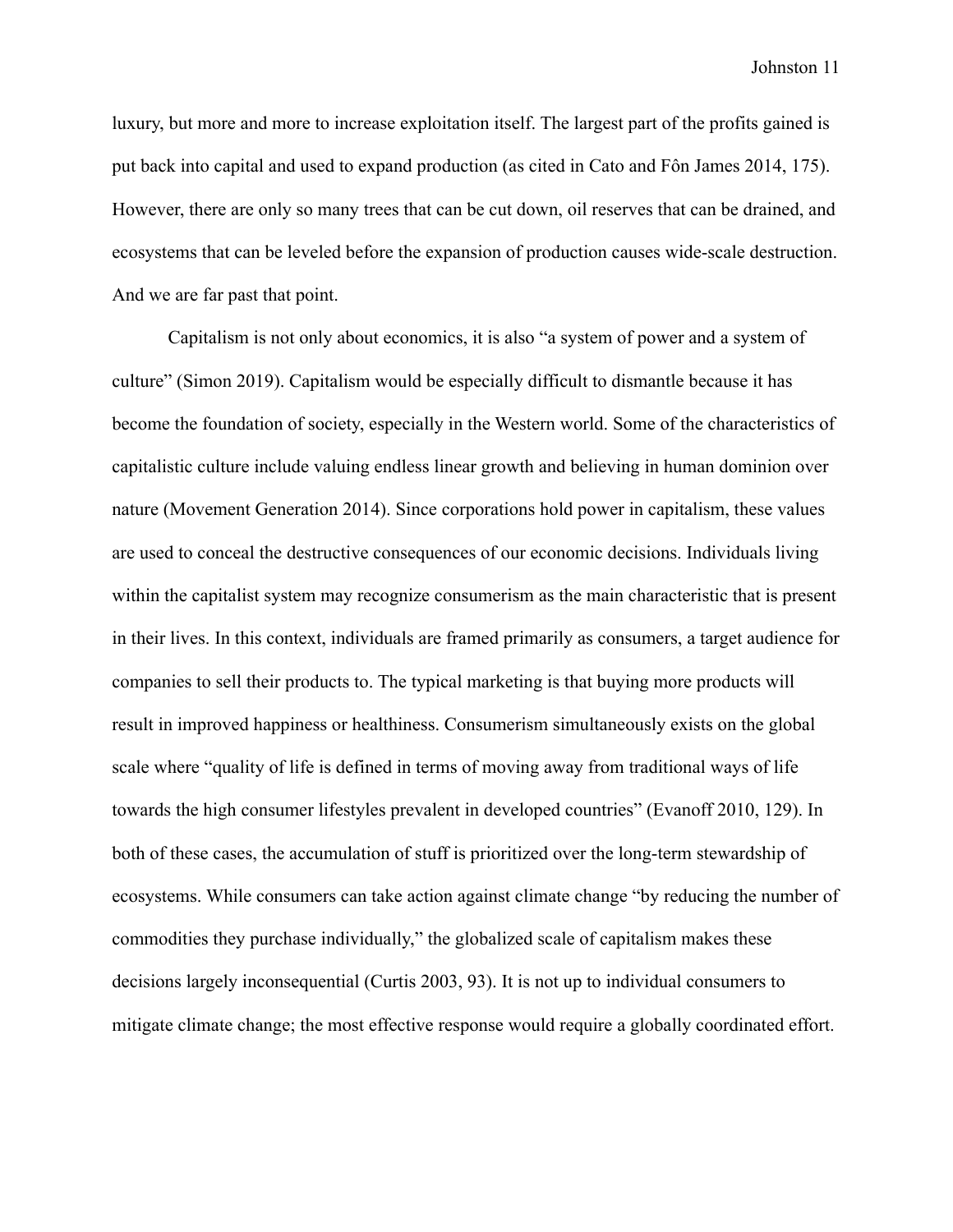luxury, but more and more to increase exploitation itself. The largest part of the profits gained is put back into capital and used to expand production (as cited in Cato and Fôn James 2014, 175). However, there are only so many trees that can be cut down, oil reserves that can be drained, and ecosystems that can be leveled before the expansion of production causes wide-scale destruction. And we are far past that point.

Capitalism is not only about economics, it is also "a system of power and a system of culture" (Simon 2019). Capitalism would be especially difficult to dismantle because it has become the foundation of society, especially in the Western world. Some of the characteristics of capitalistic culture include valuing endless linear growth and believing in human dominion over nature (Movement Generation 2014). Since corporations hold power in capitalism, these values are used to conceal the destructive consequences of our economic decisions. Individuals living within the capitalist system may recognize consumerism as the main characteristic that is present in their lives. In this context, individuals are framed primarily as consumers, a target audience for companies to sell their products to. The typical marketing is that buying more products will result in improved happiness or healthiness. Consumerism simultaneously exists on the global scale where "quality of life is defined in terms of moving away from traditional ways of life towards the high consumer lifestyles prevalent in developed countries" (Evanoff 2010, 129). In both of these cases, the accumulation of stuff is prioritized over the long-term stewardship of ecosystems. While consumers can take action against climate change "by reducing the number of commodities they purchase individually," the globalized scale of capitalism makes these decisions largely inconsequential (Curtis 2003, 93). It is not up to individual consumers to mitigate climate change; the most effective response would require a globally coordinated effort.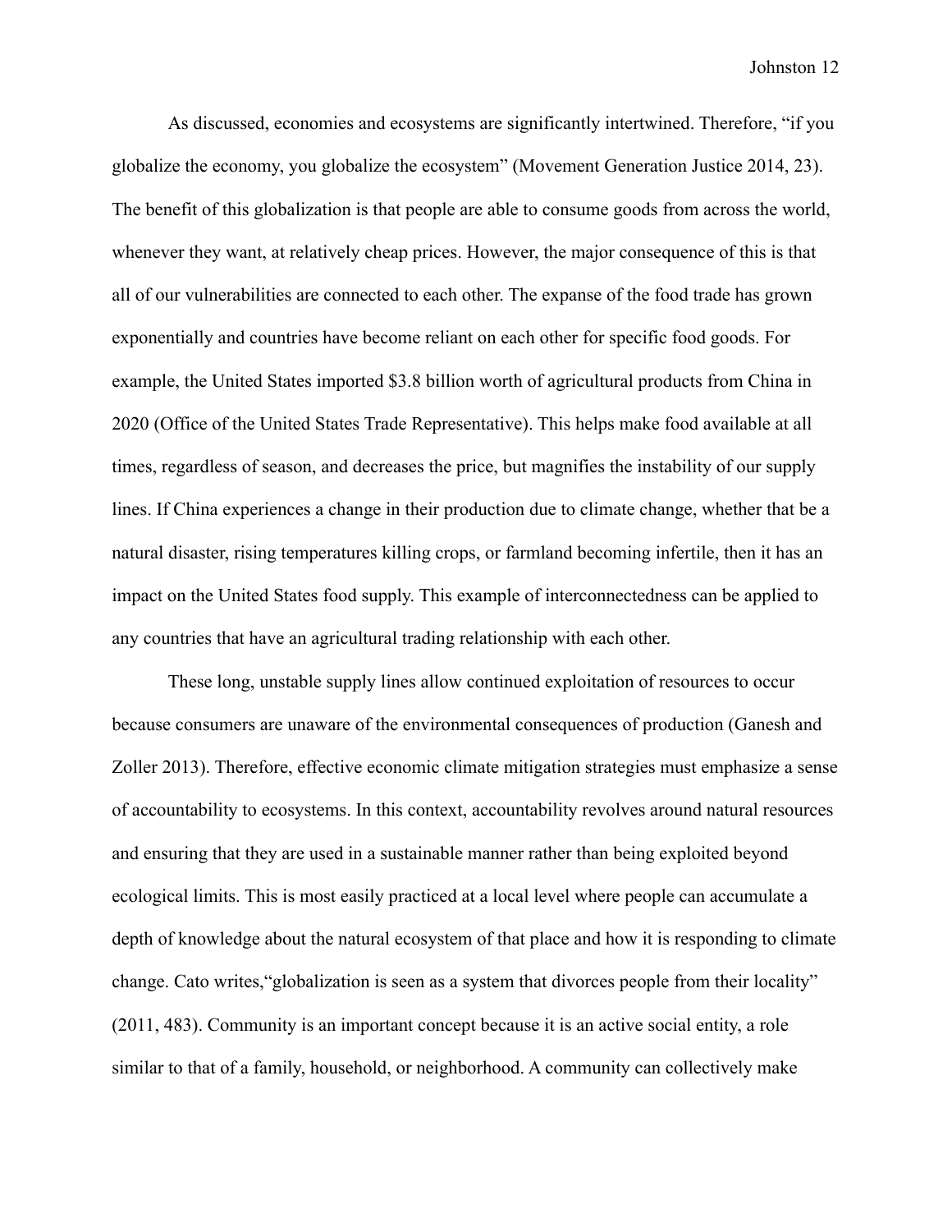As discussed, economies and ecosystems are significantly intertwined. Therefore, "if you globalize the economy, you globalize the ecosystem" (Movement Generation Justice 2014, 23). The benefit of this globalization is that people are able to consume goods from across the world, whenever they want, at relatively cheap prices. However, the major consequence of this is that all of our vulnerabilities are connected to each other. The expanse of the food trade has grown exponentially and countries have become reliant on each other for specific food goods. For example, the United States imported $3.8 billion worth of agricultural products from China in 2020 (Office of the United States Trade Representative). This helps make food available at all times, regardless of season, and decreases the price, but magnifies the instability of our supply lines. If China experiences a change in their production due to climate change, whether that be a natural disaster, rising temperatures killing crops, or farmland becoming infertile, then it has an impact on the United States food supply. This example of interconnectedness can be applied to any countries that have an agricultural trading relationship with each other.

These long, unstable supply lines allow continued exploitation of resources to occur because consumers are unaware of the environmental consequences of production (Ganesh and Zoller 2013). Therefore, effective economic climate mitigation strategies must emphasize a sense of accountability to ecosystems. In this context, accountability revolves around natural resources and ensuring that they are used in a sustainable manner rather than being exploited beyond ecological limits. This is most easily practiced at a local level where people can accumulate a depth of knowledge about the natural ecosystem of that place and how it is responding to climate change. Cato writes,"globalization is seen as a system that divorces people from their locality" (2011, 483). Community is an important concept because it is an active social entity, a role similar to that of a family, household, or neighborhood. A community can collectively make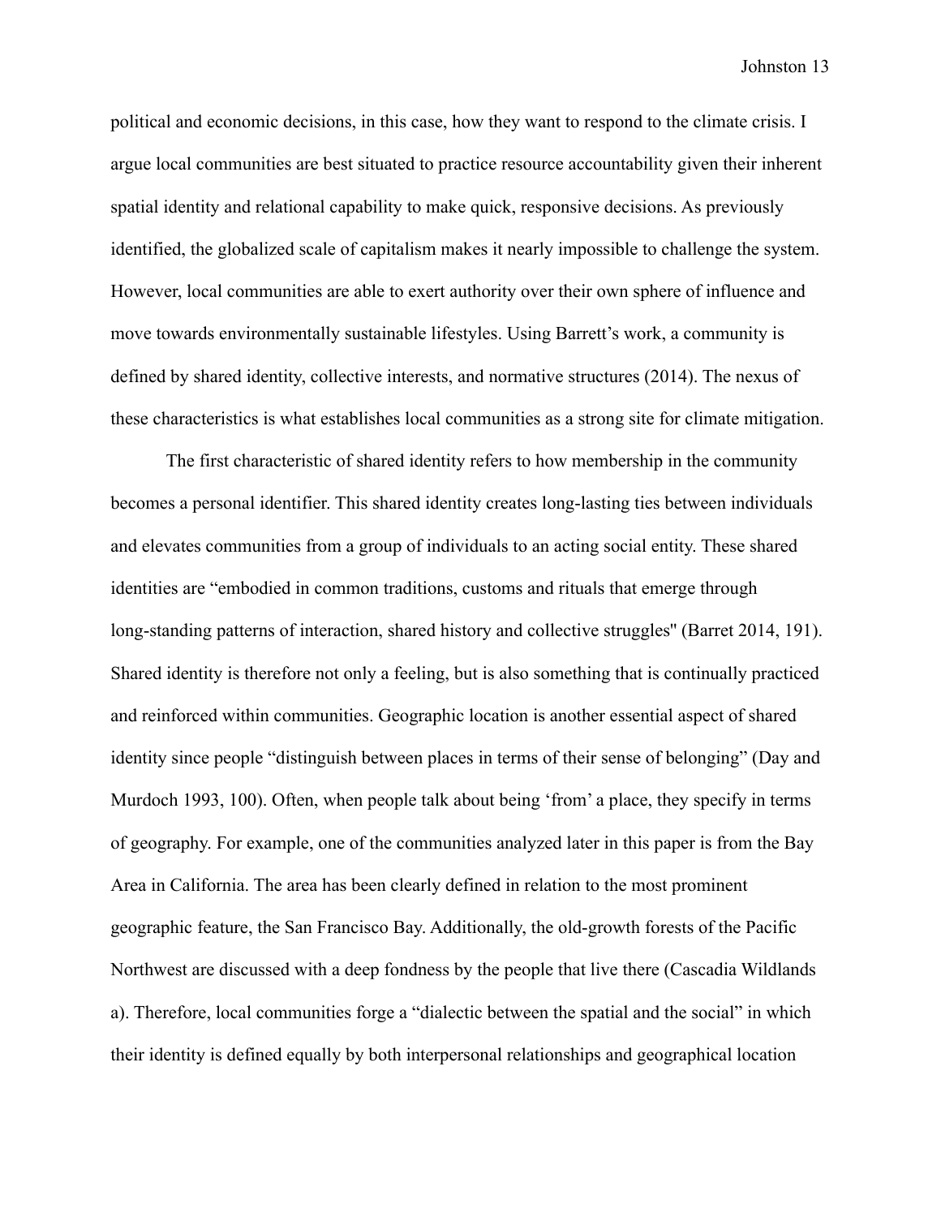political and economic decisions, in this case, how they want to respond to the climate crisis. I argue local communities are best situated to practice resource accountability given their inherent spatial identity and relational capability to make quick, responsive decisions. As previously identified, the globalized scale of capitalism makes it nearly impossible to challenge the system. However, local communities are able to exert authority over their own sphere of influence and move towards environmentally sustainable lifestyles. Using Barrett's work, a community is defined by shared identity, collective interests, and normative structures (2014). The nexus of these characteristics is what establishes local communities as a strong site for climate mitigation.

The first characteristic of shared identity refers to how membership in the community becomes a personal identifier. This shared identity creates long-lasting ties between individuals and elevates communities from a group of individuals to an acting social entity. These shared identities are "embodied in common traditions, customs and rituals that emerge through long-standing patterns of interaction, shared history and collective struggles" (Barret 2014, 191). Shared identity is therefore not only a feeling, but is also something that is continually practiced and reinforced within communities. Geographic location is another essential aspect of shared identity since people "distinguish between places in terms of their sense of belonging" (Day and Murdoch 1993, 100). Often, when people talk about being 'from' a place, they specify in terms of geography. For example, one of the communities analyzed later in this paper is from the Bay Area in California. The area has been clearly defined in relation to the most prominent geographic feature, the San Francisco Bay. Additionally, the old-growth forests of the Pacific Northwest are discussed with a deep fondness by the people that live there (Cascadia Wildlands a). Therefore, local communities forge a "dialectic between the spatial and the social" in which their identity is defined equally by both interpersonal relationships and geographical location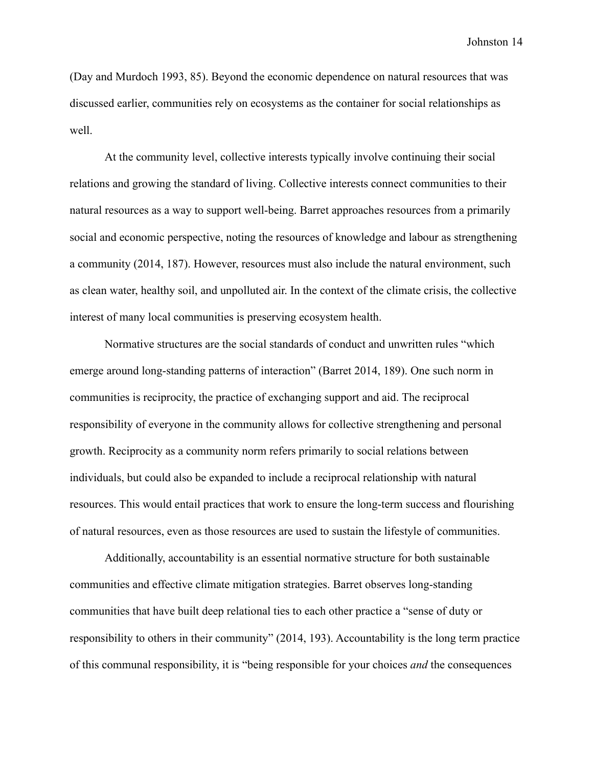(Day and Murdoch 1993, 85). Beyond the economic dependence on natural resources that was discussed earlier, communities rely on ecosystems as the container for social relationships as well.

At the community level, collective interests typically involve continuing their social relations and growing the standard of living. Collective interests connect communities to their natural resources as a way to support well-being. Barret approaches resources from a primarily social and economic perspective, noting the resources of knowledge and labour as strengthening a community (2014, 187). However, resources must also include the natural environment, such as clean water, healthy soil, and unpolluted air. In the context of the climate crisis, the collective interest of many local communities is preserving ecosystem health.

Normative structures are the social standards of conduct and unwritten rules "which emerge around long-standing patterns of interaction" (Barret 2014, 189). One such norm in communities is reciprocity, the practice of exchanging support and aid. The reciprocal responsibility of everyone in the community allows for collective strengthening and personal growth. Reciprocity as a community norm refers primarily to social relations between individuals, but could also be expanded to include a reciprocal relationship with natural resources. This would entail practices that work to ensure the long-term success and flourishing of natural resources, even as those resources are used to sustain the lifestyle of communities.

Additionally, accountability is an essential normative structure for both sustainable communities and effective climate mitigation strategies. Barret observes long-standing communities that have built deep relational ties to each other practice a "sense of duty or responsibility to others in their community" (2014, 193). Accountability is the long term practice of this communal responsibility, it is "being responsible for your choices *and* the consequences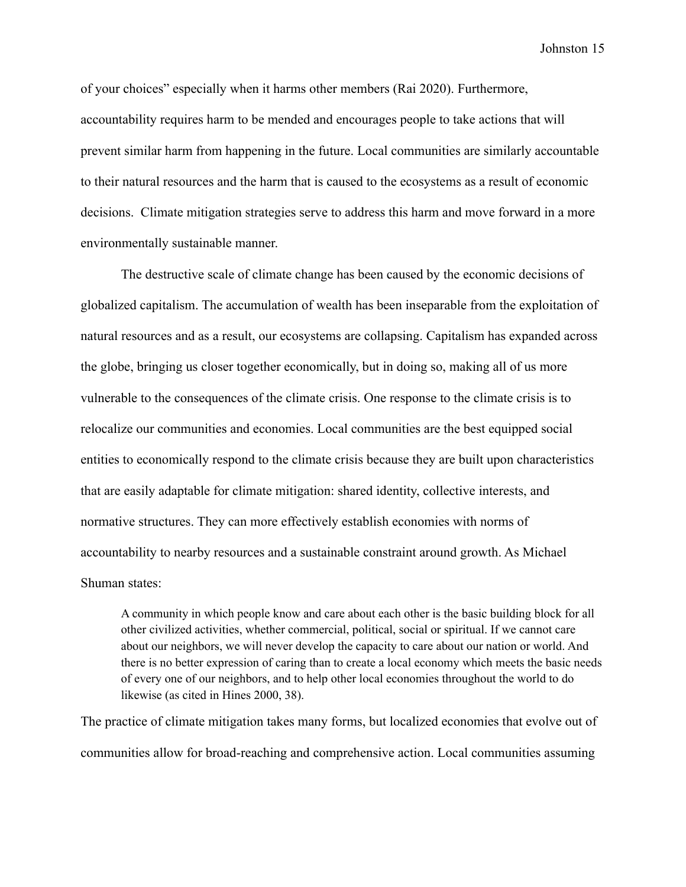of your choices" especially when it harms other members (Rai 2020). Furthermore, accountability requires harm to be mended and encourages people to take actions that will prevent similar harm from happening in the future. Local communities are similarly accountable to their natural resources and the harm that is caused to the ecosystems as a result of economic decisions. Climate mitigation strategies serve to address this harm and move forward in a more environmentally sustainable manner.

The destructive scale of climate change has been caused by the economic decisions of globalized capitalism. The accumulation of wealth has been inseparable from the exploitation of natural resources and as a result, our ecosystems are collapsing. Capitalism has expanded across the globe, bringing us closer together economically, but in doing so, making all of us more vulnerable to the consequences of the climate crisis. One response to the climate crisis is to relocalize our communities and economies. Local communities are the best equipped social entities to economically respond to the climate crisis because they are built upon characteristics that are easily adaptable for climate mitigation: shared identity, collective interests, and normative structures. They can more effectively establish economies with norms of accountability to nearby resources and a sustainable constraint around growth. As Michael Shuman states:

> A community in which people know and care about each other is the basic building block for all other civilized activities, whether commercial, political, social or spiritual. If we cannot care about our neighbors, we will never develop the capacity to care about our nation or world. And there is no better expression of caring than to create a local economy which meets the basic needs of every one of our neighbors, and to help other local economies throughout the world to do likewise (as cited in Hines 2000, 38).

The practice of climate mitigation takes many forms, but localized economies that evolve out of communities allow for broad-reaching and comprehensive action. Local communities assuming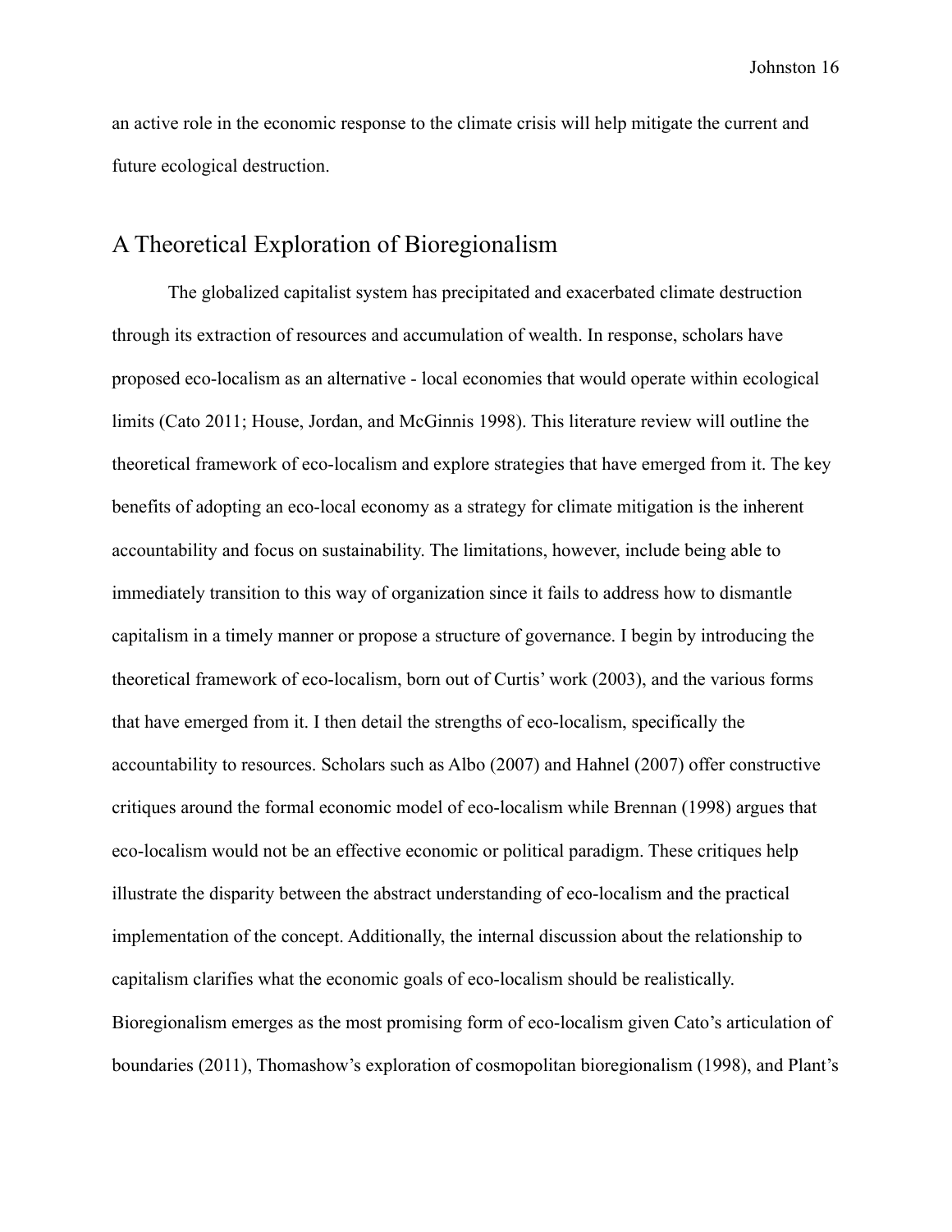an active role in the economic response to the climate crisis will help mitigate the current and future ecological destruction.

## A Theoretical Exploration of Bioregionalism

The globalized capitalist system has precipitated and exacerbated climate destruction through its extraction of resources and accumulation of wealth. In response, scholars have proposed eco-localism as an alternative - local economies that would operate within ecological limits (Cato 2011; House, Jordan, and McGinnis 1998). This literature review will outline the theoretical framework of eco-localism and explore strategies that have emerged from it. The key benefits of adopting an eco-local economy as a strategy for climate mitigation is the inherent accountability and focus on sustainability. The limitations, however, include being able to immediately transition to this way of organization since it fails to address how to dismantle capitalism in a timely manner or propose a structure of governance. I begin by introducing the theoretical framework of eco-localism, born out of Curtis' work (2003), and the various forms that have emerged from it. I then detail the strengths of eco-localism, specifically the accountability to resources. Scholars such as Albo (2007) and Hahnel (2007) offer constructive critiques around the formal economic model of eco-localism while Brennan (1998) argues that eco-localism would not be an effective economic or political paradigm. These critiques help illustrate the disparity between the abstract understanding of eco-localism and the practical implementation of the concept. Additionally, the internal discussion about the relationship to capitalism clarifies what the economic goals of eco-localism should be realistically. Bioregionalism emerges as the most promising form of eco-localism given Cato's articulation of boundaries (2011), Thomashow's exploration of cosmopolitan bioregionalism (1998), and Plant's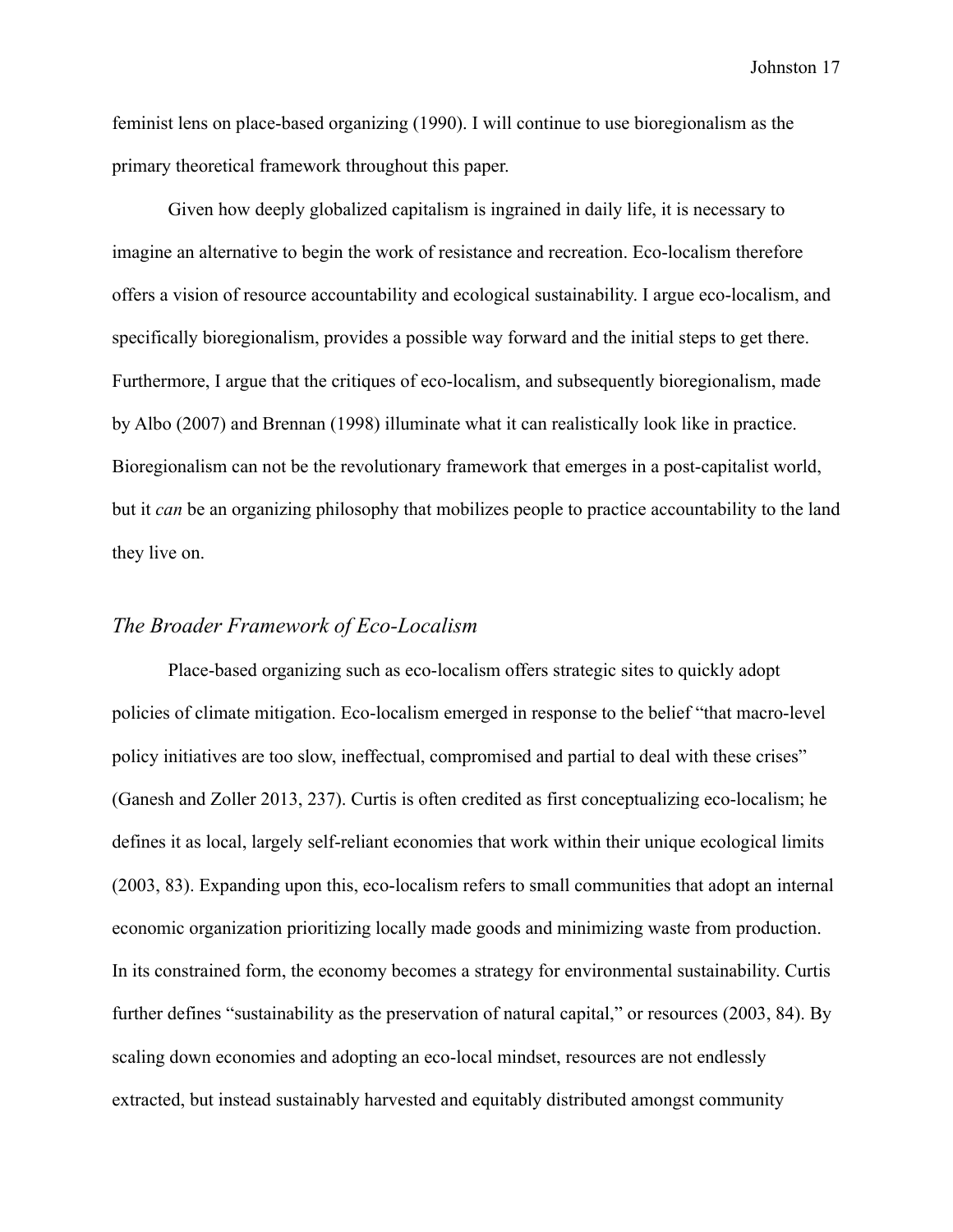feminist lens on place-based organizing (1990). I will continue to use bioregionalism as the primary theoretical framework throughout this paper.

Given how deeply globalized capitalism is ingrained in daily life, it is necessary to imagine an alternative to begin the work of resistance and recreation. Eco-localism therefore offers a vision of resource accountability and ecological sustainability. I argue eco-localism, and specifically bioregionalism, provides a possible way forward and the initial steps to get there. Furthermore, I argue that the critiques of eco-localism, and subsequently bioregionalism, made by Albo (2007) and Brennan (1998) illuminate what it can realistically look like in practice. Bioregionalism can not be the revolutionary framework that emerges in a post-capitalist world, but it *can* be an organizing philosophy that mobilizes people to practice accountability to the land they live on.

### *The Broader Framework of Eco-Localism*

Place-based organizing such as eco-localism offers strategic sites to quickly adopt policies of climate mitigation. Eco-localism emerged in response to the belief "that macro-level policy initiatives are too slow, ineffectual, compromised and partial to deal with these crises" (Ganesh and Zoller 2013, 237). Curtis is often credited as first conceptualizing eco-localism; he defines it as local, largely self-reliant economies that work within their unique ecological limits (2003, 83). Expanding upon this, eco-localism refers to small communities that adopt an internal economic organization prioritizing locally made goods and minimizing waste from production. In its constrained form, the economy becomes a strategy for environmental sustainability. Curtis further defines "sustainability as the preservation of natural capital," or resources (2003, 84). By scaling down economies and adopting an eco-local mindset, resources are not endlessly extracted, but instead sustainably harvested and equitably distributed amongst community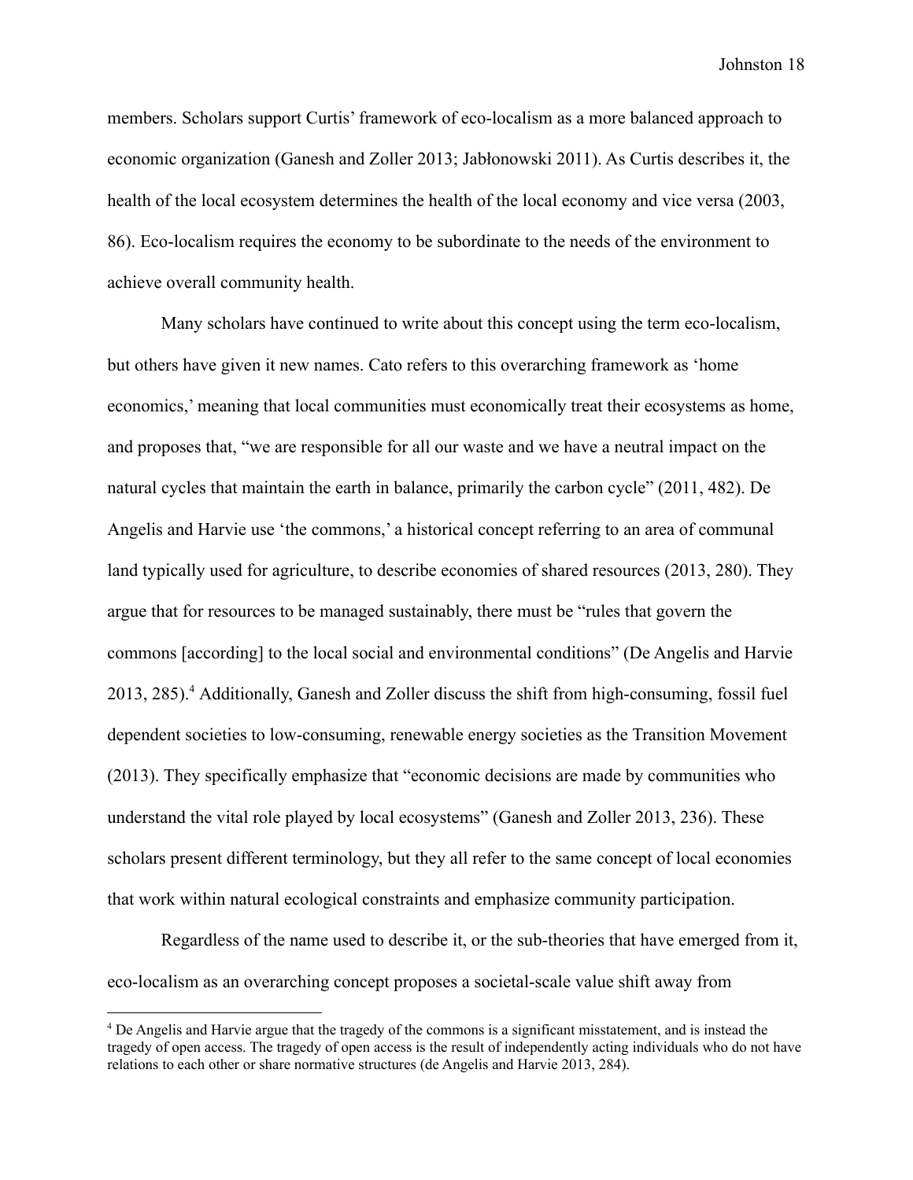members. Scholars support Curtis' framework of eco-localism as a more balanced approach to economic organization (Ganesh and Zoller 2013; Jabłonowski 2011). As Curtis describes it, the health of the local ecosystem determines the health of the local economy and vice versa (2003, 86). Eco-localism requires the economy to be subordinate to the needs of the environment to achieve overall community health.

Many scholars have continued to write about this concept using the term eco-localism, but others have given it new names. Cato refers to this overarching framework as 'home economics,' meaning that local communities must economically treat their ecosystems as home, and proposes that, "we are responsible for all our waste and we have a neutral impact on the natural cycles that maintain the earth in balance, primarily the carbon cycle" (2011, 482). De Angelis and Harvie use 'the commons,' a historical concept referring to an area of communal land typically used for agriculture, to describe economies of shared resources (2013, 280). They argue that for resources to be managed sustainably, there must be "rules that govern the commons [according] to the local social and environmental conditions" (De Angelis and Harvie 2013, 285).[4] Additionally, Ganesh and Zoller discuss the shift from high-consuming, fossil fuel dependent societies to low-consuming, renewable energy societies as the Transition Movement (2013). They specifically emphasize that "economic decisions are made by communities who understand the vital role played by local ecosystems" (Ganesh and Zoller 2013, 236). These scholars present different terminology, but they all refer to the same concept of local economies that work within natural ecological constraints and emphasize community participation.

Regardless of the name used to describe it, or the sub-theories that have emerged from it, eco-localism as an overarching concept proposes a societal-scale value shift away from

---

[4] De Angelis and Harvie argue that the tragedy of the commons is a significant misstatement, and is instead the tragedy of open access. The tragedy of open access is the result of independently acting individuals who do not have relations to each other or share normative structures (de Angelis and Harvie 2013, 284).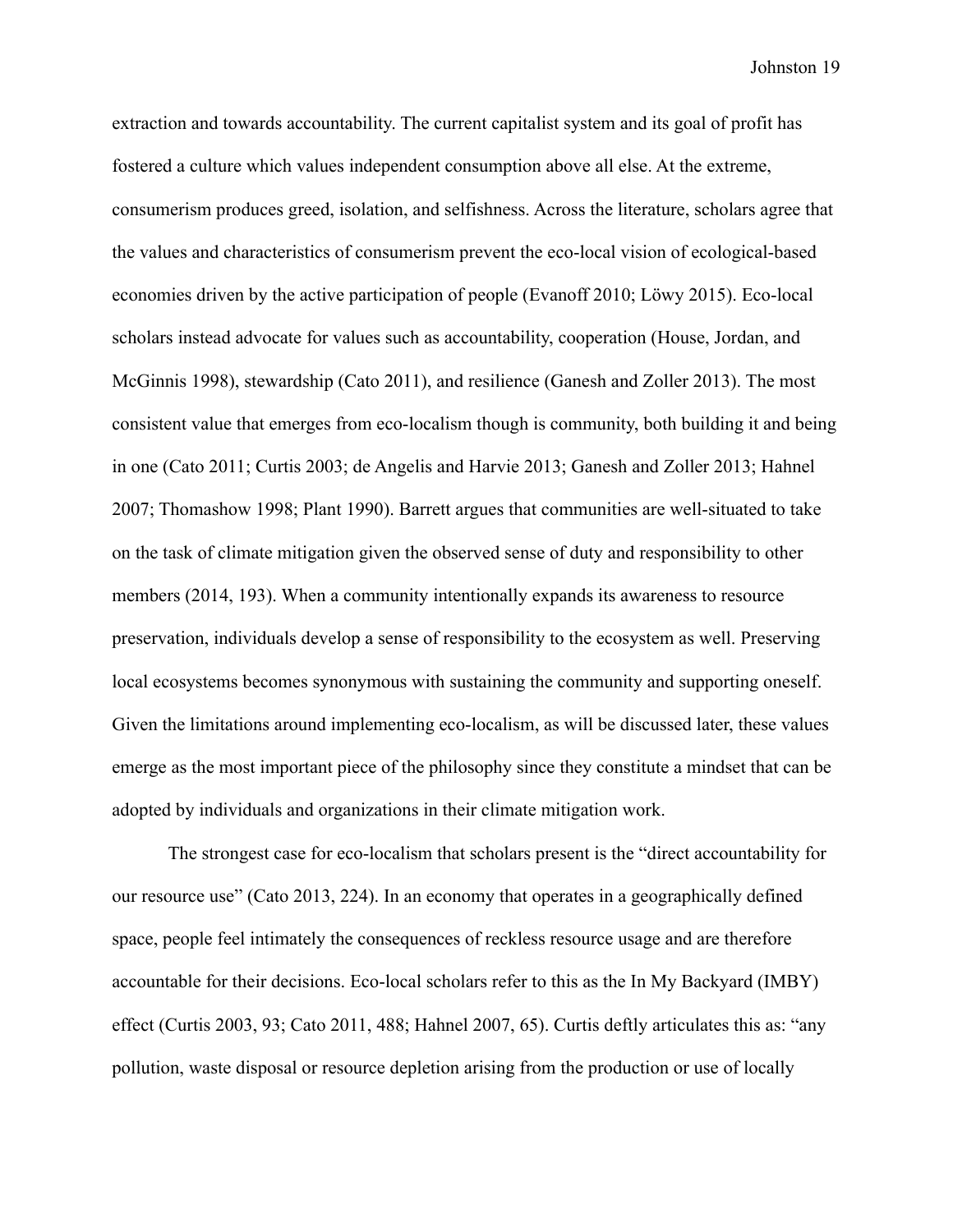extraction and towards accountability. The current capitalist system and its goal of profit has fostered a culture which values independent consumption above all else. At the extreme, consumerism produces greed, isolation, and selfishness. Across the literature, scholars agree that the values and characteristics of consumerism prevent the eco-local vision of ecological-based economies driven by the active participation of people (Evanoff 2010; Löwy 2015). Eco-local scholars instead advocate for values such as accountability, cooperation (House, Jordan, and McGinnis 1998), stewardship (Cato 2011), and resilience (Ganesh and Zoller 2013). The most consistent value that emerges from eco-localism though is community, both building it and being in one (Cato 2011; Curtis 2003; de Angelis and Harvie 2013; Ganesh and Zoller 2013; Hahnel 2007; Thomashow 1998; Plant 1990). Barrett argues that communities are well-situated to take on the task of climate mitigation given the observed sense of duty and responsibility to other members (2014, 193). When a community intentionally expands its awareness to resource preservation, individuals develop a sense of responsibility to the ecosystem as well. Preserving local ecosystems becomes synonymous with sustaining the community and supporting oneself. Given the limitations around implementing eco-localism, as will be discussed later, these values emerge as the most important piece of the philosophy since they constitute a mindset that can be adopted by individuals and organizations in their climate mitigation work.

The strongest case for eco-localism that scholars present is the "direct accountability for our resource use" (Cato 2013, 224). In an economy that operates in a geographically defined space, people feel intimately the consequences of reckless resource usage and are therefore accountable for their decisions. Eco-local scholars refer to this as the In My Backyard (IMBY) effect (Curtis 2003, 93; Cato 2011, 488; Hahnel 2007, 65). Curtis deftly articulates this as: "any pollution, waste disposal or resource depletion arising from the production or use of locally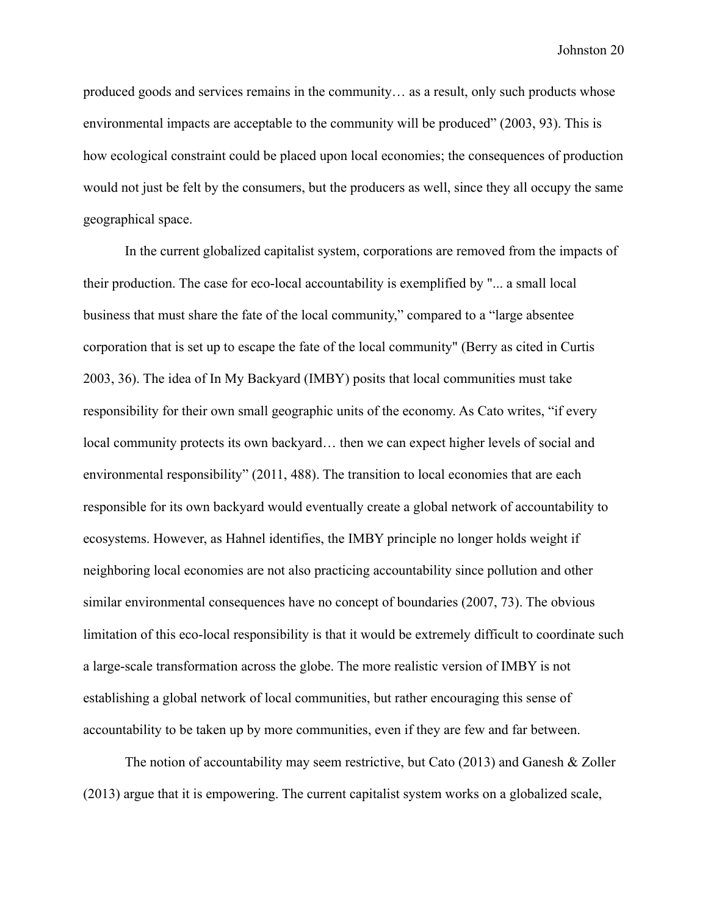produced goods and services remains in the community… as a result, only such products whose environmental impacts are acceptable to the community will be produced" (2003, 93). This is how ecological constraint could be placed upon local economies; the consequences of production would not just be felt by the consumers, but the producers as well, since they all occupy the same geographical space.

In the current globalized capitalist system, corporations are removed from the impacts of their production. The case for eco-local accountability is exemplified by "... a small local business that must share the fate of the local community," compared to a "large absentee corporation that is set up to escape the fate of the local community" (Berry as cited in Curtis 2003, 36). The idea of In My Backyard (IMBY) posits that local communities must take responsibility for their own small geographic units of the economy. As Cato writes, "if every local community protects its own backyard… then we can expect higher levels of social and environmental responsibility" (2011, 488). The transition to local economies that are each responsible for its own backyard would eventually create a global network of accountability to ecosystems. However, as Hahnel identifies, the IMBY principle no longer holds weight if neighboring local economies are not also practicing accountability since pollution and other similar environmental consequences have no concept of boundaries (2007, 73). The obvious limitation of this eco-local responsibility is that it would be extremely difficult to coordinate such a large-scale transformation across the globe. The more realistic version of IMBY is not establishing a global network of local communities, but rather encouraging this sense of accountability to be taken up by more communities, even if they are few and far between.

The notion of accountability may seem restrictive, but Cato (2013) and Ganesh & Zoller (2013) argue that it is empowering. The current capitalist system works on a globalized scale,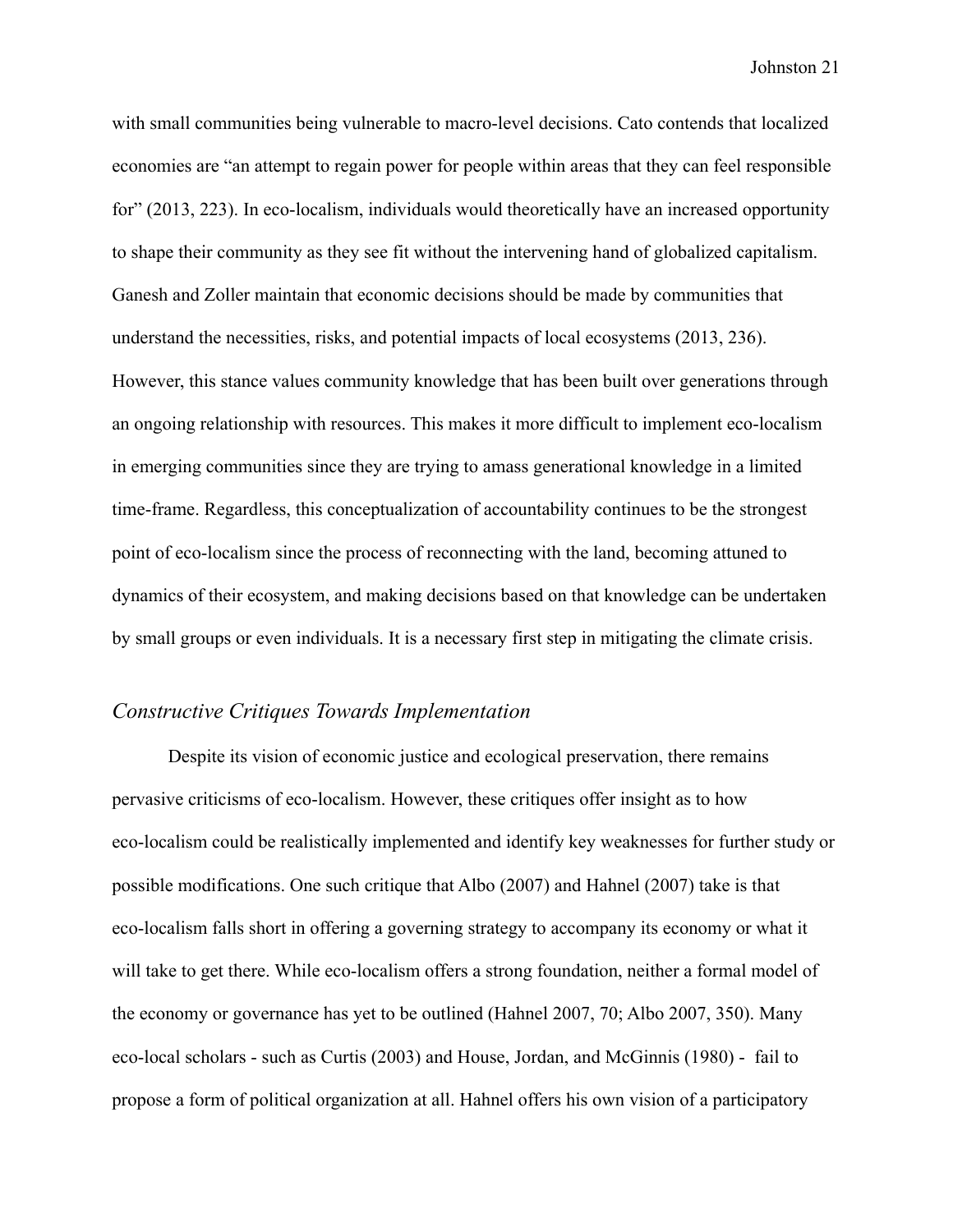with small communities being vulnerable to macro-level decisions. Cato contends that localized economies are "an attempt to regain power for people within areas that they can feel responsible for" (2013, 223). In eco-localism, individuals would theoretically have an increased opportunity to shape their community as they see fit without the intervening hand of globalized capitalism. Ganesh and Zoller maintain that economic decisions should be made by communities that understand the necessities, risks, and potential impacts of local ecosystems (2013, 236). However, this stance values community knowledge that has been built over generations through an ongoing relationship with resources. This makes it more difficult to implement eco-localism in emerging communities since they are trying to amass generational knowledge in a limited time-frame. Regardless, this conceptualization of accountability continues to be the strongest point of eco-localism since the process of reconnecting with the land, becoming attuned to dynamics of their ecosystem, and making decisions based on that knowledge can be undertaken by small groups or even individuals. It is a necessary first step in mitigating the climate crisis.

### *Constructive Critiques Towards Implementation*

Despite its vision of economic justice and ecological preservation, there remains pervasive criticisms of eco-localism. However, these critiques offer insight as to how eco-localism could be realistically implemented and identify key weaknesses for further study or possible modifications. One such critique that Albo (2007) and Hahnel (2007) take is that eco-localism falls short in offering a governing strategy to accompany its economy or what it will take to get there. While eco-localism offers a strong foundation, neither a formal model of the economy or governance has yet to be outlined (Hahnel 2007, 70; Albo 2007, 350). Many eco-local scholars - such as Curtis (2003) and House, Jordan, and McGinnis (1980) - fail to propose a form of political organization at all. Hahnel offers his own vision of a participatory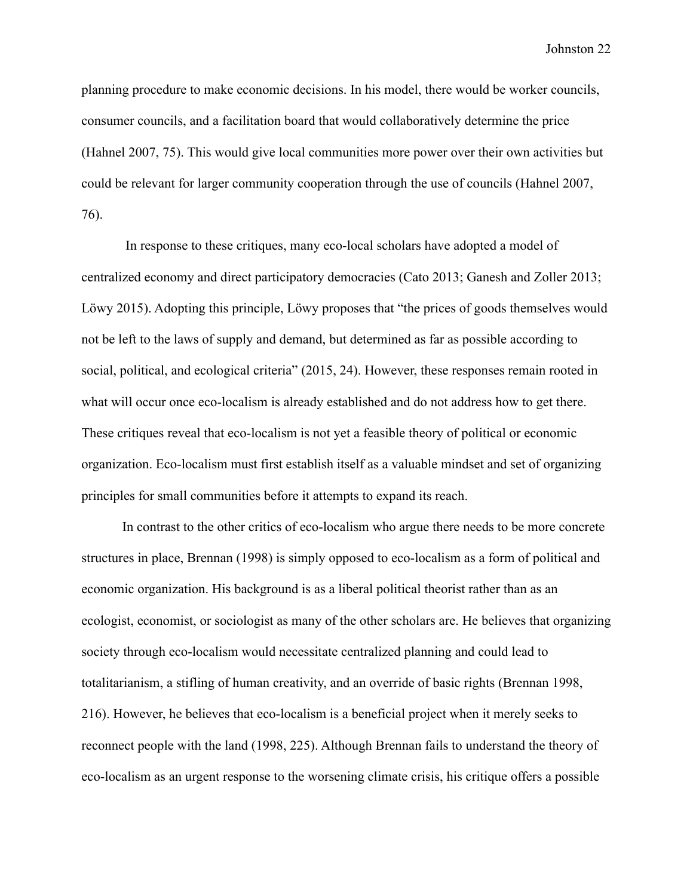planning procedure to make economic decisions. In his model, there would be worker councils, consumer councils, and a facilitation board that would collaboratively determine the price (Hahnel 2007, 75). This would give local communities more power over their own activities but could be relevant for larger community cooperation through the use of councils (Hahnel 2007, 76).

In response to these critiques, many eco-local scholars have adopted a model of centralized economy and direct participatory democracies (Cato 2013; Ganesh and Zoller 2013; Löwy 2015). Adopting this principle, Löwy proposes that "the prices of goods themselves would not be left to the laws of supply and demand, but determined as far as possible according to social, political, and ecological criteria" (2015, 24). However, these responses remain rooted in what will occur once eco-localism is already established and do not address how to get there. These critiques reveal that eco-localism is not yet a feasible theory of political or economic organization. Eco-localism must first establish itself as a valuable mindset and set of organizing principles for small communities before it attempts to expand its reach.

In contrast to the other critics of eco-localism who argue there needs to be more concrete structures in place, Brennan (1998) is simply opposed to eco-localism as a form of political and economic organization. His background is as a liberal political theorist rather than as an ecologist, economist, or sociologist as many of the other scholars are. He believes that organizing society through eco-localism would necessitate centralized planning and could lead to totalitarianism, a stifling of human creativity, and an override of basic rights (Brennan 1998, 216). However, he believes that eco-localism is a beneficial project when it merely seeks to reconnect people with the land (1998, 225). Although Brennan fails to understand the theory of eco-localism as an urgent response to the worsening climate crisis, his critique offers a possible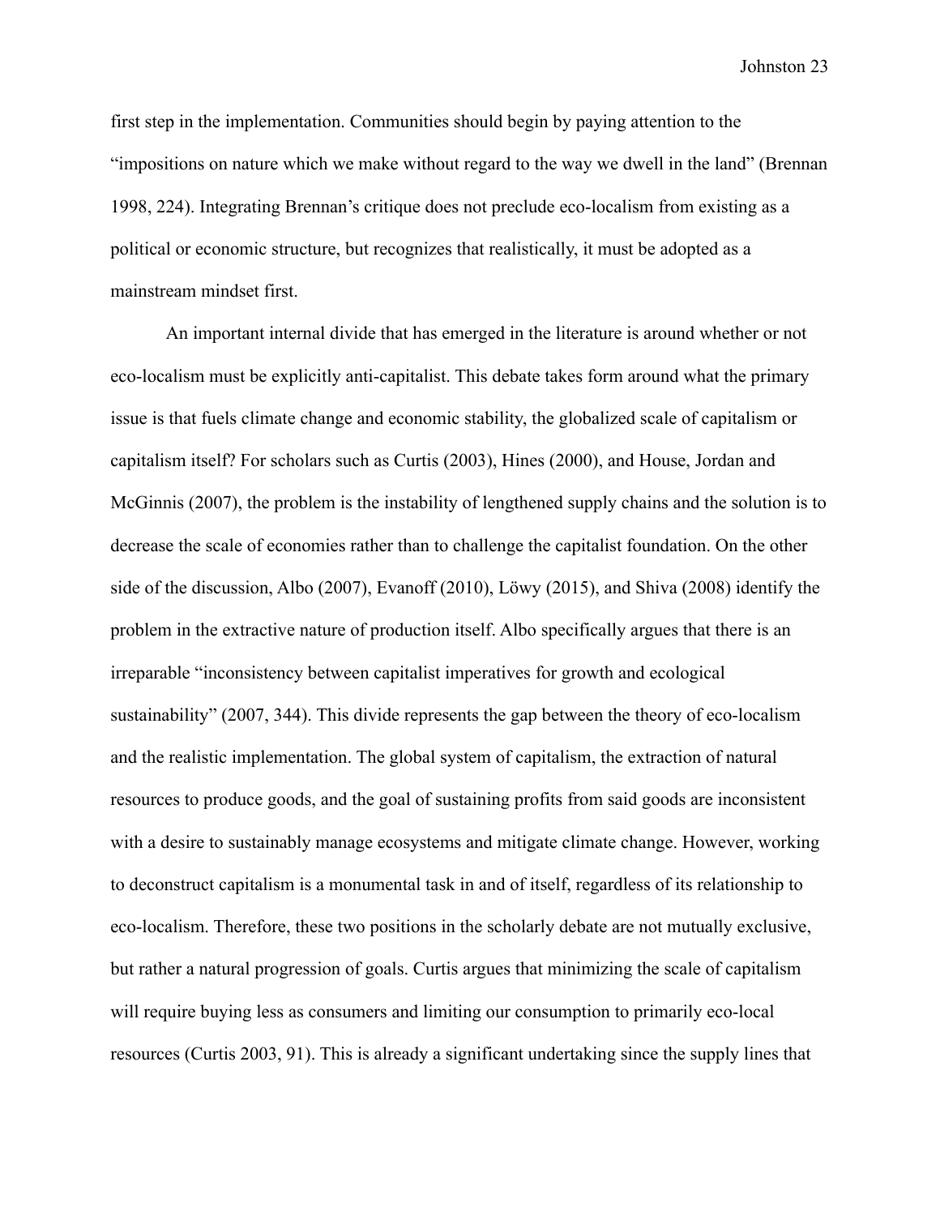first step in the implementation. Communities should begin by paying attention to the "impositions on nature which we make without regard to the way we dwell in the land" (Brennan 1998, 224). Integrating Brennan's critique does not preclude eco-localism from existing as a political or economic structure, but recognizes that realistically, it must be adopted as a mainstream mindset first.

An important internal divide that has emerged in the literature is around whether or not eco-localism must be explicitly anti-capitalist. This debate takes form around what the primary issue is that fuels climate change and economic stability, the globalized scale of capitalism or capitalism itself? For scholars such as Curtis (2003), Hines (2000), and House, Jordan and McGinnis (2007), the problem is the instability of lengthened supply chains and the solution is to decrease the scale of economies rather than to challenge the capitalist foundation. On the other side of the discussion, Albo (2007), Evanoff (2010), Löwy (2015), and Shiva (2008) identify the problem in the extractive nature of production itself. Albo specifically argues that there is an irreparable "inconsistency between capitalist imperatives for growth and ecological sustainability" (2007, 344). This divide represents the gap between the theory of eco-localism and the realistic implementation. The global system of capitalism, the extraction of natural resources to produce goods, and the goal of sustaining profits from said goods are inconsistent with a desire to sustainably manage ecosystems and mitigate climate change. However, working to deconstruct capitalism is a monumental task in and of itself, regardless of its relationship to eco-localism. Therefore, these two positions in the scholarly debate are not mutually exclusive, but rather a natural progression of goals. Curtis argues that minimizing the scale of capitalism will require buying less as consumers and limiting our consumption to primarily eco-local resources (Curtis 2003, 91). This is already a significant undertaking since the supply lines that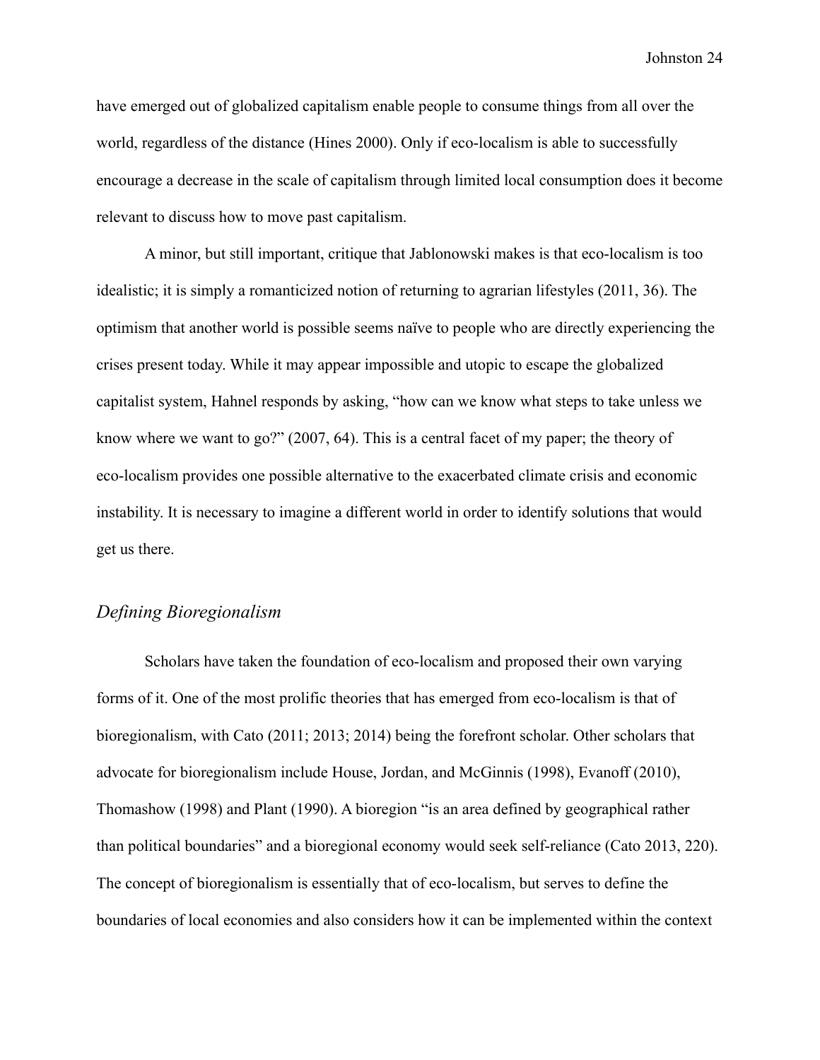have emerged out of globalized capitalism enable people to consume things from all over the world, regardless of the distance (Hines 2000). Only if eco-localism is able to successfully encourage a decrease in the scale of capitalism through limited local consumption does it become relevant to discuss how to move past capitalism.

A minor, but still important, critique that Jablonowski makes is that eco-localism is too idealistic; it is simply a romanticized notion of returning to agrarian lifestyles (2011, 36). The optimism that another world is possible seems naïve to people who are directly experiencing the crises present today. While it may appear impossible and utopic to escape the globalized capitalist system, Hahnel responds by asking, "how can we know what steps to take unless we know where we want to go?" (2007, 64). This is a central facet of my paper; the theory of eco-localism provides one possible alternative to the exacerbated climate crisis and economic instability. It is necessary to imagine a different world in order to identify solutions that would get us there.

### *Defining Bioregionalism*

Scholars have taken the foundation of eco-localism and proposed their own varying forms of it. One of the most prolific theories that has emerged from eco-localism is that of bioregionalism, with Cato (2011; 2013; 2014) being the forefront scholar. Other scholars that advocate for bioregionalism include House, Jordan, and McGinnis (1998), Evanoff (2010), Thomashow (1998) and Plant (1990). A bioregion "is an area defined by geographical rather than political boundaries" and a bioregional economy would seek self-reliance (Cato 2013, 220). The concept of bioregionalism is essentially that of eco-localism, but serves to define the boundaries of local economies and also considers how it can be implemented within the context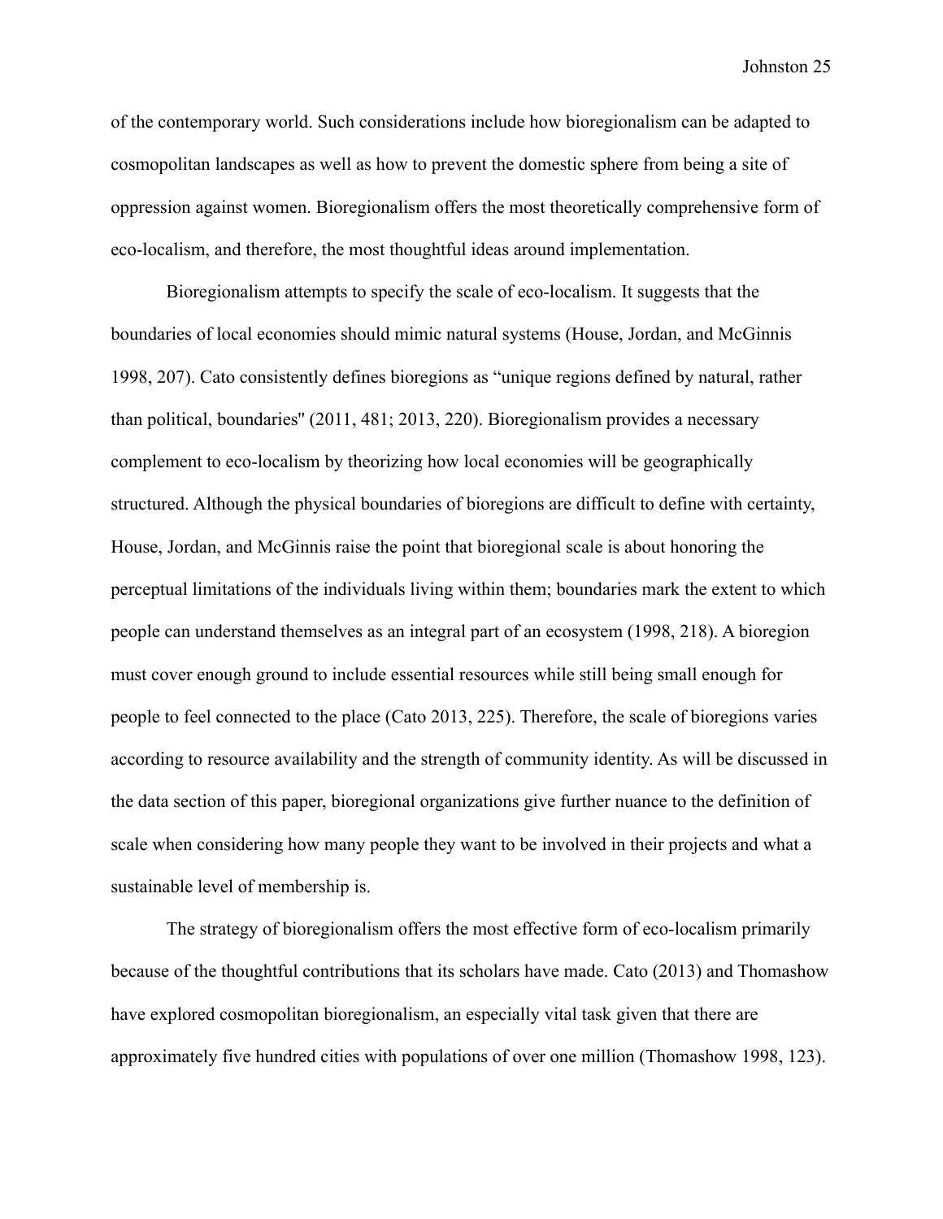of the contemporary world. Such considerations include how bioregionalism can be adapted to cosmopolitan landscapes as well as how to prevent the domestic sphere from being a site of oppression against women. Bioregionalism offers the most theoretically comprehensive form of eco-localism, and therefore, the most thoughtful ideas around implementation.

Bioregionalism attempts to specify the scale of eco-localism. It suggests that the boundaries of local economies should mimic natural systems (House, Jordan, and McGinnis 1998, 207). Cato consistently defines bioregions as "unique regions defined by natural, rather than political, boundaries" (2011, 481; 2013, 220). Bioregionalism provides a necessary complement to eco-localism by theorizing how local economies will be geographically structured. Although the physical boundaries of bioregions are difficult to define with certainty, House, Jordan, and McGinnis raise the point that bioregional scale is about honoring the perceptual limitations of the individuals living within them; boundaries mark the extent to which people can understand themselves as an integral part of an ecosystem (1998, 218). A bioregion must cover enough ground to include essential resources while still being small enough for people to feel connected to the place (Cato 2013, 225). Therefore, the scale of bioregions varies according to resource availability and the strength of community identity. As will be discussed in the data section of this paper, bioregional organizations give further nuance to the definition of scale when considering how many people they want to be involved in their projects and what a sustainable level of membership is.

The strategy of bioregionalism offers the most effective form of eco-localism primarily because of the thoughtful contributions that its scholars have made. Cato (2013) and Thomashow have explored cosmopolitan bioregionalism, an especially vital task given that there are approximately five hundred cities with populations of over one million (Thomashow 1998, 123).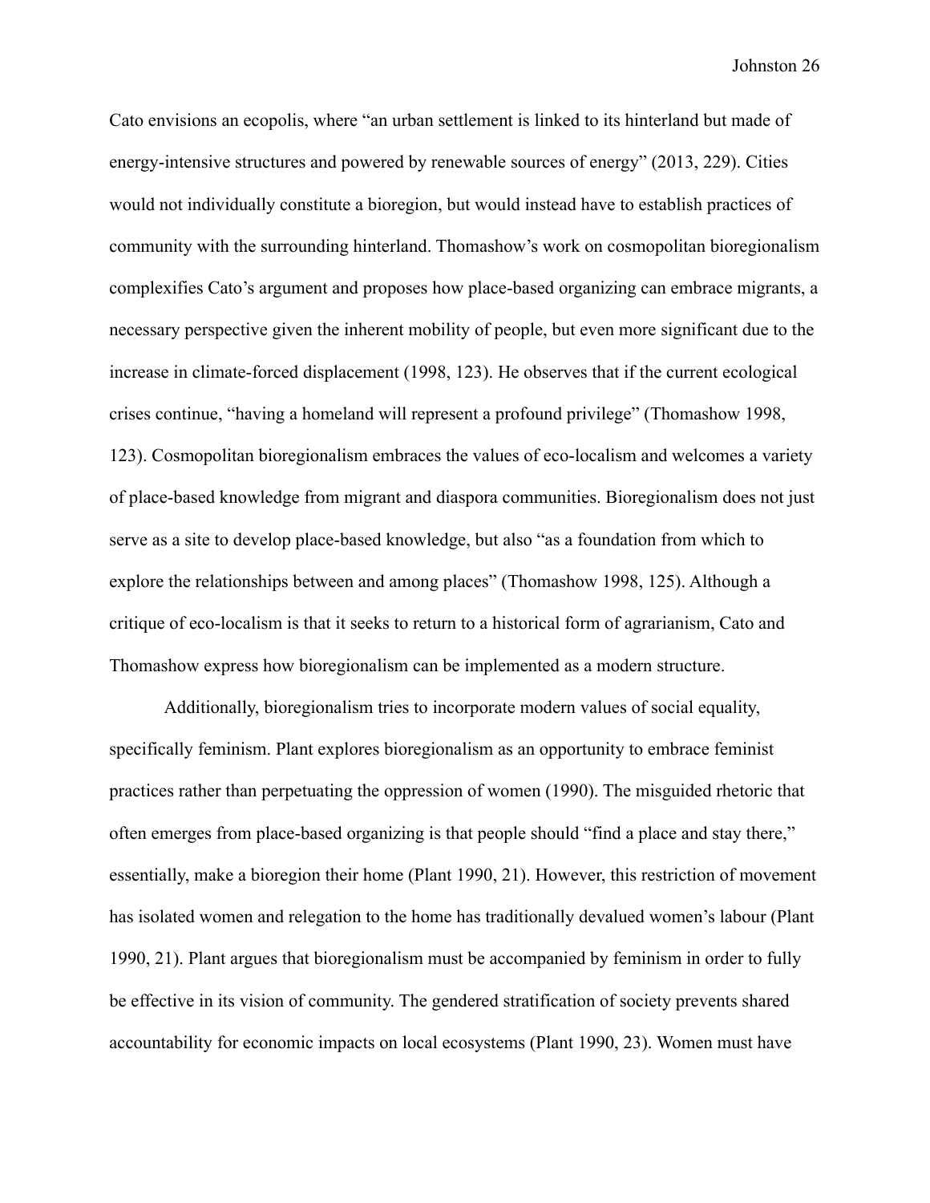Cato envisions an ecopolis, where "an urban settlement is linked to its hinterland but made of energy-intensive structures and powered by renewable sources of energy" (2013, 229). Cities would not individually constitute a bioregion, but would instead have to establish practices of community with the surrounding hinterland. Thomashow's work on cosmopolitan bioregionalism complexifies Cato's argument and proposes how place-based organizing can embrace migrants, a necessary perspective given the inherent mobility of people, but even more significant due to the increase in climate-forced displacement (1998, 123). He observes that if the current ecological crises continue, "having a homeland will represent a profound privilege" (Thomashow 1998, 123). Cosmopolitan bioregionalism embraces the values of eco-localism and welcomes a variety of place-based knowledge from migrant and diaspora communities. Bioregionalism does not just serve as a site to develop place-based knowledge, but also "as a foundation from which to explore the relationships between and among places" (Thomashow 1998, 125). Although a critique of eco-localism is that it seeks to return to a historical form of agrarianism, Cato and Thomashow express how bioregionalism can be implemented as a modern structure.

Additionally, bioregionalism tries to incorporate modern values of social equality, specifically feminism. Plant explores bioregionalism as an opportunity to embrace feminist practices rather than perpetuating the oppression of women (1990). The misguided rhetoric that often emerges from place-based organizing is that people should "find a place and stay there," essentially, make a bioregion their home (Plant 1990, 21). However, this restriction of movement has isolated women and relegation to the home has traditionally devalued women's labour (Plant 1990, 21). Plant argues that bioregionalism must be accompanied by feminism in order to fully be effective in its vision of community. The gendered stratification of society prevents shared accountability for economic impacts on local ecosystems (Plant 1990, 23). Women must have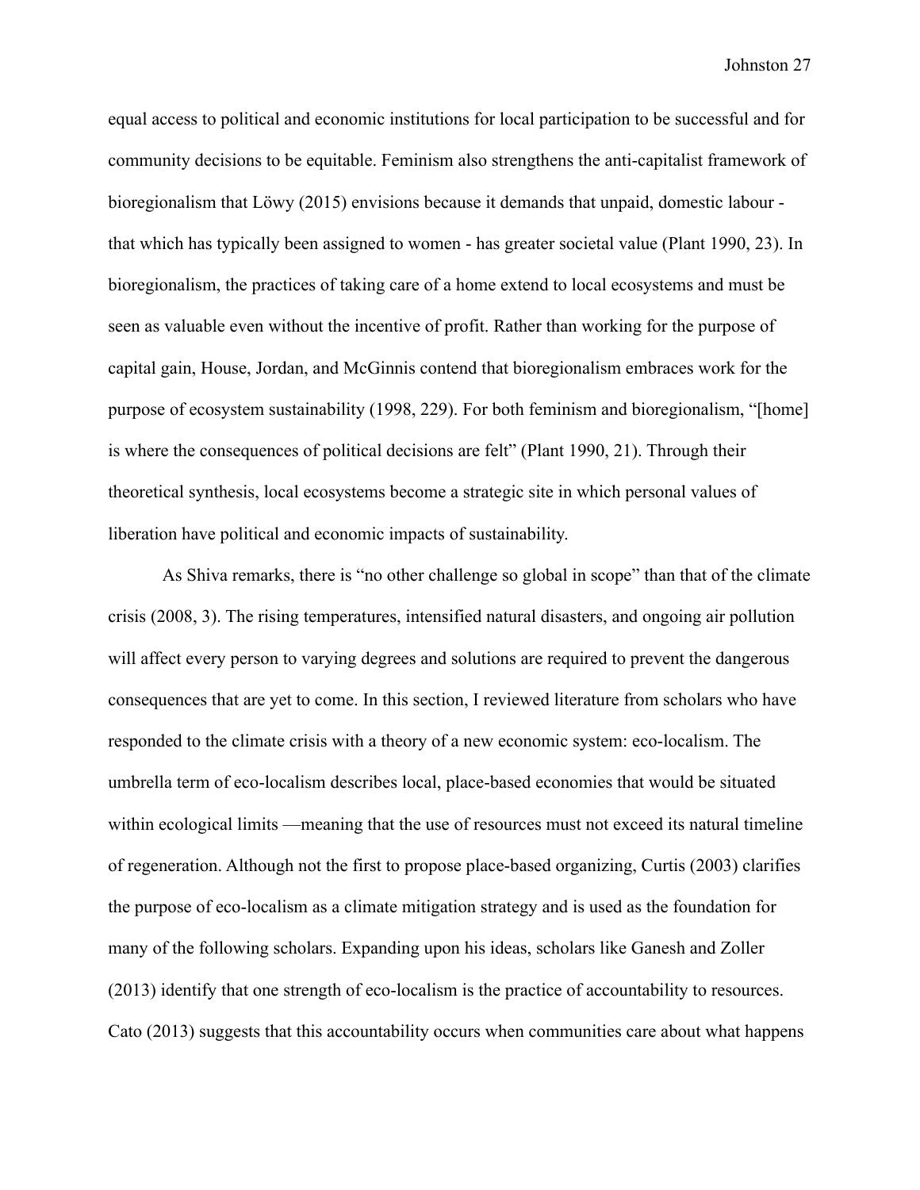equal access to political and economic institutions for local participation to be successful and for community decisions to be equitable. Feminism also strengthens the anti-capitalist framework of bioregionalism that Löwy (2015) envisions because it demands that unpaid, domestic labour - that which has typically been assigned to women - has greater societal value (Plant 1990, 23). In bioregionalism, the practices of taking care of a home extend to local ecosystems and must be seen as valuable even without the incentive of profit. Rather than working for the purpose of capital gain, House, Jordan, and McGinnis contend that bioregionalism embraces work for the purpose of ecosystem sustainability (1998, 229). For both feminism and bioregionalism, "[home] is where the consequences of political decisions are felt" (Plant 1990, 21). Through their theoretical synthesis, local ecosystems become a strategic site in which personal values of liberation have political and economic impacts of sustainability.

As Shiva remarks, there is "no other challenge so global in scope" than that of the climate crisis (2008, 3). The rising temperatures, intensified natural disasters, and ongoing air pollution will affect every person to varying degrees and solutions are required to prevent the dangerous consequences that are yet to come. In this section, I reviewed literature from scholars who have responded to the climate crisis with a theory of a new economic system: eco-localism. The umbrella term of eco-localism describes local, place-based economies that would be situated within ecological limits —meaning that the use of resources must not exceed its natural timeline of regeneration. Although not the first to propose place-based organizing, Curtis (2003) clarifies the purpose of eco-localism as a climate mitigation strategy and is used as the foundation for many of the following scholars. Expanding upon his ideas, scholars like Ganesh and Zoller (2013) identify that one strength of eco-localism is the practice of accountability to resources. Cato (2013) suggests that this accountability occurs when communities care about what happens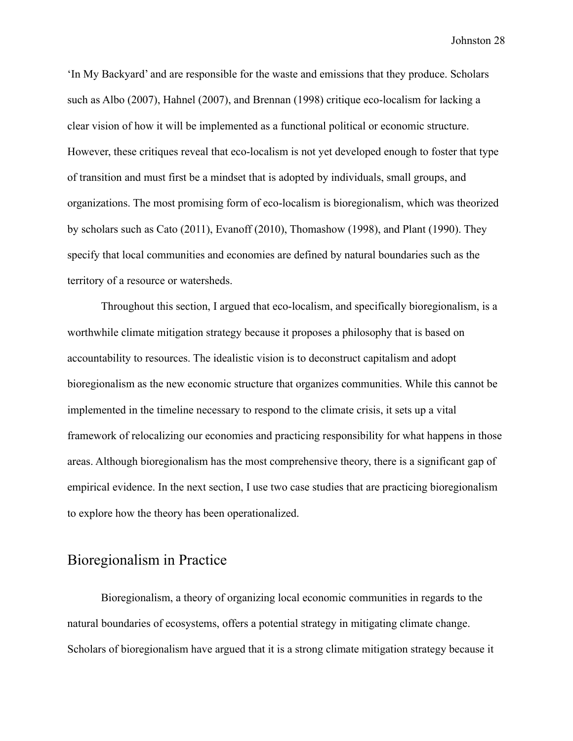'In My Backyard' and are responsible for the waste and emissions that they produce. Scholars such as Albo (2007), Hahnel (2007), and Brennan (1998) critique eco-localism for lacking a clear vision of how it will be implemented as a functional political or economic structure. However, these critiques reveal that eco-localism is not yet developed enough to foster that type of transition and must first be a mindset that is adopted by individuals, small groups, and organizations. The most promising form of eco-localism is bioregionalism, which was theorized by scholars such as Cato (2011), Evanoff (2010), Thomashow (1998), and Plant (1990). They specify that local communities and economies are defined by natural boundaries such as the territory of a resource or watersheds.

Throughout this section, I argued that eco-localism, and specifically bioregionalism, is a worthwhile climate mitigation strategy because it proposes a philosophy that is based on accountability to resources. The idealistic vision is to deconstruct capitalism and adopt bioregionalism as the new economic structure that organizes communities. While this cannot be implemented in the timeline necessary to respond to the climate crisis, it sets up a vital framework of relocalizing our economies and practicing responsibility for what happens in those areas. Although bioregionalism has the most comprehensive theory, there is a significant gap of empirical evidence. In the next section, I use two case studies that are practicing bioregionalism to explore how the theory has been operationalized.

## Bioregionalism in Practice

Bioregionalism, a theory of organizing local economic communities in regards to the natural boundaries of ecosystems, offers a potential strategy in mitigating climate change. Scholars of bioregionalism have argued that it is a strong climate mitigation strategy because it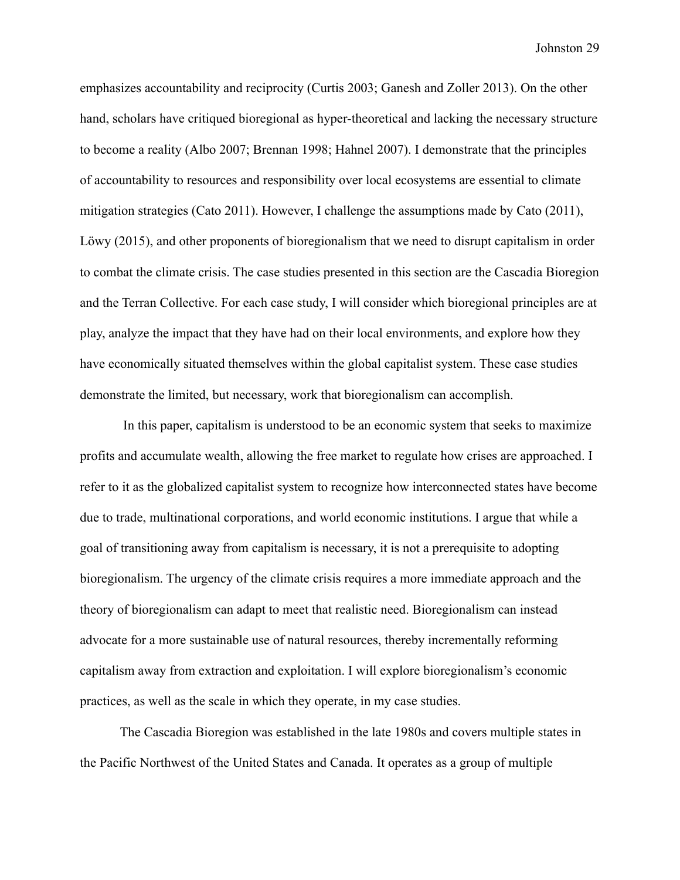emphasizes accountability and reciprocity (Curtis 2003; Ganesh and Zoller 2013). On the other hand, scholars have critiqued bioregional as hyper-theoretical and lacking the necessary structure to become a reality (Albo 2007; Brennan 1998; Hahnel 2007). I demonstrate that the principles of accountability to resources and responsibility over local ecosystems are essential to climate mitigation strategies (Cato 2011). However, I challenge the assumptions made by Cato (2011), Löwy (2015), and other proponents of bioregionalism that we need to disrupt capitalism in order to combat the climate crisis. The case studies presented in this section are the Cascadia Bioregion and the Terran Collective. For each case study, I will consider which bioregional principles are at play, analyze the impact that they have had on their local environments, and explore how they have economically situated themselves within the global capitalist system. These case studies demonstrate the limited, but necessary, work that bioregionalism can accomplish.

In this paper, capitalism is understood to be an economic system that seeks to maximize profits and accumulate wealth, allowing the free market to regulate how crises are approached. I refer to it as the globalized capitalist system to recognize how interconnected states have become due to trade, multinational corporations, and world economic institutions. I argue that while a goal of transitioning away from capitalism is necessary, it is not a prerequisite to adopting bioregionalism. The urgency of the climate crisis requires a more immediate approach and the theory of bioregionalism can adapt to meet that realistic need. Bioregionalism can instead advocate for a more sustainable use of natural resources, thereby incrementally reforming capitalism away from extraction and exploitation. I will explore bioregionalism's economic practices, as well as the scale in which they operate, in my case studies.

The Cascadia Bioregion was established in the late 1980s and covers multiple states in the Pacific Northwest of the United States and Canada. It operates as a group of multiple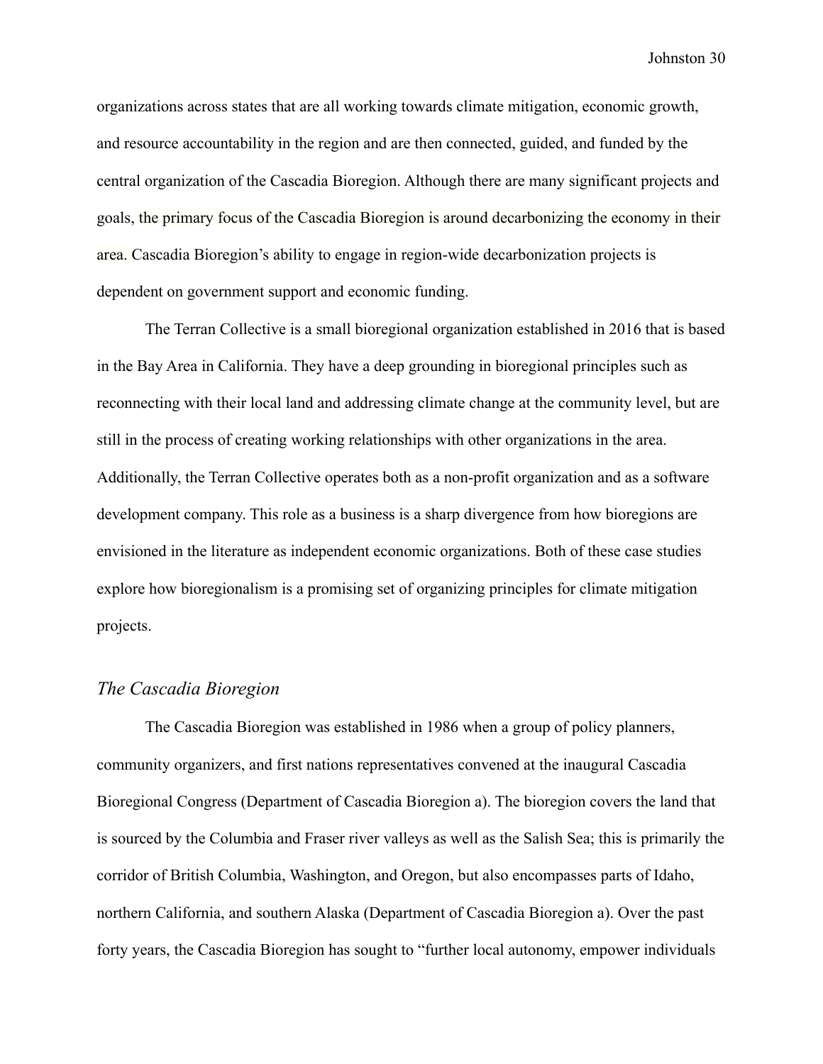organizations across states that are all working towards climate mitigation, economic growth, and resource accountability in the region and are then connected, guided, and funded by the central organization of the Cascadia Bioregion. Although there are many significant projects and goals, the primary focus of the Cascadia Bioregion is around decarbonizing the economy in their area. Cascadia Bioregion's ability to engage in region-wide decarbonization projects is dependent on government support and economic funding.

The Terran Collective is a small bioregional organization established in 2016 that is based in the Bay Area in California. They have a deep grounding in bioregional principles such as reconnecting with their local land and addressing climate change at the community level, but are still in the process of creating working relationships with other organizations in the area. Additionally, the Terran Collective operates both as a non-profit organization and as a software development company. This role as a business is a sharp divergence from how bioregions are envisioned in the literature as independent economic organizations. Both of these case studies explore how bioregionalism is a promising set of organizing principles for climate mitigation projects.

### *The Cascadia Bioregion*

The Cascadia Bioregion was established in 1986 when a group of policy planners, community organizers, and first nations representatives convened at the inaugural Cascadia Bioregional Congress (Department of Cascadia Bioregion a). The bioregion covers the land that is sourced by the Columbia and Fraser river valleys as well as the Salish Sea; this is primarily the corridor of British Columbia, Washington, and Oregon, but also encompasses parts of Idaho, northern California, and southern Alaska (Department of Cascadia Bioregion a). Over the past forty years, the Cascadia Bioregion has sought to "further local autonomy, empower individuals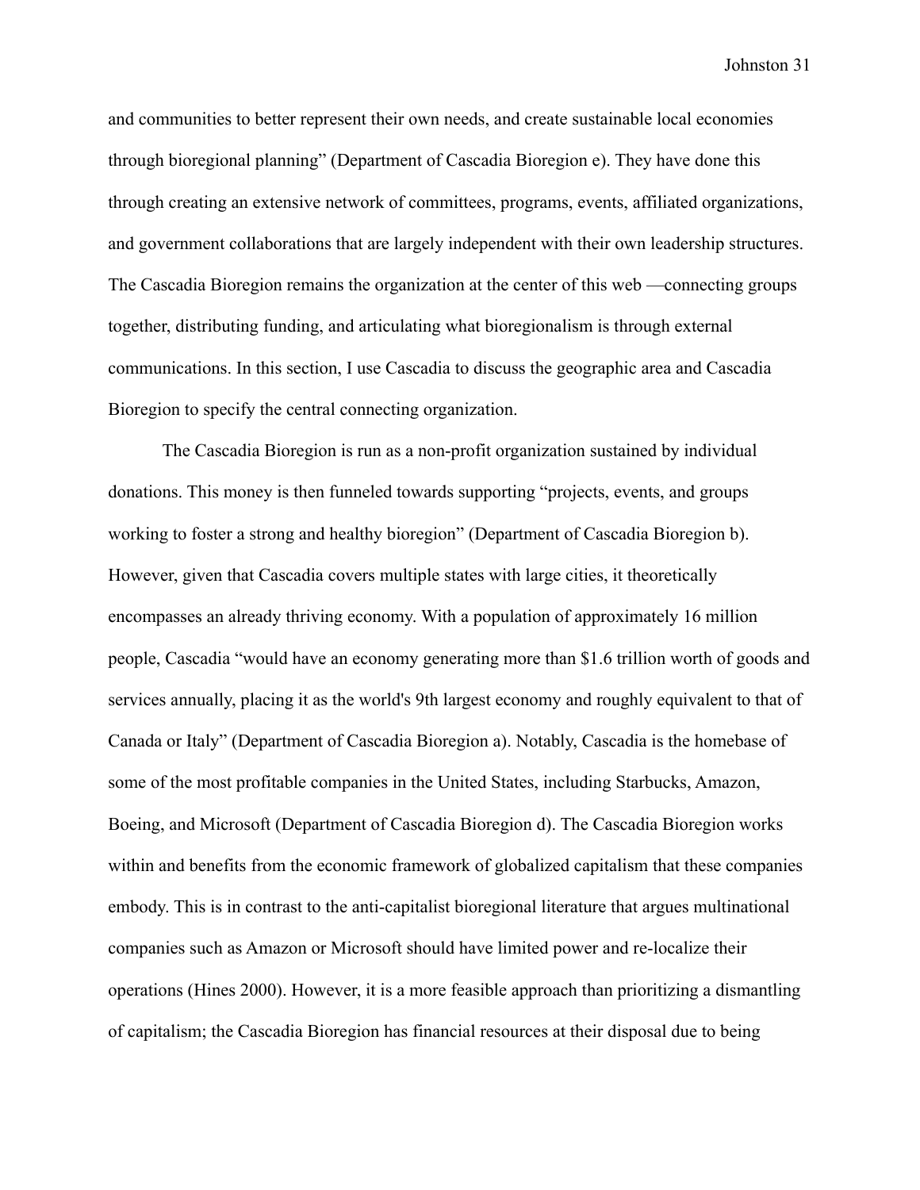and communities to better represent their own needs, and create sustainable local economies through bioregional planning" (Department of Cascadia Bioregion e). They have done this through creating an extensive network of committees, programs, events, affiliated organizations, and government collaborations that are largely independent with their own leadership structures. The Cascadia Bioregion remains the organization at the center of this web —connecting groups together, distributing funding, and articulating what bioregionalism is through external communications. In this section, I use Cascadia to discuss the geographic area and Cascadia Bioregion to specify the central connecting organization.

The Cascadia Bioregion is run as a non-profit organization sustained by individual donations. This money is then funneled towards supporting "projects, events, and groups working to foster a strong and healthy bioregion" (Department of Cascadia Bioregion b). However, given that Cascadia covers multiple states with large cities, it theoretically encompasses an already thriving economy. With a population of approximately 16 million people, Cascadia "would have an economy generating more than $1.6 trillion worth of goods and services annually, placing it as the world's 9th largest economy and roughly equivalent to that of Canada or Italy" (Department of Cascadia Bioregion a). Notably, Cascadia is the homebase of some of the most profitable companies in the United States, including Starbucks, Amazon, Boeing, and Microsoft (Department of Cascadia Bioregion d). The Cascadia Bioregion works within and benefits from the economic framework of globalized capitalism that these companies embody. This is in contrast to the anti-capitalist bioregional literature that argues multinational companies such as Amazon or Microsoft should have limited power and re-localize their operations (Hines 2000). However, it is a more feasible approach than prioritizing a dismantling of capitalism; the Cascadia Bioregion has financial resources at their disposal due to being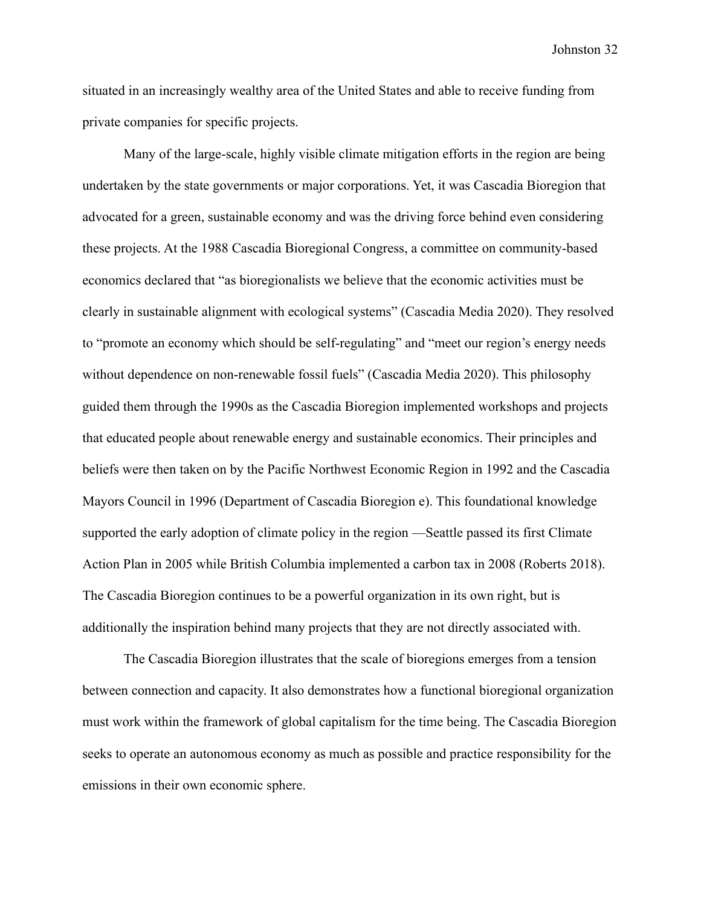situated in an increasingly wealthy area of the United States and able to receive funding from private companies for specific projects.

Many of the large-scale, highly visible climate mitigation efforts in the region are being undertaken by the state governments or major corporations. Yet, it was Cascadia Bioregion that advocated for a green, sustainable economy and was the driving force behind even considering these projects. At the 1988 Cascadia Bioregional Congress, a committee on community-based economics declared that "as bioregionalists we believe that the economic activities must be clearly in sustainable alignment with ecological systems" (Cascadia Media 2020). They resolved to "promote an economy which should be self-regulating" and "meet our region's energy needs without dependence on non-renewable fossil fuels" (Cascadia Media 2020). This philosophy guided them through the 1990s as the Cascadia Bioregion implemented workshops and projects that educated people about renewable energy and sustainable economics. Their principles and beliefs were then taken on by the Pacific Northwest Economic Region in 1992 and the Cascadia Mayors Council in 1996 (Department of Cascadia Bioregion e). This foundational knowledge supported the early adoption of climate policy in the region —Seattle passed its first Climate Action Plan in 2005 while British Columbia implemented a carbon tax in 2008 (Roberts 2018). The Cascadia Bioregion continues to be a powerful organization in its own right, but is additionally the inspiration behind many projects that they are not directly associated with.

The Cascadia Bioregion illustrates that the scale of bioregions emerges from a tension between connection and capacity. It also demonstrates how a functional bioregional organization must work within the framework of global capitalism for the time being. The Cascadia Bioregion seeks to operate an autonomous economy as much as possible and practice responsibility for the emissions in their own economic sphere.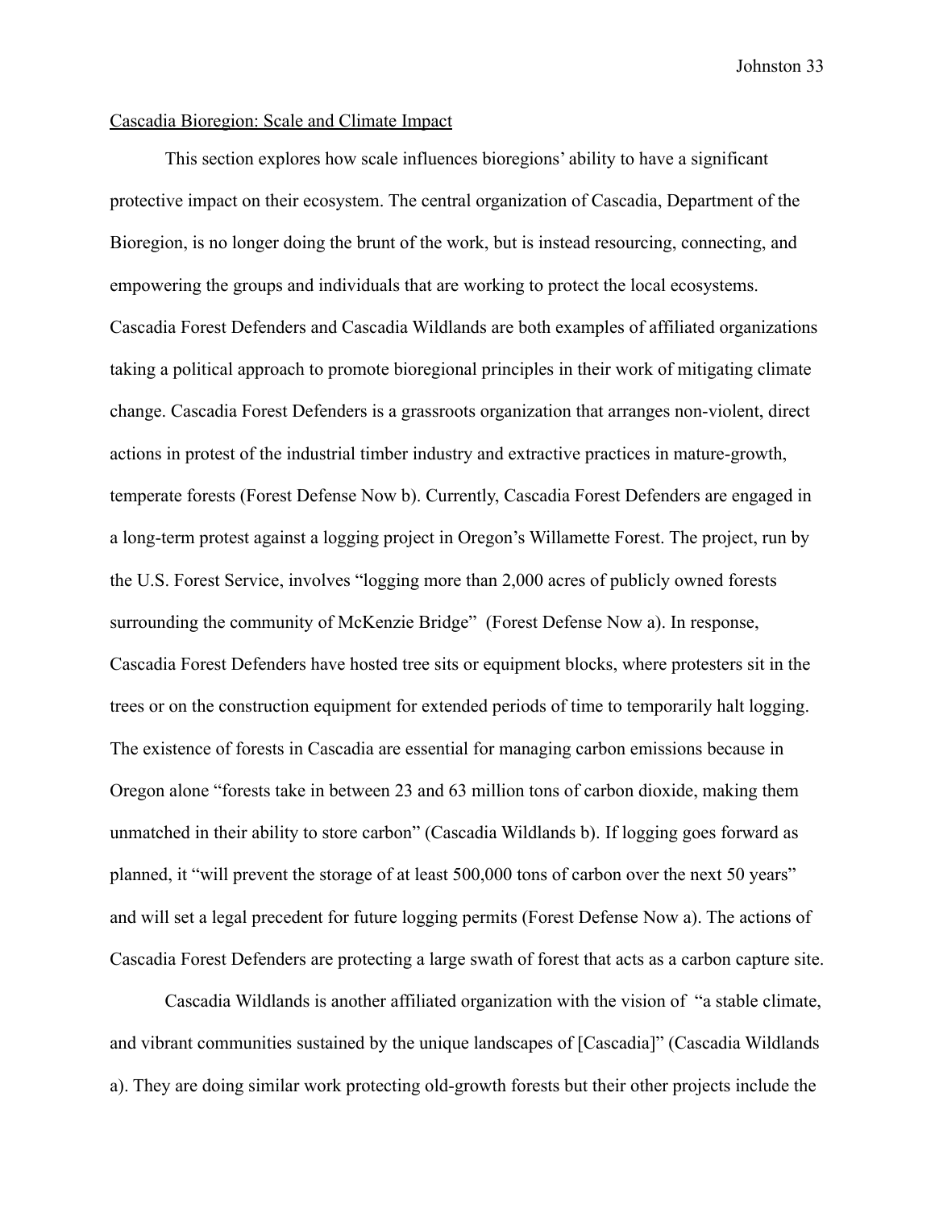Cascadia Bioregion: Scale and Climate Impact

This section explores how scale influences bioregions' ability to have a significant protective impact on their ecosystem. The central organization of Cascadia, Department of the Bioregion, is no longer doing the brunt of the work, but is instead resourcing, connecting, and empowering the groups and individuals that are working to protect the local ecosystems. Cascadia Forest Defenders and Cascadia Wildlands are both examples of affiliated organizations taking a political approach to promote bioregional principles in their work of mitigating climate change. Cascadia Forest Defenders is a grassroots organization that arranges non-violent, direct actions in protest of the industrial timber industry and extractive practices in mature-growth, temperate forests (Forest Defense Now b). Currently, Cascadia Forest Defenders are engaged in a long-term protest against a logging project in Oregon's Willamette Forest. The project, run by the U.S. Forest Service, involves "logging more than 2,000 acres of publicly owned forests surrounding the community of McKenzie Bridge" (Forest Defense Now a). In response, Cascadia Forest Defenders have hosted tree sits or equipment blocks, where protesters sit in the trees or on the construction equipment for extended periods of time to temporarily halt logging. The existence of forests in Cascadia are essential for managing carbon emissions because in Oregon alone "forests take in between 23 and 63 million tons of carbon dioxide, making them unmatched in their ability to store carbon" (Cascadia Wildlands b). If logging goes forward as planned, it "will prevent the storage of at least 500,000 tons of carbon over the next 50 years" and will set a legal precedent for future logging permits (Forest Defense Now a). The actions of Cascadia Forest Defenders are protecting a large swath of forest that acts as a carbon capture site.

Cascadia Wildlands is another affiliated organization with the vision of "a stable climate, and vibrant communities sustained by the unique landscapes of [Cascadia]" (Cascadia Wildlands a). They are doing similar work protecting old-growth forests but their other projects include the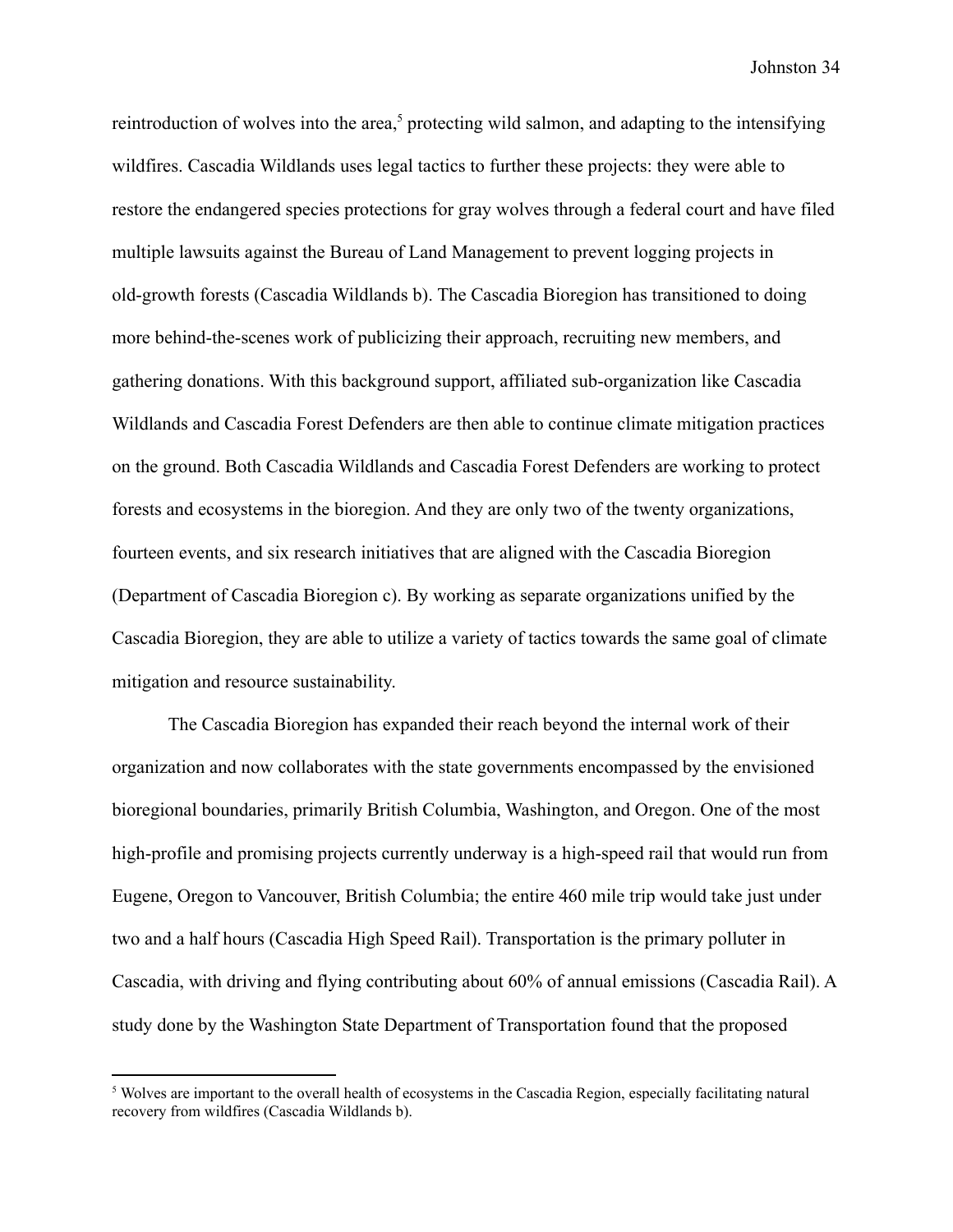reintroduction of wolves into the area,[5] protecting wild salmon, and adapting to the intensifying wildfires. Cascadia Wildlands uses legal tactics to further these projects: they were able to restore the endangered species protections for gray wolves through a federal court and have filed multiple lawsuits against the Bureau of Land Management to prevent logging projects in old-growth forests (Cascadia Wildlands b). The Cascadia Bioregion has transitioned to doing more behind-the-scenes work of publicizing their approach, recruiting new members, and gathering donations. With this background support, affiliated sub-organization like Cascadia Wildlands and Cascadia Forest Defenders are then able to continue climate mitigation practices on the ground. Both Cascadia Wildlands and Cascadia Forest Defenders are working to protect forests and ecosystems in the bioregion. And they are only two of the twenty organizations, fourteen events, and six research initiatives that are aligned with the Cascadia Bioregion (Department of Cascadia Bioregion c). By working as separate organizations unified by the Cascadia Bioregion, they are able to utilize a variety of tactics towards the same goal of climate mitigation and resource sustainability.

The Cascadia Bioregion has expanded their reach beyond the internal work of their organization and now collaborates with the state governments encompassed by the envisioned bioregional boundaries, primarily British Columbia, Washington, and Oregon. One of the most high-profile and promising projects currently underway is a high-speed rail that would run from Eugene, Oregon to Vancouver, British Columbia; the entire 460 mile trip would take just under two and a half hours (Cascadia High Speed Rail). Transportation is the primary polluter in Cascadia, with driving and flying contributing about 60% of annual emissions (Cascadia Rail). A study done by the Washington State Department of Transportation found that the proposed

[5] Wolves are important to the overall health of ecosystems in the Cascadia Region, especially facilitating natural recovery from wildfires (Cascadia Wildlands b).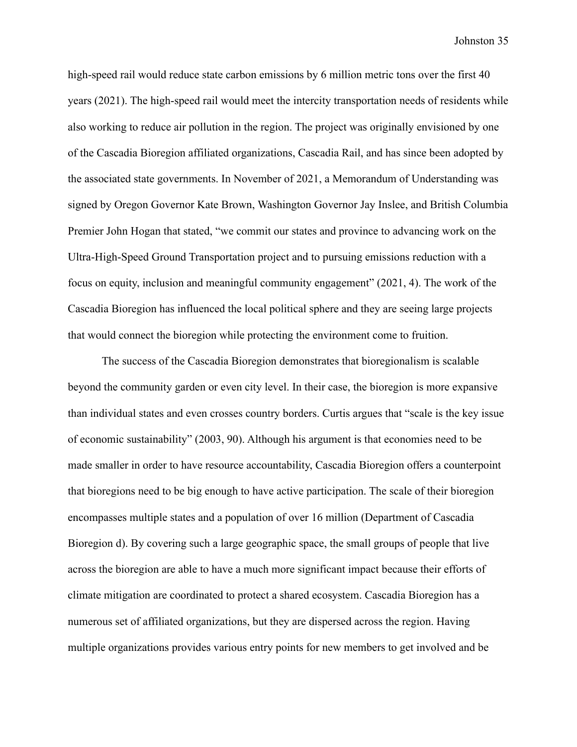high-speed rail would reduce state carbon emissions by 6 million metric tons over the first 40 years (2021). The high-speed rail would meet the intercity transportation needs of residents while also working to reduce air pollution in the region. The project was originally envisioned by one of the Cascadia Bioregion affiliated organizations, Cascadia Rail, and has since been adopted by the associated state governments. In November of 2021, a Memorandum of Understanding was signed by Oregon Governor Kate Brown, Washington Governor Jay Inslee, and British Columbia Premier John Hogan that stated, "we commit our states and province to advancing work on the Ultra-High-Speed Ground Transportation project and to pursuing emissions reduction with a focus on equity, inclusion and meaningful community engagement" (2021, 4). The work of the Cascadia Bioregion has influenced the local political sphere and they are seeing large projects that would connect the bioregion while protecting the environment come to fruition.

The success of the Cascadia Bioregion demonstrates that bioregionalism is scalable beyond the community garden or even city level. In their case, the bioregion is more expansive than individual states and even crosses country borders. Curtis argues that "scale is the key issue of economic sustainability" (2003, 90). Although his argument is that economies need to be made smaller in order to have resource accountability, Cascadia Bioregion offers a counterpoint that bioregions need to be big enough to have active participation. The scale of their bioregion encompasses multiple states and a population of over 16 million (Department of Cascadia Bioregion d). By covering such a large geographic space, the small groups of people that live across the bioregion are able to have a much more significant impact because their efforts of climate mitigation are coordinated to protect a shared ecosystem. Cascadia Bioregion has a numerous set of affiliated organizations, but they are dispersed across the region. Having multiple organizations provides various entry points for new members to get involved and be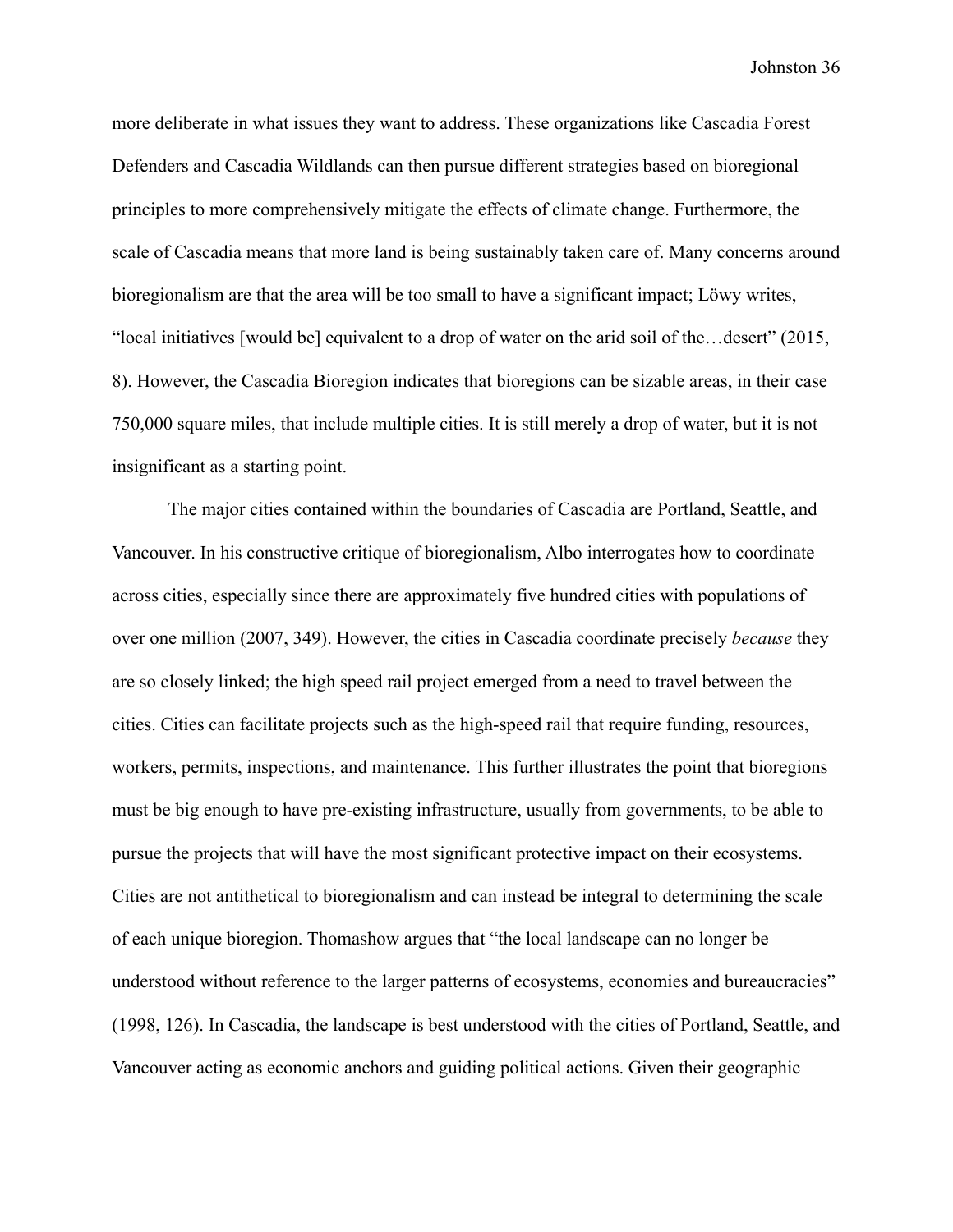more deliberate in what issues they want to address. These organizations like Cascadia Forest Defenders and Cascadia Wildlands can then pursue different strategies based on bioregional principles to more comprehensively mitigate the effects of climate change. Furthermore, the scale of Cascadia means that more land is being sustainably taken care of. Many concerns around bioregionalism are that the area will be too small to have a significant impact; Löwy writes, "local initiatives [would be] equivalent to a drop of water on the arid soil of the…desert" (2015, 8). However, the Cascadia Bioregion indicates that bioregions can be sizable areas, in their case 750,000 square miles, that include multiple cities. It is still merely a drop of water, but it is not insignificant as a starting point.

The major cities contained within the boundaries of Cascadia are Portland, Seattle, and Vancouver. In his constructive critique of bioregionalism, Albo interrogates how to coordinate across cities, especially since there are approximately five hundred cities with populations of over one million (2007, 349). However, the cities in Cascadia coordinate precisely *because* they are so closely linked; the high speed rail project emerged from a need to travel between the cities. Cities can facilitate projects such as the high-speed rail that require funding, resources, workers, permits, inspections, and maintenance. This further illustrates the point that bioregions must be big enough to have pre-existing infrastructure, usually from governments, to be able to pursue the projects that will have the most significant protective impact on their ecosystems. Cities are not antithetical to bioregionalism and can instead be integral to determining the scale of each unique bioregion. Thomashow argues that "the local landscape can no longer be understood without reference to the larger patterns of ecosystems, economies and bureaucracies" (1998, 126). In Cascadia, the landscape is best understood with the cities of Portland, Seattle, and Vancouver acting as economic anchors and guiding political actions. Given their geographic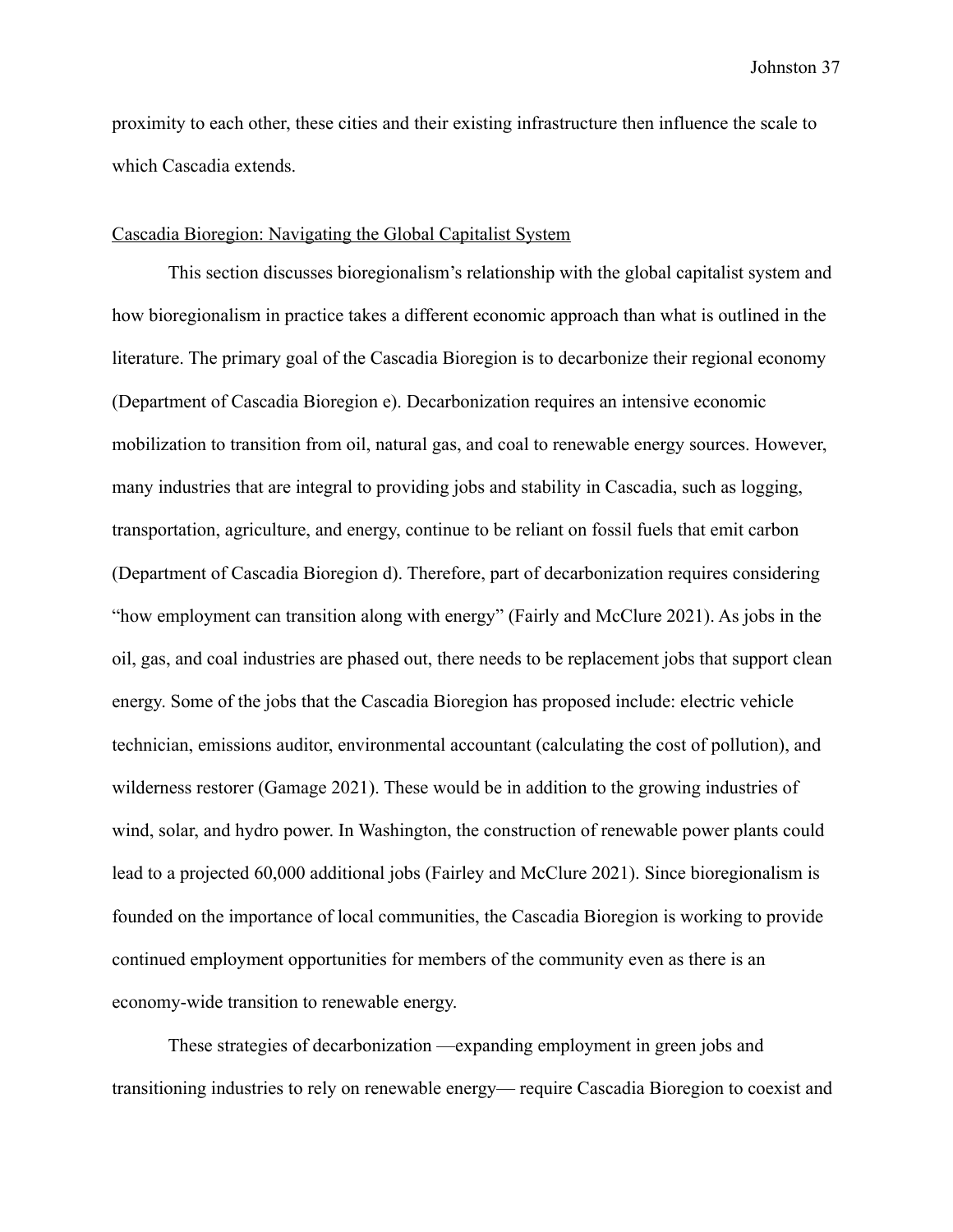proximity to each other, these cities and their existing infrastructure then influence the scale to which Cascadia extends.

<u>Cascadia Bioregion: Navigating the Global Capitalist System</u>

This section discusses bioregionalism's relationship with the global capitalist system and how bioregionalism in practice takes a different economic approach than what is outlined in the literature. The primary goal of the Cascadia Bioregion is to decarbonize their regional economy (Department of Cascadia Bioregion e). Decarbonization requires an intensive economic mobilization to transition from oil, natural gas, and coal to renewable energy sources. However, many industries that are integral to providing jobs and stability in Cascadia, such as logging, transportation, agriculture, and energy, continue to be reliant on fossil fuels that emit carbon (Department of Cascadia Bioregion d). Therefore, part of decarbonization requires considering "how employment can transition along with energy" (Fairly and McClure 2021). As jobs in the oil, gas, and coal industries are phased out, there needs to be replacement jobs that support clean energy. Some of the jobs that the Cascadia Bioregion has proposed include: electric vehicle technician, emissions auditor, environmental accountant (calculating the cost of pollution), and wilderness restorer (Gamage 2021). These would be in addition to the growing industries of wind, solar, and hydro power. In Washington, the construction of renewable power plants could lead to a projected 60,000 additional jobs (Fairley and McClure 2021). Since bioregionalism is founded on the importance of local communities, the Cascadia Bioregion is working to provide continued employment opportunities for members of the community even as there is an economy-wide transition to renewable energy.

These strategies of decarbonization —expanding employment in green jobs and transitioning industries to rely on renewable energy— require Cascadia Bioregion to coexist and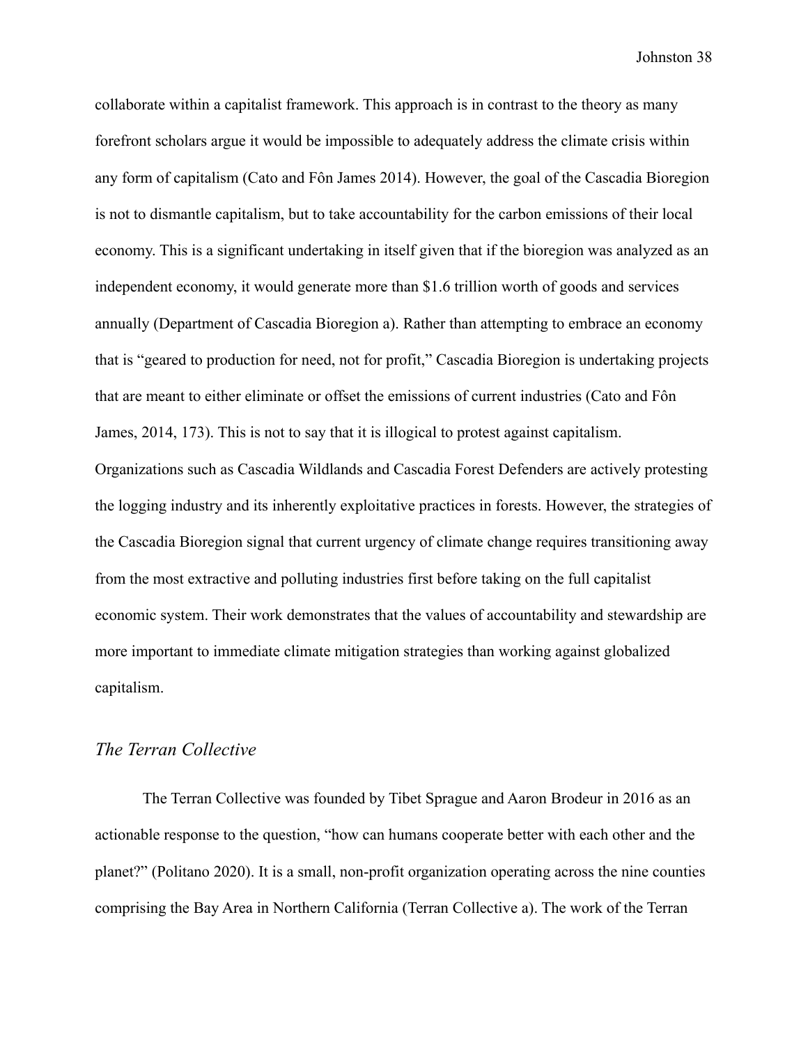collaborate within a capitalist framework. This approach is in contrast to the theory as many forefront scholars argue it would be impossible to adequately address the climate crisis within any form of capitalism (Cato and Fôn James 2014). However, the goal of the Cascadia Bioregion is not to dismantle capitalism, but to take accountability for the carbon emissions of their local economy. This is a significant undertaking in itself given that if the bioregion was analyzed as an independent economy, it would generate more than $1.6 trillion worth of goods and services annually (Department of Cascadia Bioregion a). Rather than attempting to embrace an economy that is "geared to production for need, not for profit," Cascadia Bioregion is undertaking projects that are meant to either eliminate or offset the emissions of current industries (Cato and Fôn James, 2014, 173). This is not to say that it is illogical to protest against capitalism. Organizations such as Cascadia Wildlands and Cascadia Forest Defenders are actively protesting the logging industry and its inherently exploitative practices in forests. However, the strategies of the Cascadia Bioregion signal that current urgency of climate change requires transitioning away from the most extractive and polluting industries first before taking on the full capitalist economic system. Their work demonstrates that the values of accountability and stewardship are more important to immediate climate mitigation strategies than working against globalized capitalism.

### *The Terran Collective*

The Terran Collective was founded by Tibet Sprague and Aaron Brodeur in 2016 as an actionable response to the question, "how can humans cooperate better with each other and the planet?" (Politano 2020). It is a small, non-profit organization operating across the nine counties comprising the Bay Area in Northern California (Terran Collective a). The work of the Terran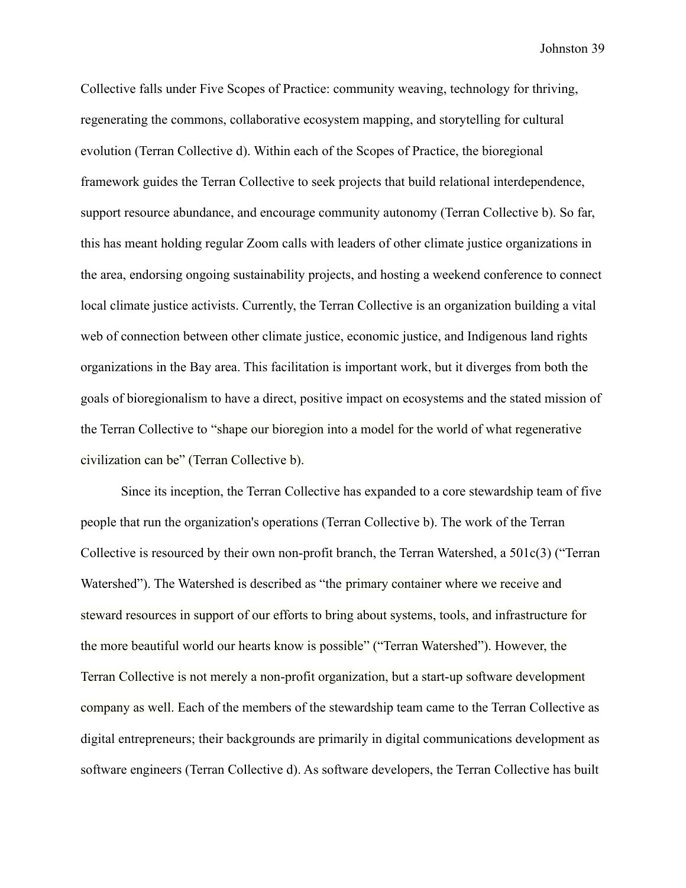Collective falls under Five Scopes of Practice: community weaving, technology for thriving, regenerating the commons, collaborative ecosystem mapping, and storytelling for cultural evolution (Terran Collective d). Within each of the Scopes of Practice, the bioregional framework guides the Terran Collective to seek projects that build relational interdependence, support resource abundance, and encourage community autonomy (Terran Collective b). So far, this has meant holding regular Zoom calls with leaders of other climate justice organizations in the area, endorsing ongoing sustainability projects, and hosting a weekend conference to connect local climate justice activists. Currently, the Terran Collective is an organization building a vital web of connection between other climate justice, economic justice, and Indigenous land rights organizations in the Bay area. This facilitation is important work, but it diverges from both the goals of bioregionalism to have a direct, positive impact on ecosystems and the stated mission of the Terran Collective to "shape our bioregion into a model for the world of what regenerative civilization can be" (Terran Collective b).

Since its inception, the Terran Collective has expanded to a core stewardship team of five people that run the organization's operations (Terran Collective b). The work of the Terran Collective is resourced by their own non-profit branch, the Terran Watershed, a 501c(3) ("Terran Watershed"). The Watershed is described as "the primary container where we receive and steward resources in support of our efforts to bring about systems, tools, and infrastructure for the more beautiful world our hearts know is possible" ("Terran Watershed"). However, the Terran Collective is not merely a non-profit organization, but a start-up software development company as well. Each of the members of the stewardship team came to the Terran Collective as digital entrepreneurs; their backgrounds are primarily in digital communications development as software engineers (Terran Collective d). As software developers, the Terran Collective has built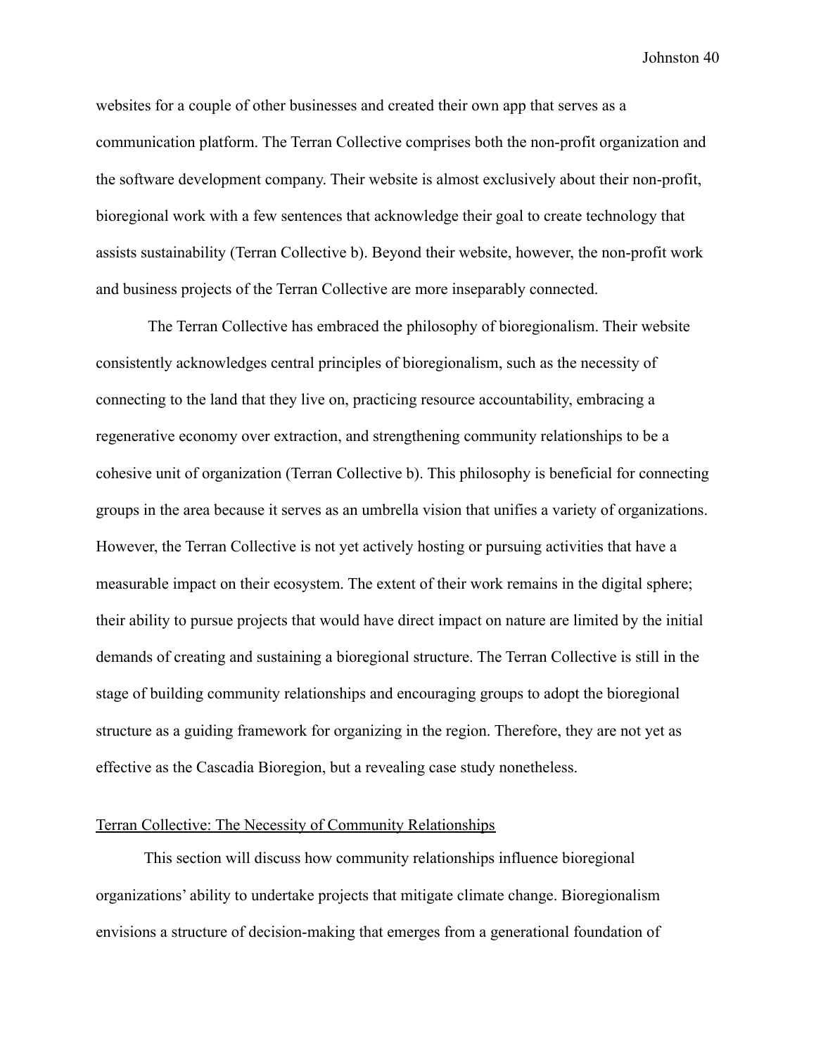websites for a couple of other businesses and created their own app that serves as a communication platform. The Terran Collective comprises both the non-profit organization and the software development company. Their website is almost exclusively about their non-profit, bioregional work with a few sentences that acknowledge their goal to create technology that assists sustainability (Terran Collective b). Beyond their website, however, the non-profit work and business projects of the Terran Collective are more inseparably connected.

The Terran Collective has embraced the philosophy of bioregionalism. Their website consistently acknowledges central principles of bioregionalism, such as the necessity of connecting to the land that they live on, practicing resource accountability, embracing a regenerative economy over extraction, and strengthening community relationships to be a cohesive unit of organization (Terran Collective b). This philosophy is beneficial for connecting groups in the area because it serves as an umbrella vision that unifies a variety of organizations. However, the Terran Collective is not yet actively hosting or pursuing activities that have a measurable impact on their ecosystem. The extent of their work remains in the digital sphere; their ability to pursue projects that would have direct impact on nature are limited by the initial demands of creating and sustaining a bioregional structure. The Terran Collective is still in the stage of building community relationships and encouraging groups to adopt the bioregional structure as a guiding framework for organizing in the region. Therefore, they are not yet as effective as the Cascadia Bioregion, but a revealing case study nonetheless.

### Terran Collective: The Necessity of Community Relationships

This section will discuss how community relationships influence bioregional organizations' ability to undertake projects that mitigate climate change. Bioregionalism envisions a structure of decision-making that emerges from a generational foundation of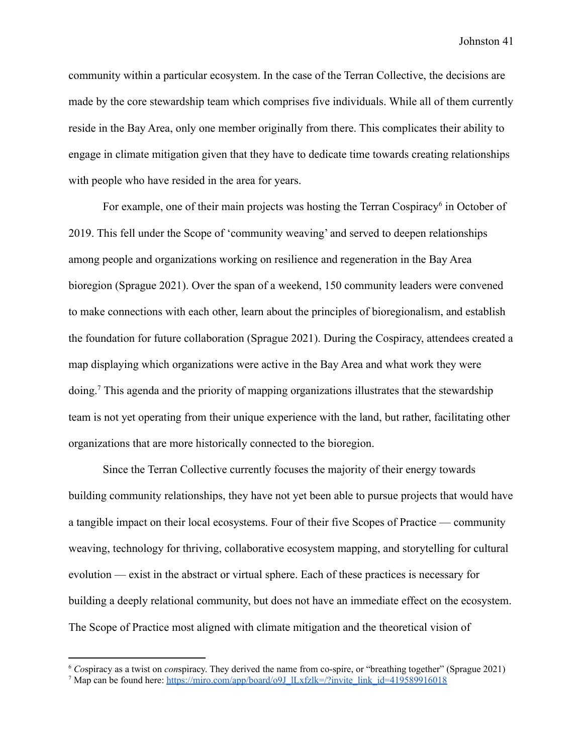community within a particular ecosystem. In the case of the Terran Collective, the decisions are made by the core stewardship team which comprises five individuals. While all of them currently reside in the Bay Area, only one member originally from there. This complicates their ability to engage in climate mitigation given that they have to dedicate time towards creating relationships with people who have resided in the area for years.

For example, one of their main projects was hosting the Terran Cospiracy[6] in October of 2019. This fell under the Scope of 'community weaving' and served to deepen relationships among people and organizations working on resilience and regeneration in the Bay Area bioregion (Sprague 2021). Over the span of a weekend, 150 community leaders were convened to make connections with each other, learn about the principles of bioregionalism, and establish the foundation for future collaboration (Sprague 2021). During the Cospiracy, attendees created a map displaying which organizations were active in the Bay Area and what work they were doing.[7] This agenda and the priority of mapping organizations illustrates that the stewardship team is not yet operating from their unique experience with the land, but rather, facilitating other organizations that are more historically connected to the bioregion.

Since the Terran Collective currently focuses the majority of their energy towards building community relationships, they have not yet been able to pursue projects that would have a tangible impact on their local ecosystems. Four of their five Scopes of Practice — community weaving, technology for thriving, collaborative ecosystem mapping, and storytelling for cultural evolution — exist in the abstract or virtual sphere. Each of these practices is necessary for building a deeply relational community, but does not have an immediate effect on the ecosystem. The Scope of Practice most aligned with climate mitigation and the theoretical vision of

---

[6] *Co*spiracy as a twist on *con*spiracy. They derived the name from co-spire, or "breathing together" (Sprague 2021)

[7] Map can be found here: https://miro.com/app/board/o9J_lLxfzlk=/?invite_link_id=419589916018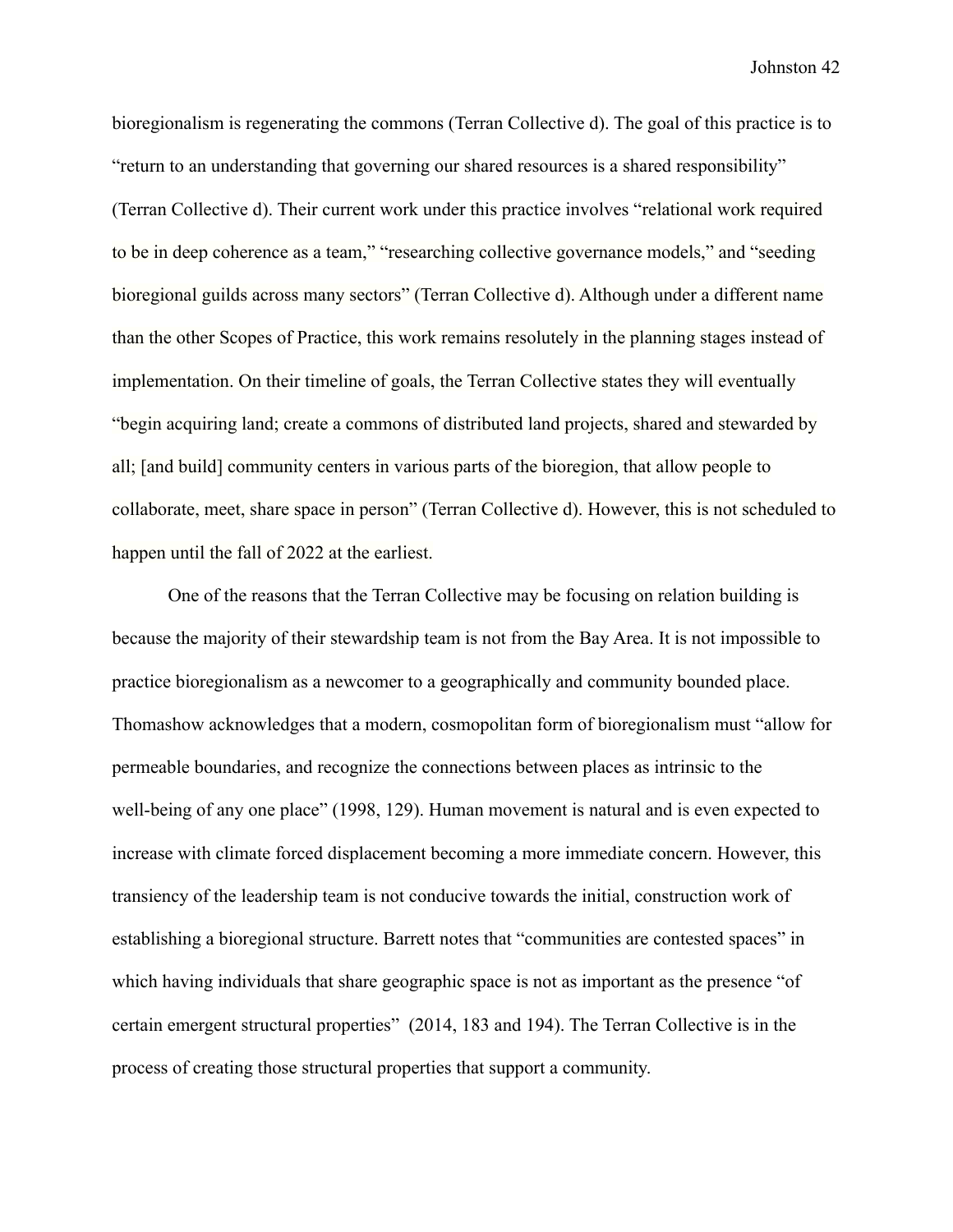bioregionalism is regenerating the commons (Terran Collective d). The goal of this practice is to "return to an understanding that governing our shared resources is a shared responsibility" (Terran Collective d). Their current work under this practice involves "relational work required to be in deep coherence as a team," "researching collective governance models," and "seeding bioregional guilds across many sectors" (Terran Collective d). Although under a different name than the other Scopes of Practice, this work remains resolutely in the planning stages instead of implementation. On their timeline of goals, the Terran Collective states they will eventually "begin acquiring land; create a commons of distributed land projects, shared and stewarded by all; [and build] community centers in various parts of the bioregion, that allow people to collaborate, meet, share space in person" (Terran Collective d). However, this is not scheduled to happen until the fall of 2022 at the earliest.

One of the reasons that the Terran Collective may be focusing on relation building is because the majority of their stewardship team is not from the Bay Area. It is not impossible to practice bioregionalism as a newcomer to a geographically and community bounded place. Thomashow acknowledges that a modern, cosmopolitan form of bioregionalism must "allow for permeable boundaries, and recognize the connections between places as intrinsic to the well-being of any one place" (1998, 129). Human movement is natural and is even expected to increase with climate forced displacement becoming a more immediate concern. However, this transiency of the leadership team is not conducive towards the initial, construction work of establishing a bioregional structure. Barrett notes that "communities are contested spaces" in which having individuals that share geographic space is not as important as the presence "of certain emergent structural properties" (2014, 183 and 194). The Terran Collective is in the process of creating those structural properties that support a community.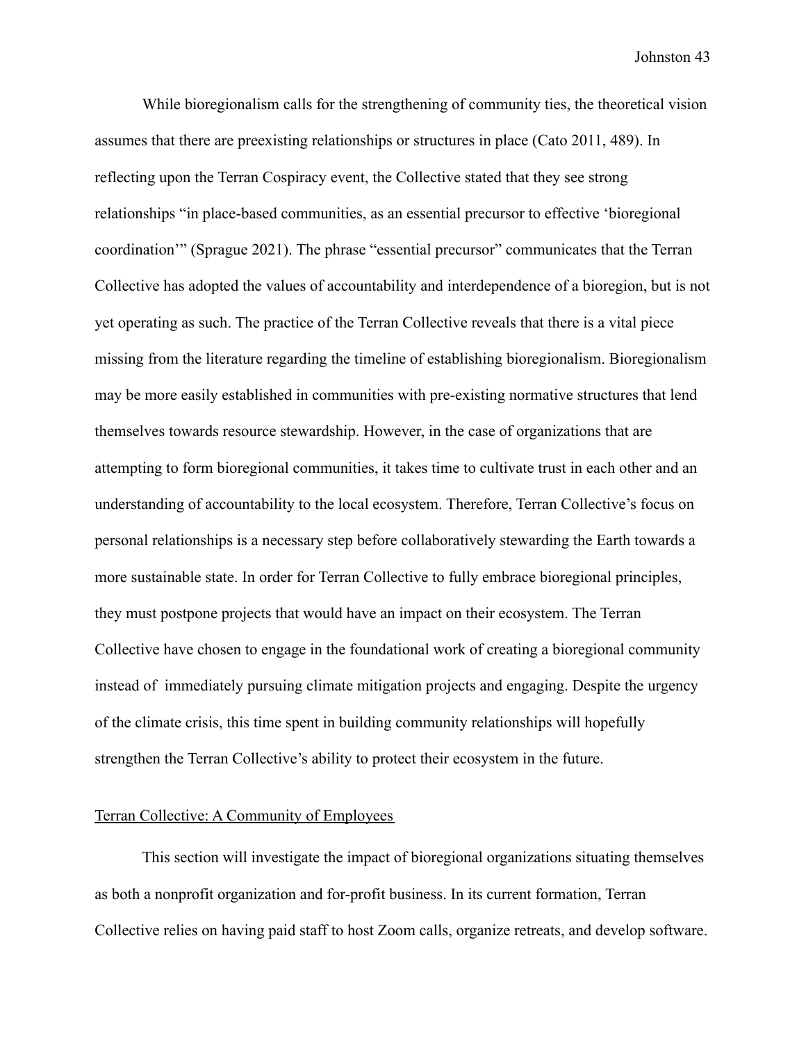While bioregionalism calls for the strengthening of community ties, the theoretical vision assumes that there are preexisting relationships or structures in place (Cato 2011, 489). In reflecting upon the Terran Cospiracy event, the Collective stated that they see strong relationships "in place-based communities, as an essential precursor to effective 'bioregional coordination'" (Sprague 2021). The phrase "essential precursor" communicates that the Terran Collective has adopted the values of accountability and interdependence of a bioregion, but is not yet operating as such. The practice of the Terran Collective reveals that there is a vital piece missing from the literature regarding the timeline of establishing bioregionalism. Bioregionalism may be more easily established in communities with pre-existing normative structures that lend themselves towards resource stewardship. However, in the case of organizations that are attempting to form bioregional communities, it takes time to cultivate trust in each other and an understanding of accountability to the local ecosystem. Therefore, Terran Collective's focus on personal relationships is a necessary step before collaboratively stewarding the Earth towards a more sustainable state. In order for Terran Collective to fully embrace bioregional principles, they must postpone projects that would have an impact on their ecosystem. The Terran Collective have chosen to engage in the foundational work of creating a bioregional community instead of immediately pursuing climate mitigation projects and engaging. Despite the urgency of the climate crisis, this time spent in building community relationships will hopefully strengthen the Terran Collective's ability to protect their ecosystem in the future.

## Terran Collective: A Community of Employees

This section will investigate the impact of bioregional organizations situating themselves as both a nonprofit organization and for-profit business. In its current formation, Terran Collective relies on having paid staff to host Zoom calls, organize retreats, and develop software.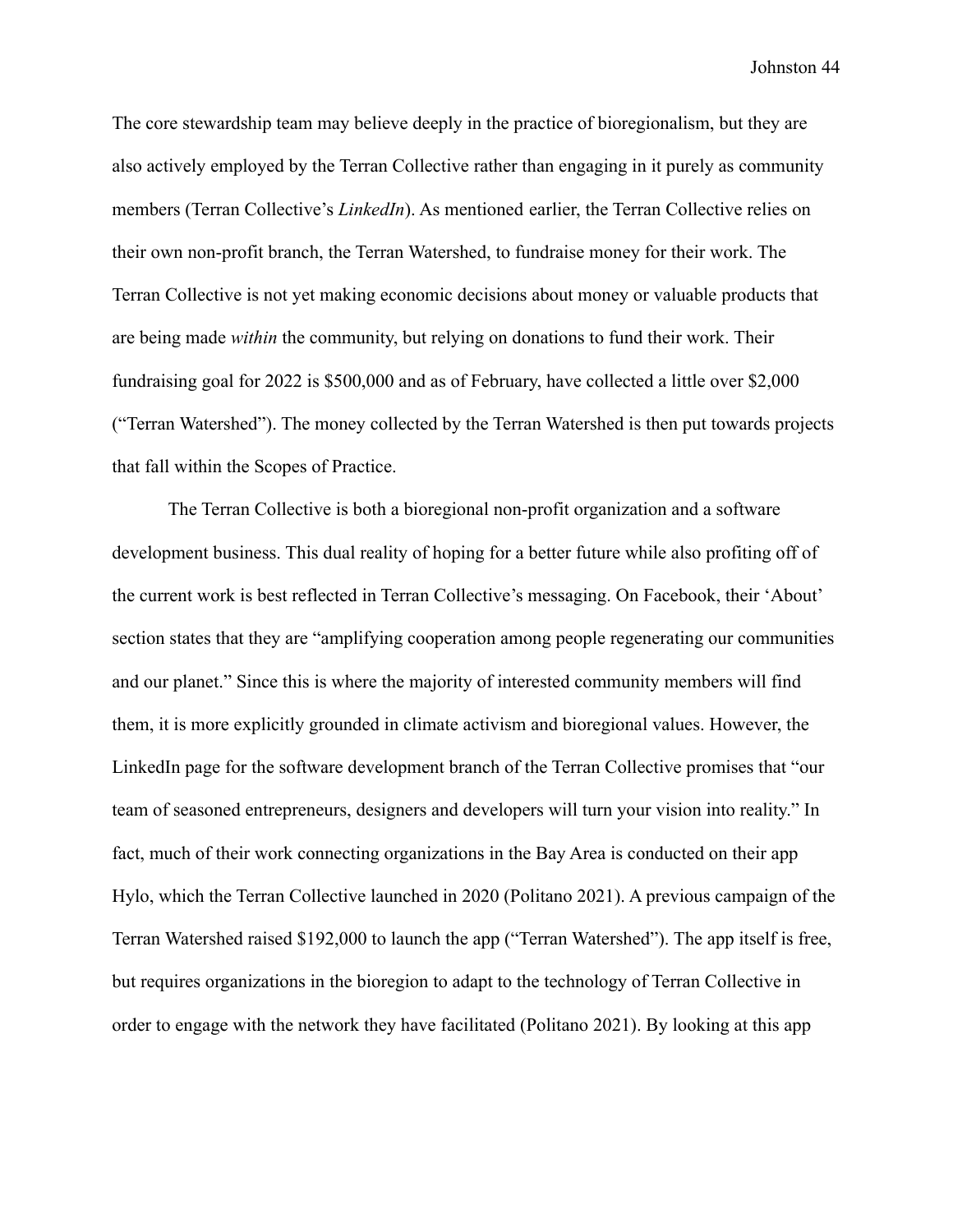The core stewardship team may believe deeply in the practice of bioregionalism, but they are also actively employed by the Terran Collective rather than engaging in it purely as community members (Terran Collective's *LinkedIn*). As mentioned earlier, the Terran Collective relies on their own non-profit branch, the Terran Watershed, to fundraise money for their work. The Terran Collective is not yet making economic decisions about money or valuable products that are being made *within* the community, but relying on donations to fund their work. Their fundraising goal for 2022 is $500,000 and as of February, have collected a little over $2,000 ("Terran Watershed"). The money collected by the Terran Watershed is then put towards projects that fall within the Scopes of Practice.

The Terran Collective is both a bioregional non-profit organization and a software development business. This dual reality of hoping for a better future while also profiting off of the current work is best reflected in Terran Collective's messaging. On Facebook, their 'About' section states that they are "amplifying cooperation among people regenerating our communities and our planet." Since this is where the majority of interested community members will find them, it is more explicitly grounded in climate activism and bioregional values. However, the LinkedIn page for the software development branch of the Terran Collective promises that "our team of seasoned entrepreneurs, designers and developers will turn your vision into reality." In fact, much of their work connecting organizations in the Bay Area is conducted on their app Hylo, which the Terran Collective launched in 2020 (Politano 2021). A previous campaign of the Terran Watershed raised $192,000 to launch the app ("Terran Watershed"). The app itself is free, but requires organizations in the bioregion to adapt to the technology of Terran Collective in order to engage with the network they have facilitated (Politano 2021). By looking at this app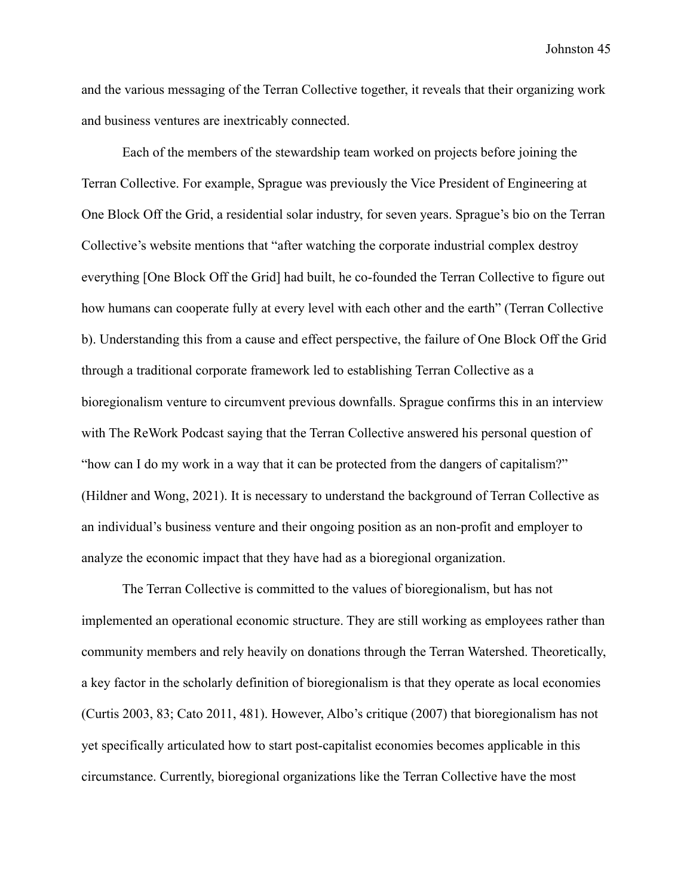and the various messaging of the Terran Collective together, it reveals that their organizing work and business ventures are inextricably connected.

Each of the members of the stewardship team worked on projects before joining the Terran Collective. For example, Sprague was previously the Vice President of Engineering at One Block Off the Grid, a residential solar industry, for seven years. Sprague's bio on the Terran Collective's website mentions that "after watching the corporate industrial complex destroy everything [One Block Off the Grid] had built, he co-founded the Terran Collective to figure out how humans can cooperate fully at every level with each other and the earth" (Terran Collective b). Understanding this from a cause and effect perspective, the failure of One Block Off the Grid through a traditional corporate framework led to establishing Terran Collective as a bioregionalism venture to circumvent previous downfalls. Sprague confirms this in an interview with The ReWork Podcast saying that the Terran Collective answered his personal question of "how can I do my work in a way that it can be protected from the dangers of capitalism?" (Hildner and Wong, 2021). It is necessary to understand the background of Terran Collective as an individual's business venture and their ongoing position as an non-profit and employer to analyze the economic impact that they have had as a bioregional organization.

The Terran Collective is committed to the values of bioregionalism, but has not implemented an operational economic structure. They are still working as employees rather than community members and rely heavily on donations through the Terran Watershed. Theoretically, a key factor in the scholarly definition of bioregionalism is that they operate as local economies (Curtis 2003, 83; Cato 2011, 481). However, Albo's critique (2007) that bioregionalism has not yet specifically articulated how to start post-capitalist economies becomes applicable in this circumstance. Currently, bioregional organizations like the Terran Collective have the most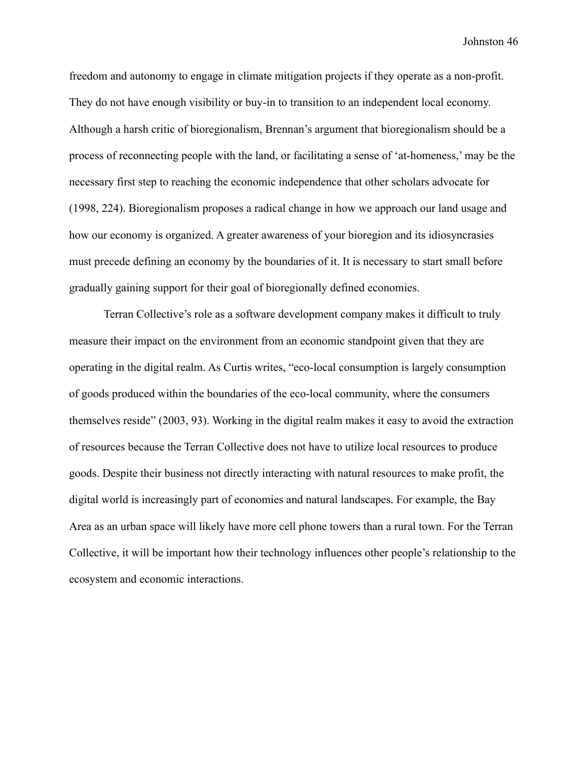freedom and autonomy to engage in climate mitigation projects if they operate as a non-profit. They do not have enough visibility or buy-in to transition to an independent local economy. Although a harsh critic of bioregionalism, Brennan's argument that bioregionalism should be a process of reconnecting people with the land, or facilitating a sense of 'at-homeness,' may be the necessary first step to reaching the economic independence that other scholars advocate for (1998, 224). Bioregionalism proposes a radical change in how we approach our land usage and how our economy is organized. A greater awareness of your bioregion and its idiosyncrasies must precede defining an economy by the boundaries of it. It is necessary to start small before gradually gaining support for their goal of bioregionally defined economies.

Terran Collective's role as a software development company makes it difficult to truly measure their impact on the environment from an economic standpoint given that they are operating in the digital realm. As Curtis writes, "eco-local consumption is largely consumption of goods produced within the boundaries of the eco-local community, where the consumers themselves reside" (2003, 93). Working in the digital realm makes it easy to avoid the extraction of resources because the Terran Collective does not have to utilize local resources to produce goods. Despite their business not directly interacting with natural resources to make profit, the digital world is increasingly part of economies and natural landscapes. For example, the Bay Area as an urban space will likely have more cell phone towers than a rural town. For the Terran Collective, it will be important how their technology influences other people's relationship to the ecosystem and economic interactions.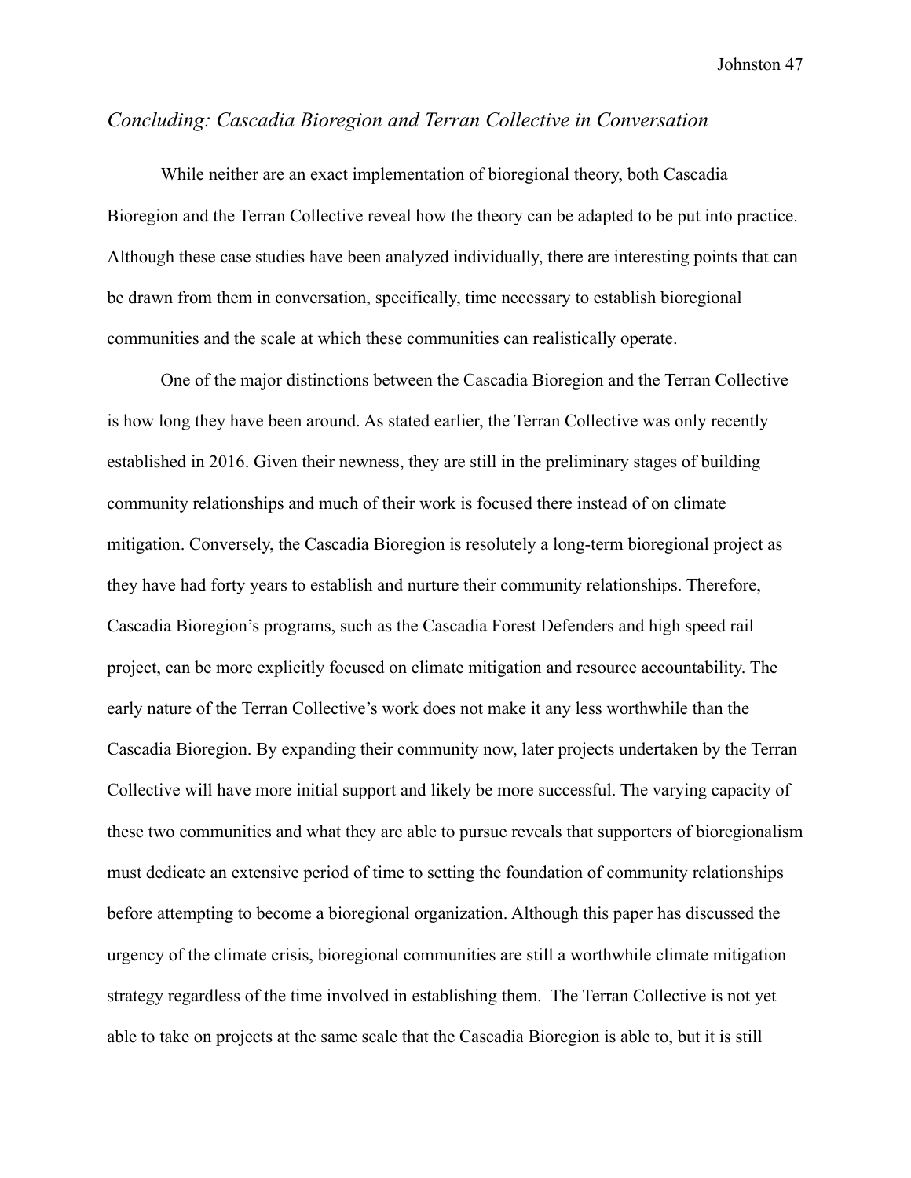## *Concluding: Cascadia Bioregion and Terran Collective in Conversation*

While neither are an exact implementation of bioregional theory, both Cascadia Bioregion and the Terran Collective reveal how the theory can be adapted to be put into practice. Although these case studies have been analyzed individually, there are interesting points that can be drawn from them in conversation, specifically, time necessary to establish bioregional communities and the scale at which these communities can realistically operate.

One of the major distinctions between the Cascadia Bioregion and the Terran Collective is how long they have been around. As stated earlier, the Terran Collective was only recently established in 2016. Given their newness, they are still in the preliminary stages of building community relationships and much of their work is focused there instead of on climate mitigation. Conversely, the Cascadia Bioregion is resolutely a long-term bioregional project as they have had forty years to establish and nurture their community relationships. Therefore, Cascadia Bioregion's programs, such as the Cascadia Forest Defenders and high speed rail project, can be more explicitly focused on climate mitigation and resource accountability. The early nature of the Terran Collective's work does not make it any less worthwhile than the Cascadia Bioregion. By expanding their community now, later projects undertaken by the Terran Collective will have more initial support and likely be more successful. The varying capacity of these two communities and what they are able to pursue reveals that supporters of bioregionalism must dedicate an extensive period of time to setting the foundation of community relationships before attempting to become a bioregional organization. Although this paper has discussed the urgency of the climate crisis, bioregional communities are still a worthwhile climate mitigation strategy regardless of the time involved in establishing them. The Terran Collective is not yet able to take on projects at the same scale that the Cascadia Bioregion is able to, but it is still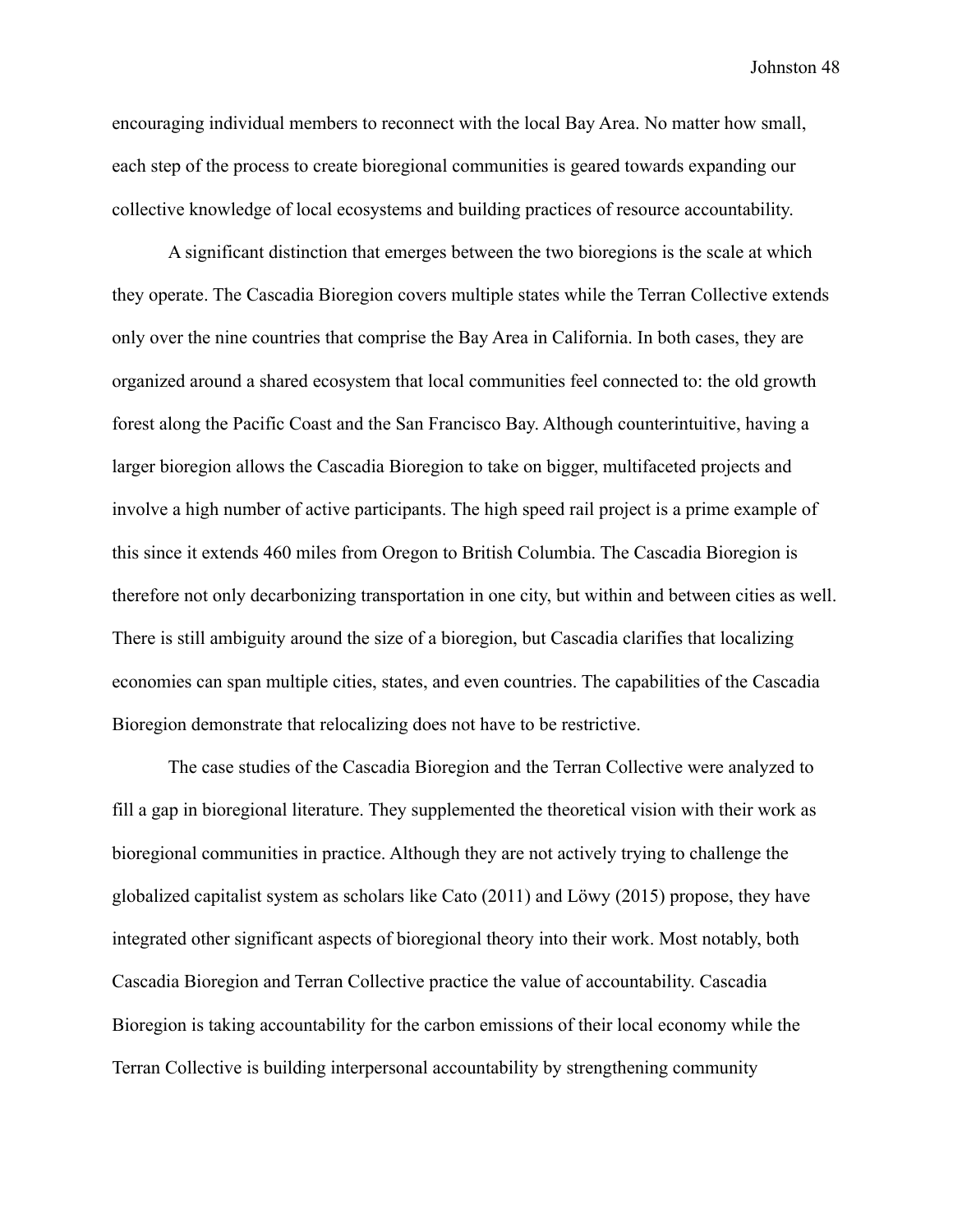encouraging individual members to reconnect with the local Bay Area. No matter how small, each step of the process to create bioregional communities is geared towards expanding our collective knowledge of local ecosystems and building practices of resource accountability.

A significant distinction that emerges between the two bioregions is the scale at which they operate. The Cascadia Bioregion covers multiple states while the Terran Collective extends only over the nine countries that comprise the Bay Area in California. In both cases, they are organized around a shared ecosystem that local communities feel connected to: the old growth forest along the Pacific Coast and the San Francisco Bay. Although counterintuitive, having a larger bioregion allows the Cascadia Bioregion to take on bigger, multifaceted projects and involve a high number of active participants. The high speed rail project is a prime example of this since it extends 460 miles from Oregon to British Columbia. The Cascadia Bioregion is therefore not only decarbonizing transportation in one city, but within and between cities as well. There is still ambiguity around the size of a bioregion, but Cascadia clarifies that localizing economies can span multiple cities, states, and even countries. The capabilities of the Cascadia Bioregion demonstrate that relocalizing does not have to be restrictive.

The case studies of the Cascadia Bioregion and the Terran Collective were analyzed to fill a gap in bioregional literature. They supplemented the theoretical vision with their work as bioregional communities in practice. Although they are not actively trying to challenge the globalized capitalist system as scholars like Cato (2011) and Löwy (2015) propose, they have integrated other significant aspects of bioregional theory into their work. Most notably, both Cascadia Bioregion and Terran Collective practice the value of accountability. Cascadia Bioregion is taking accountability for the carbon emissions of their local economy while the Terran Collective is building interpersonal accountability by strengthening community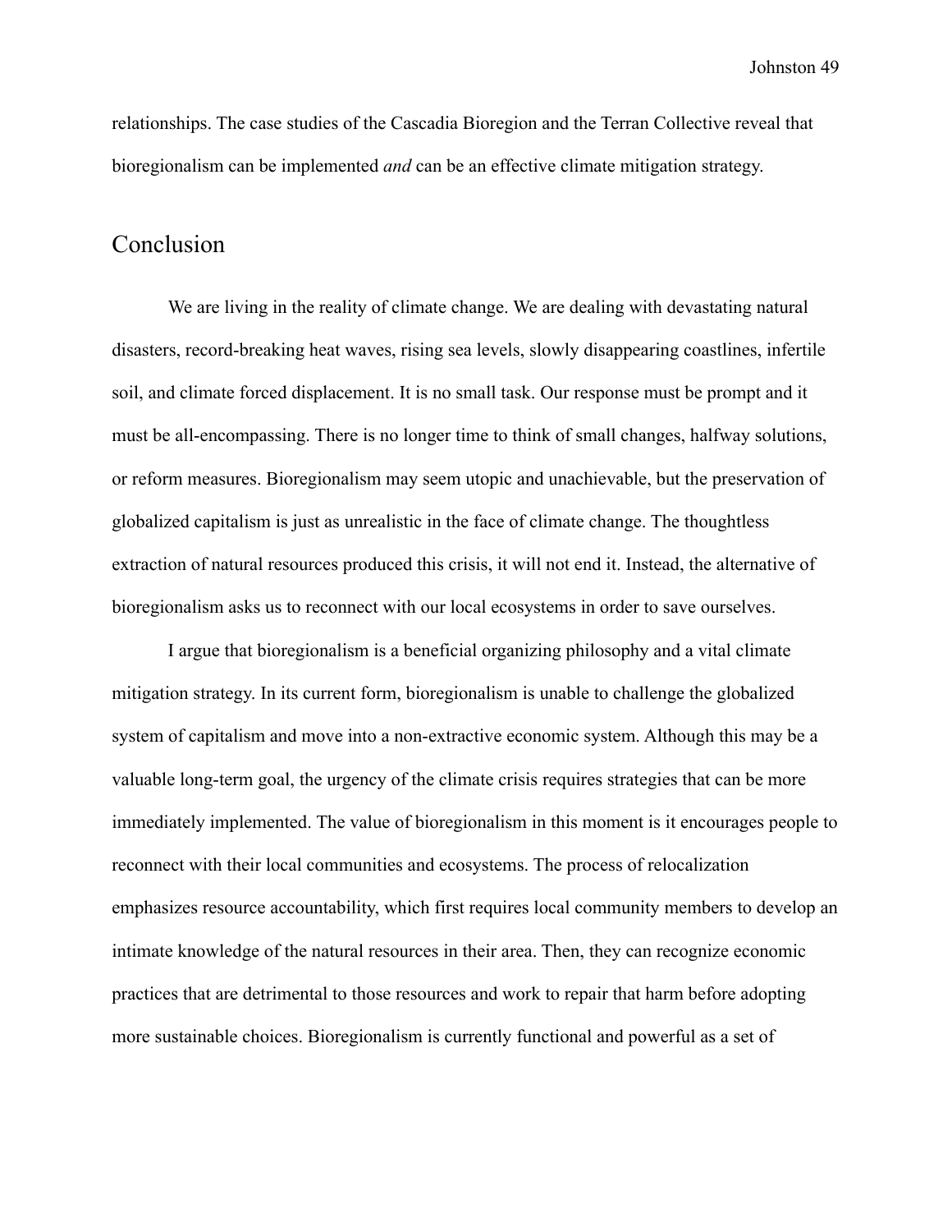relationships. The case studies of the Cascadia Bioregion and the Terran Collective reveal that bioregionalism can be implemented *and* can be an effective climate mitigation strategy.

## Conclusion

We are living in the reality of climate change. We are dealing with devastating natural disasters, record-breaking heat waves, rising sea levels, slowly disappearing coastlines, infertile soil, and climate forced displacement. It is no small task. Our response must be prompt and it must be all-encompassing. There is no longer time to think of small changes, halfway solutions, or reform measures. Bioregionalism may seem utopic and unachievable, but the preservation of globalized capitalism is just as unrealistic in the face of climate change. The thoughtless extraction of natural resources produced this crisis, it will not end it. Instead, the alternative of bioregionalism asks us to reconnect with our local ecosystems in order to save ourselves.

I argue that bioregionalism is a beneficial organizing philosophy and a vital climate mitigation strategy. In its current form, bioregionalism is unable to challenge the globalized system of capitalism and move into a non-extractive economic system. Although this may be a valuable long-term goal, the urgency of the climate crisis requires strategies that can be more immediately implemented. The value of bioregionalism in this moment is it encourages people to reconnect with their local communities and ecosystems. The process of relocalization emphasizes resource accountability, which first requires local community members to develop an intimate knowledge of the natural resources in their area. Then, they can recognize economic practices that are detrimental to those resources and work to repair that harm before adopting more sustainable choices. Bioregionalism is currently functional and powerful as a set of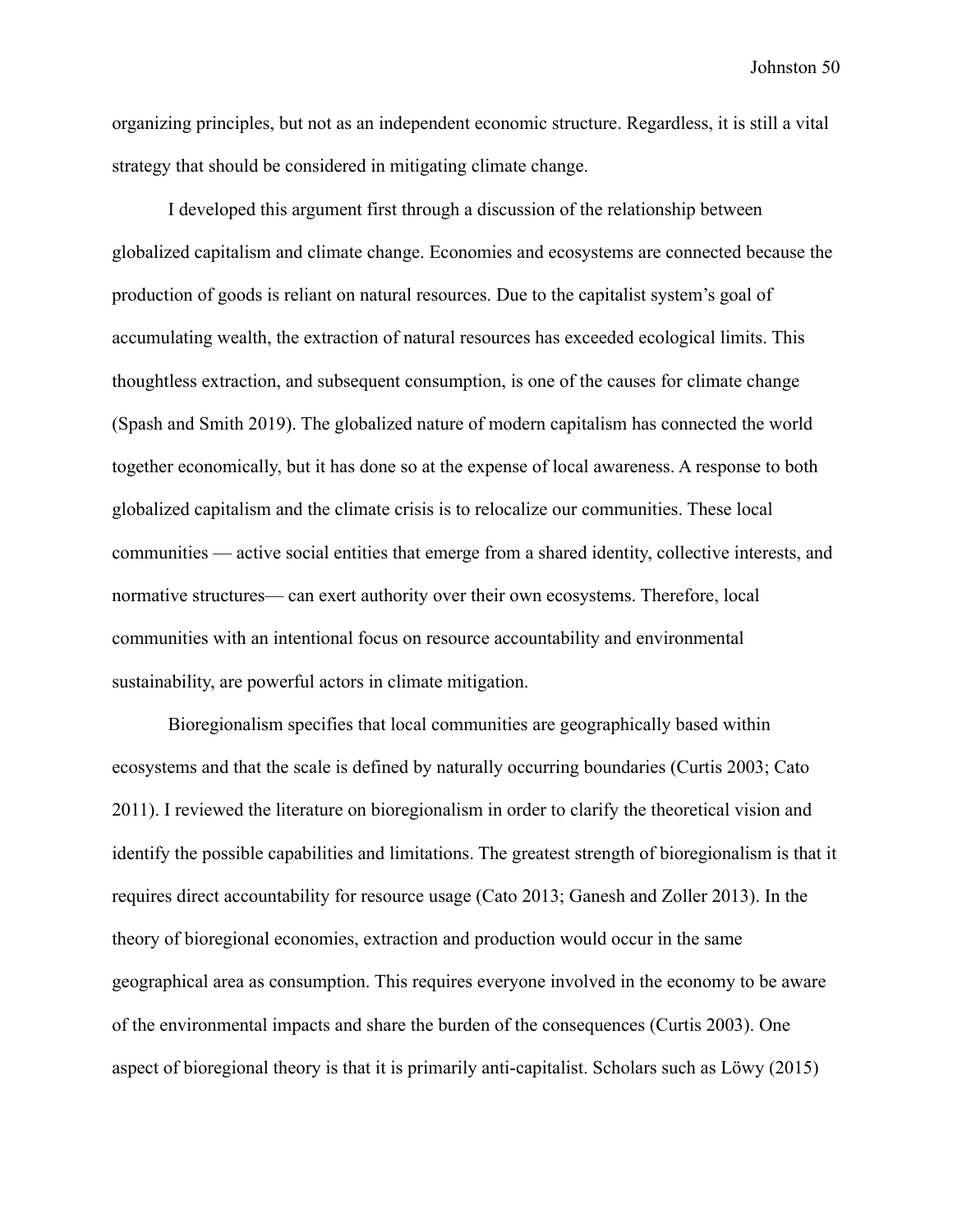organizing principles, but not as an independent economic structure. Regardless, it is still a vital strategy that should be considered in mitigating climate change.

I developed this argument first through a discussion of the relationship between globalized capitalism and climate change. Economies and ecosystems are connected because the production of goods is reliant on natural resources. Due to the capitalist system's goal of accumulating wealth, the extraction of natural resources has exceeded ecological limits. This thoughtless extraction, and subsequent consumption, is one of the causes for climate change (Spash and Smith 2019). The globalized nature of modern capitalism has connected the world together economically, but it has done so at the expense of local awareness. A response to both globalized capitalism and the climate crisis is to relocalize our communities. These local communities — active social entities that emerge from a shared identity, collective interests, and normative structures— can exert authority over their own ecosystems. Therefore, local communities with an intentional focus on resource accountability and environmental sustainability, are powerful actors in climate mitigation.

Bioregionalism specifies that local communities are geographically based within ecosystems and that the scale is defined by naturally occurring boundaries (Curtis 2003; Cato 2011). I reviewed the literature on bioregionalism in order to clarify the theoretical vision and identify the possible capabilities and limitations. The greatest strength of bioregionalism is that it requires direct accountability for resource usage (Cato 2013; Ganesh and Zoller 2013). In the theory of bioregional economies, extraction and production would occur in the same geographical area as consumption. This requires everyone involved in the economy to be aware of the environmental impacts and share the burden of the consequences (Curtis 2003). One aspect of bioregional theory is that it is primarily anti-capitalist. Scholars such as Löwy (2015)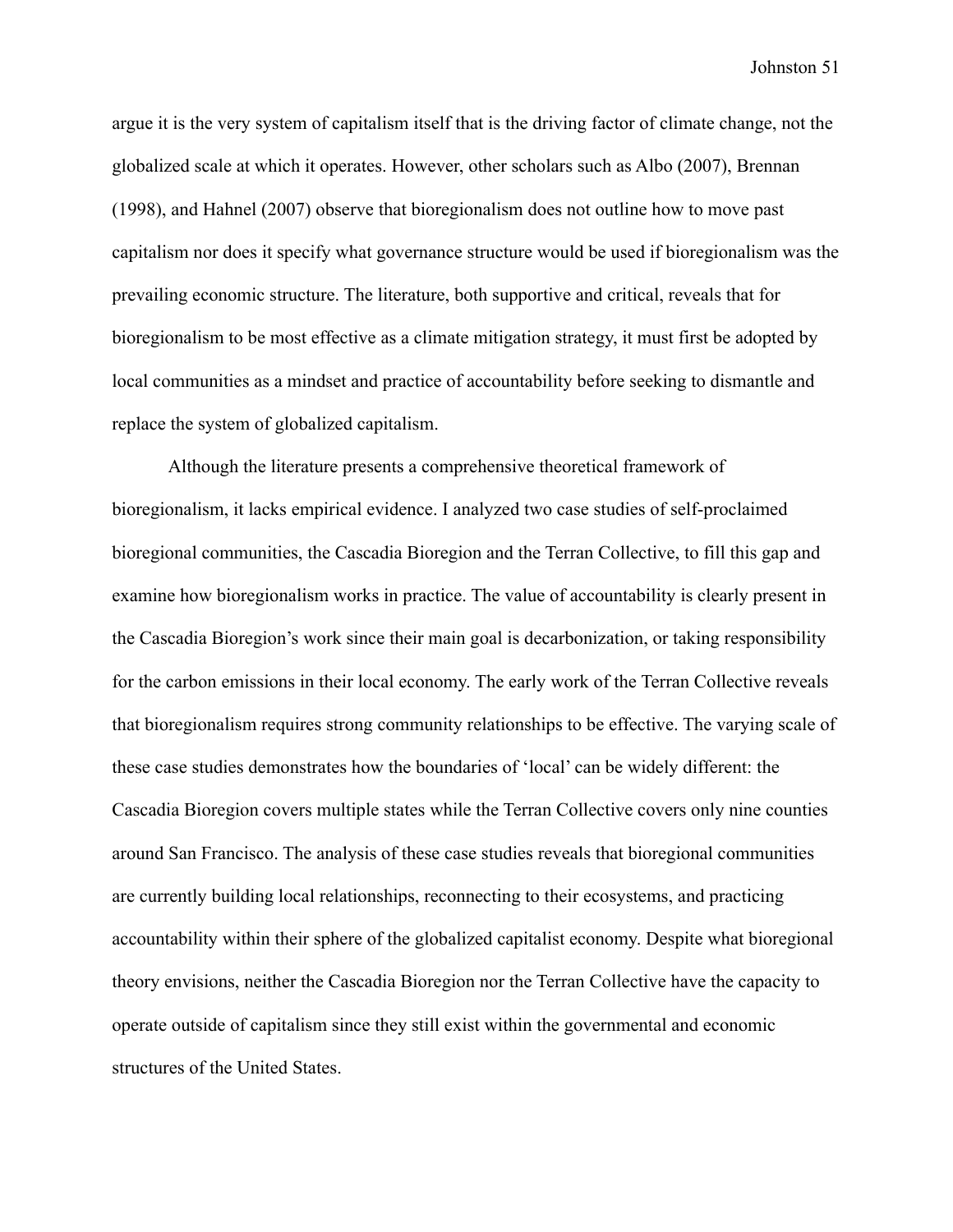argue it is the very system of capitalism itself that is the driving factor of climate change, not the globalized scale at which it operates. However, other scholars such as Albo (2007), Brennan (1998), and Hahnel (2007) observe that bioregionalism does not outline how to move past capitalism nor does it specify what governance structure would be used if bioregionalism was the prevailing economic structure. The literature, both supportive and critical, reveals that for bioregionalism to be most effective as a climate mitigation strategy, it must first be adopted by local communities as a mindset and practice of accountability before seeking to dismantle and replace the system of globalized capitalism.

Although the literature presents a comprehensive theoretical framework of bioregionalism, it lacks empirical evidence. I analyzed two case studies of self-proclaimed bioregional communities, the Cascadia Bioregion and the Terran Collective, to fill this gap and examine how bioregionalism works in practice. The value of accountability is clearly present in the Cascadia Bioregion's work since their main goal is decarbonization, or taking responsibility for the carbon emissions in their local economy. The early work of the Terran Collective reveals that bioregionalism requires strong community relationships to be effective. The varying scale of these case studies demonstrates how the boundaries of 'local' can be widely different: the Cascadia Bioregion covers multiple states while the Terran Collective covers only nine counties around San Francisco. The analysis of these case studies reveals that bioregional communities are currently building local relationships, reconnecting to their ecosystems, and practicing accountability within their sphere of the globalized capitalist economy. Despite what bioregional theory envisions, neither the Cascadia Bioregion nor the Terran Collective have the capacity to operate outside of capitalism since they still exist within the governmental and economic structures of the United States.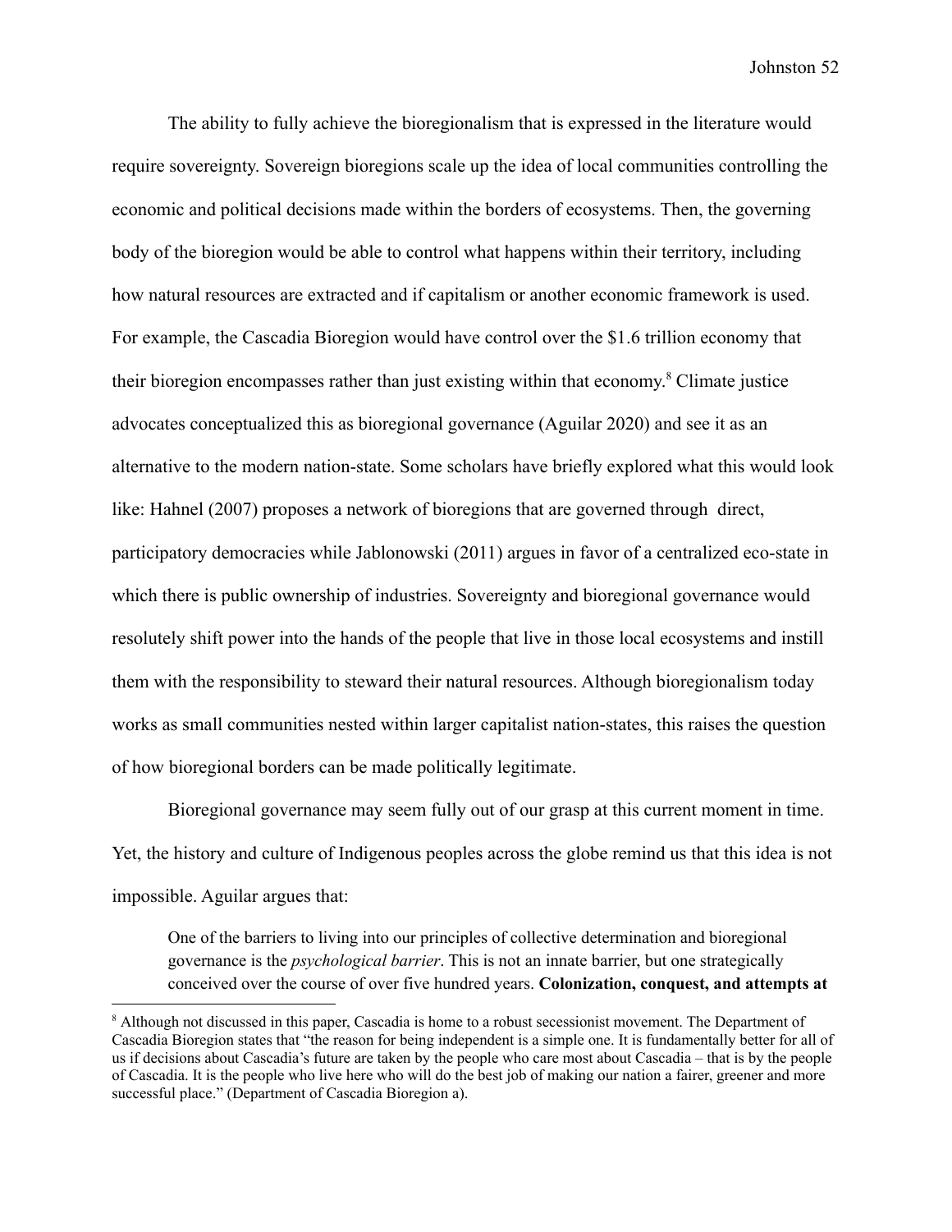The ability to fully achieve the bioregionalism that is expressed in the literature would require sovereignty. Sovereign bioregions scale up the idea of local communities controlling the economic and political decisions made within the borders of ecosystems. Then, the governing body of the bioregion would be able to control what happens within their territory, including how natural resources are extracted and if capitalism or another economic framework is used. For example, the Cascadia Bioregion would have control over the $1.6 trillion economy that their bioregion encompasses rather than just existing within that economy.[8] Climate justice advocates conceptualized this as bioregional governance (Aguilar 2020) and see it as an alternative to the modern nation-state. Some scholars have briefly explored what this would look like: Hahnel (2007) proposes a network of bioregions that are governed through direct, participatory democracies while Jablonowski (2011) argues in favor of a centralized eco-state in which there is public ownership of industries. Sovereignty and bioregional governance would resolutely shift power into the hands of the people that live in those local ecosystems and instill them with the responsibility to steward their natural resources. Although bioregionalism today works as small communities nested within larger capitalist nation-states, this raises the question of how bioregional borders can be made politically legitimate.

Bioregional governance may seem fully out of our grasp at this current moment in time. Yet, the history and culture of Indigenous peoples across the globe remind us that this idea is not impossible. Aguilar argues that:

> One of the barriers to living into our principles of collective determination and bioregional governance is the *psychological barrier*. This is not an innate barrier, but one strategically conceived over the course of over five hundred years. **Colonization, conquest, and attempts at**

[8] Although not discussed in this paper, Cascadia is home to a robust secessionist movement. The Department of Cascadia Bioregion states that "the reason for being independent is a simple one. It is fundamentally better for all of us if decisions about Cascadia's future are taken by the people who care most about Cascadia – that is by the people of Cascadia. It is the people who live here who will do the best job of making our nation a fairer, greener and more successful place." (Department of Cascadia Bioregion a).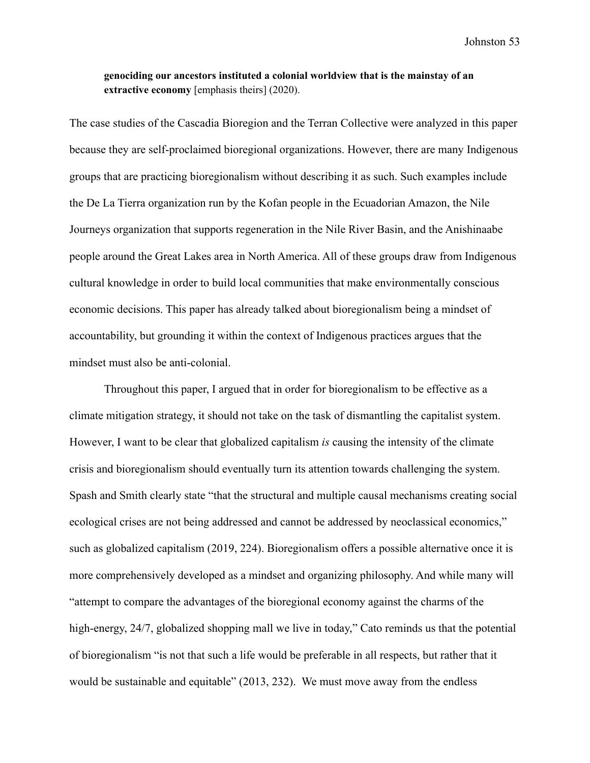> **genociding our ancestors instituted a colonial worldview that is the mainstay of an extractive economy** [emphasis theirs] (2020).

The case studies of the Cascadia Bioregion and the Terran Collective were analyzed in this paper because they are self-proclaimed bioregional organizations. However, there are many Indigenous groups that are practicing bioregionalism without describing it as such. Such examples include the De La Tierra organization run by the Kofan people in the Ecuadorian Amazon, the Nile Journeys organization that supports regeneration in the Nile River Basin, and the Anishinaabe people around the Great Lakes area in North America. All of these groups draw from Indigenous cultural knowledge in order to build local communities that make environmentally conscious economic decisions. This paper has already talked about bioregionalism being a mindset of accountability, but grounding it within the context of Indigenous practices argues that the mindset must also be anti-colonial.

Throughout this paper, I argued that in order for bioregionalism to be effective as a climate mitigation strategy, it should not take on the task of dismantling the capitalist system. However, I want to be clear that globalized capitalism *is* causing the intensity of the climate crisis and bioregionalism should eventually turn its attention towards challenging the system. Spash and Smith clearly state "that the structural and multiple causal mechanisms creating social ecological crises are not being addressed and cannot be addressed by neoclassical economics," such as globalized capitalism (2019, 224). Bioregionalism offers a possible alternative once it is more comprehensively developed as a mindset and organizing philosophy. And while many will "attempt to compare the advantages of the bioregional economy against the charms of the high-energy, 24/7, globalized shopping mall we live in today," Cato reminds us that the potential of bioregionalism "is not that such a life would be preferable in all respects, but rather that it would be sustainable and equitable" (2013, 232). We must move away from the endless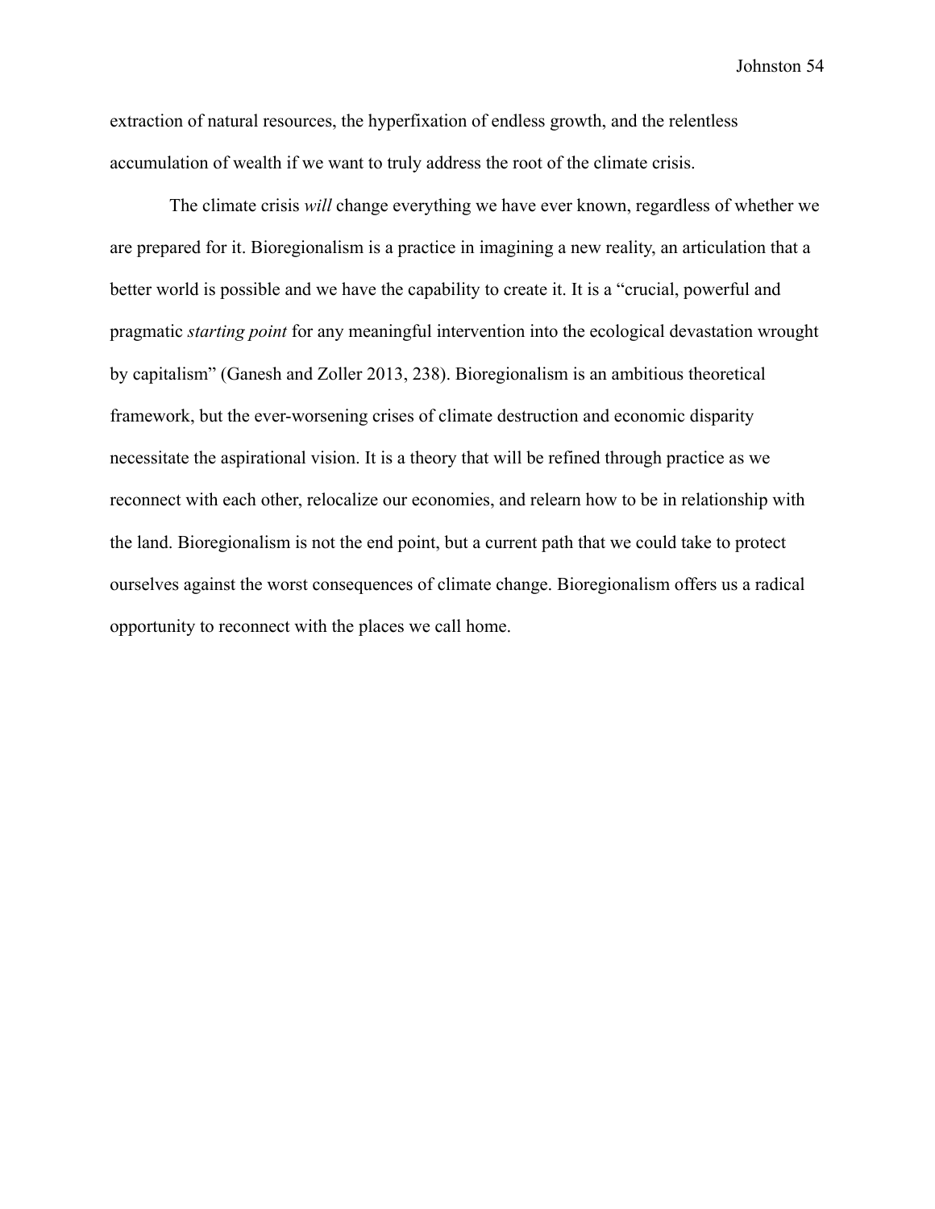extraction of natural resources, the hyperfixation of endless growth, and the relentless accumulation of wealth if we want to truly address the root of the climate crisis.

The climate crisis *will* change everything we have ever known, regardless of whether we are prepared for it. Bioregionalism is a practice in imagining a new reality, an articulation that a better world is possible and we have the capability to create it. It is a "crucial, powerful and pragmatic *starting point* for any meaningful intervention into the ecological devastation wrought by capitalism" (Ganesh and Zoller 2013, 238). Bioregionalism is an ambitious theoretical framework, but the ever-worsening crises of climate destruction and economic disparity necessitate the aspirational vision. It is a theory that will be refined through practice as we reconnect with each other, relocalize our economies, and relearn how to be in relationship with the land. Bioregionalism is not the end point, but a current path that we could take to protect ourselves against the worst consequences of climate change. Bioregionalism offers us a radical opportunity to reconnect with the places we call home.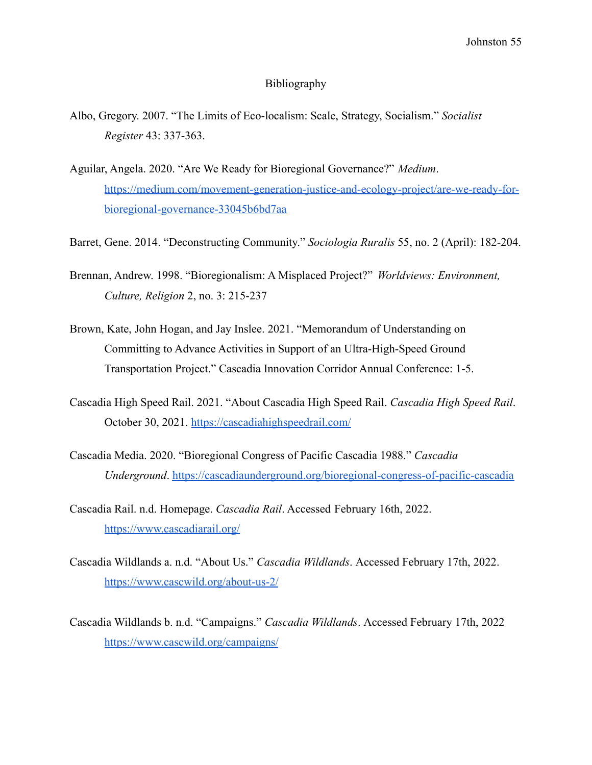# Bibliography

Albo, Gregory. 2007. "The Limits of Eco-localism: Scale, Strategy, Socialism." *Socialist Register* 43: 337-363.

Aguilar, Angela. 2020. "Are We Ready for Bioregional Governance?" *Medium*. https://medium.com/movement-generation-justice-and-ecology-project/are-we-ready-for-bioregional-governance-33045b6bd7aa

Barret, Gene. 2014. "Deconstructing Community." *Sociologia Ruralis* 55, no. 2 (April): 182-204.

Brennan, Andrew. 1998. "Bioregionalism: A Misplaced Project?" *Worldviews: Environment, Culture, Religion* 2, no. 3: 215-237

Brown, Kate, John Hogan, and Jay Inslee. 2021. "Memorandum of Understanding on Committing to Advance Activities in Support of an Ultra-High-Speed Ground Transportation Project." Cascadia Innovation Corridor Annual Conference: 1-5.

Cascadia High Speed Rail. 2021. "About Cascadia High Speed Rail. *Cascadia High Speed Rail*. October 30, 2021. https://cascadiahighspeedrail.com/

Cascadia Media. 2020. "Bioregional Congress of Pacific Cascadia 1988." *Cascadia Underground*. https://cascadiaunderground.org/bioregional-congress-of-pacific-cascadia

Cascadia Rail. n.d. Homepage. *Cascadia Rail*. Accessed February 16th, 2022. https://www.cascadiarail.org/

Cascadia Wildlands a. n.d. "About Us." *Cascadia Wildlands*. Accessed February 17th, 2022. https://www.cascwild.org/about-us-2/

Cascadia Wildlands b. n.d. "Campaigns." *Cascadia Wildlands*. Accessed February 17th, 2022 https://www.cascwild.org/campaigns/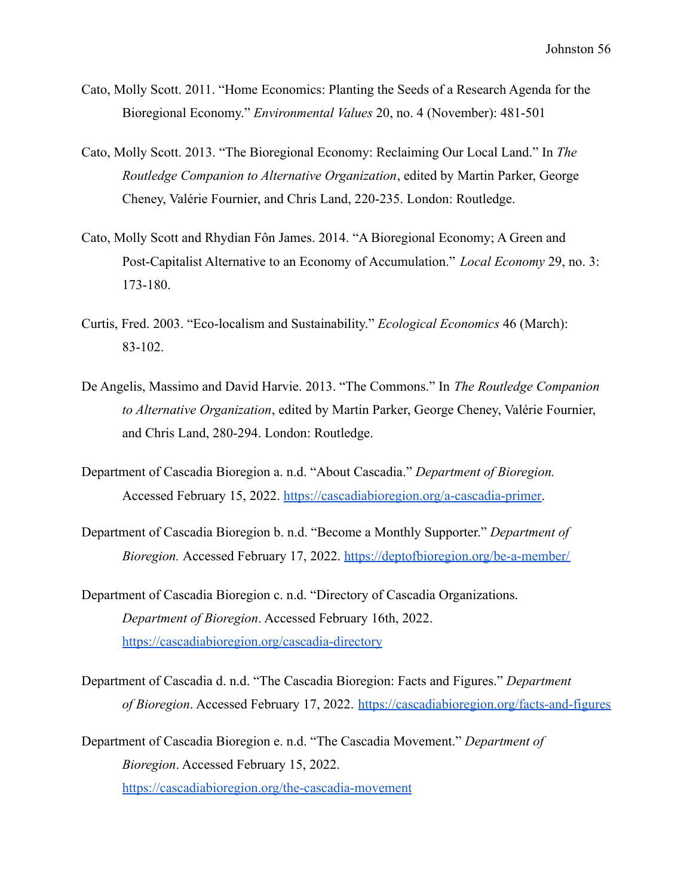Cato, Molly Scott. 2011. “Home Economics: Planting the Seeds of a Research Agenda for the Bioregional Economy.” *Environmental Values* 20, no. 4 (November): 481-501

Cato, Molly Scott. 2013. “The Bioregional Economy: Reclaiming Our Local Land.” In *The Routledge Companion to Alternative Organization*, edited by Martin Parker, George Cheney, Valérie Fournier, and Chris Land, 220-235. London: Routledge.

Cato, Molly Scott and Rhydian Fôn James. 2014. “A Bioregional Economy; A Green and Post-Capitalist Alternative to an Economy of Accumulation.” *Local Economy* 29, no. 3: 173-180.

Curtis, Fred. 2003. “Eco-localism and Sustainability.” *Ecological Economics* 46 (March): 83-102.

De Angelis, Massimo and David Harvie. 2013. “The Commons.” In *The Routledge Companion to Alternative Organization*, edited by Martin Parker, George Cheney, Valérie Fournier, and Chris Land, 280-294. London: Routledge.

Department of Cascadia Bioregion a. n.d. “About Cascadia.” *Department of Bioregion.* Accessed February 15, 2022. https://cascadiabioregion.org/a-cascadia-primer.

Department of Cascadia Bioregion b. n.d. “Become a Monthly Supporter.” *Department of Bioregion.* Accessed February 17, 2022. https://deptofbioregion.org/be-a-member/

Department of Cascadia Bioregion c. n.d. “Directory of Cascadia Organizations. *Department of Bioregion*. Accessed February 16th, 2022. https://cascadiabioregion.org/cascadia-directory

Department of Cascadia d. n.d. “The Cascadia Bioregion: Facts and Figures.” *Department of Bioregion*. Accessed February 17, 2022. https://cascadiabioregion.org/facts-and-figures

Department of Cascadia Bioregion e. n.d. “The Cascadia Movement.” *Department of Bioregion*. Accessed February 15, 2022. https://cascadiabioregion.org/the-cascadia-movement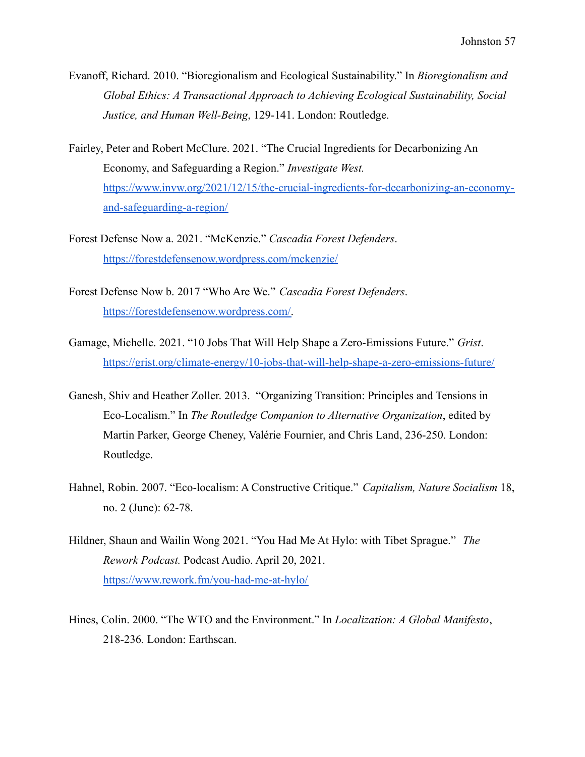Evanoff, Richard. 2010. "Bioregionalism and Ecological Sustainability." In *Bioregionalism and Global Ethics: A Transactional Approach to Achieving Ecological Sustainability, Social Justice, and Human Well-Being*, 129-141. London: Routledge.

Fairley, Peter and Robert McClure. 2021. "The Crucial Ingredients for Decarbonizing An Economy, and Safeguarding a Region." *Investigate West.* https://www.invw.org/2021/12/15/the-crucial-ingredients-for-decarbonizing-an-economy-and-safeguarding-a-region/

Forest Defense Now a. 2021. "McKenzie." *Cascadia Forest Defenders*. https://forestdefensenow.wordpress.com/mckenzie/

Forest Defense Now b. 2017 "Who Are We." *Cascadia Forest Defenders*. https://forestdefensenow.wordpress.com/.

Gamage, Michelle. 2021. "10 Jobs That Will Help Shape a Zero-Emissions Future." *Grist*. https://grist.org/climate-energy/10-jobs-that-will-help-shape-a-zero-emissions-future/

Ganesh, Shiv and Heather Zoller. 2013. "Organizing Transition: Principles and Tensions in Eco-Localism." In *The Routledge Companion to Alternative Organization*, edited by Martin Parker, George Cheney, Valérie Fournier, and Chris Land, 236-250. London: Routledge.

Hahnel, Robin. 2007. "Eco-localism: A Constructive Critique." *Capitalism, Nature Socialism* 18, no. 2 (June): 62-78.

Hildner, Shaun and Wailin Wong 2021. "You Had Me At Hylo: with Tibet Sprague." *The Rework Podcast.* Podcast Audio. April 20, 2021. https://www.rework.fm/you-had-me-at-hylo/

Hines, Colin. 2000. "The WTO and the Environment." In *Localization: A Global Manifesto*, 218-236. London: Earthscan.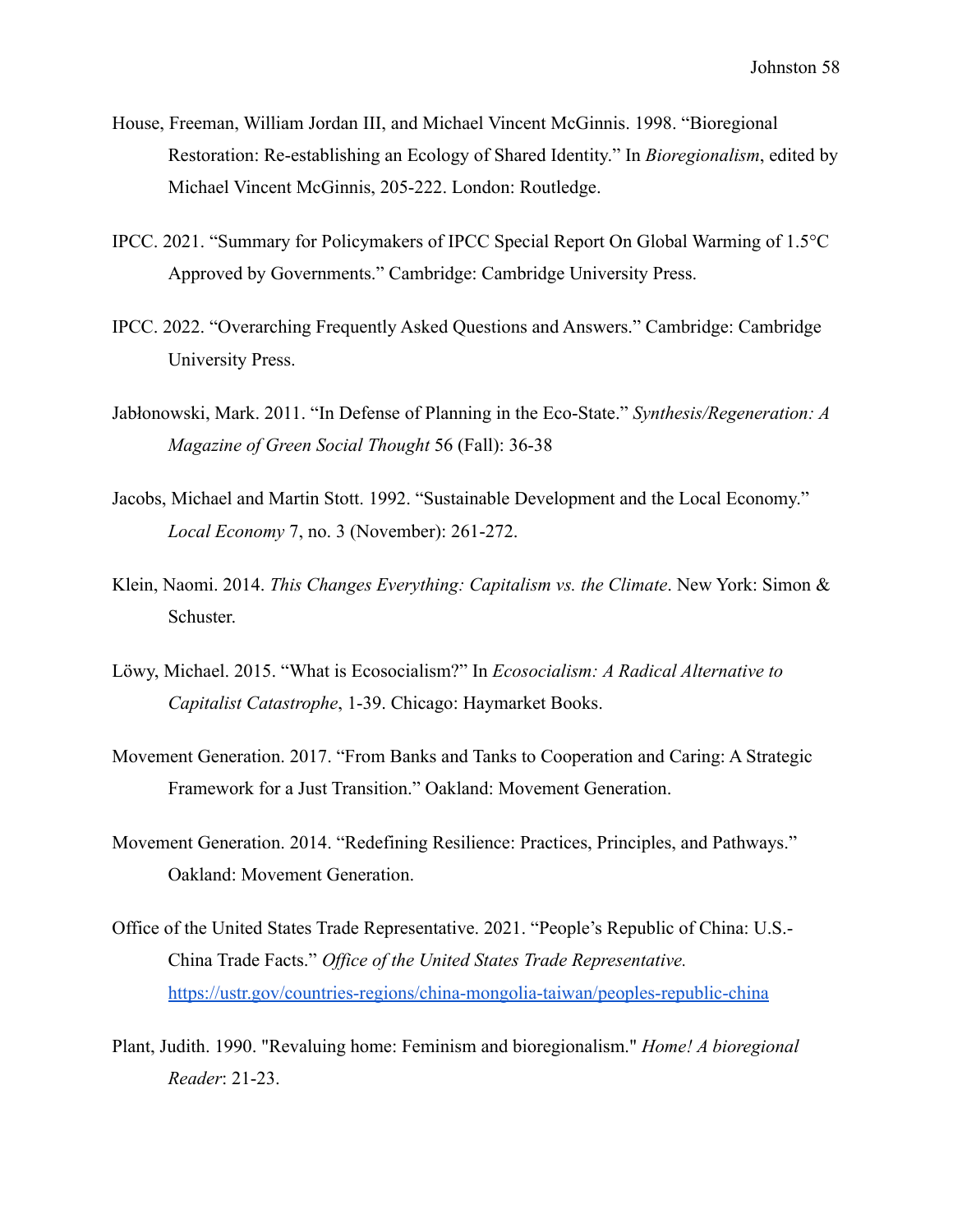House, Freeman, William Jordan III, and Michael Vincent McGinnis. 1998. "Bioregional Restoration: Re-establishing an Ecology of Shared Identity." In *Bioregionalism*, edited by Michael Vincent McGinnis, 205-222. London: Routledge.

IPCC. 2021. "Summary for Policymakers of IPCC Special Report On Global Warming of 1.5°C Approved by Governments." Cambridge: Cambridge University Press.

IPCC. 2022. "Overarching Frequently Asked Questions and Answers." Cambridge: Cambridge University Press.

Jabłonowski, Mark. 2011. "In Defense of Planning in the Eco-State." *Synthesis/Regeneration: A Magazine of Green Social Thought* 56 (Fall): 36-38

Jacobs, Michael and Martin Stott. 1992. "Sustainable Development and the Local Economy." *Local Economy* 7, no. 3 (November): 261-272.

Klein, Naomi. 2014. *This Changes Everything: Capitalism vs. the Climate*. New York: Simon & Schuster.

Löwy, Michael. 2015. "What is Ecosocialism?" In *Ecosocialism: A Radical Alternative to Capitalist Catastrophe*, 1-39. Chicago: Haymarket Books.

Movement Generation. 2017. "From Banks and Tanks to Cooperation and Caring: A Strategic Framework for a Just Transition." Oakland: Movement Generation.

Movement Generation. 2014. "Redefining Resilience: Practices, Principles, and Pathways." Oakland: Movement Generation.

Office of the United States Trade Representative. 2021. "People's Republic of China: U.S.-China Trade Facts." *Office of the United States Trade Representative.* https://ustr.gov/countries-regions/china-mongolia-taiwan/peoples-republic-china

Plant, Judith. 1990. "Revaluing home: Feminism and bioregionalism." *Home! A bioregional Reader*: 21-23.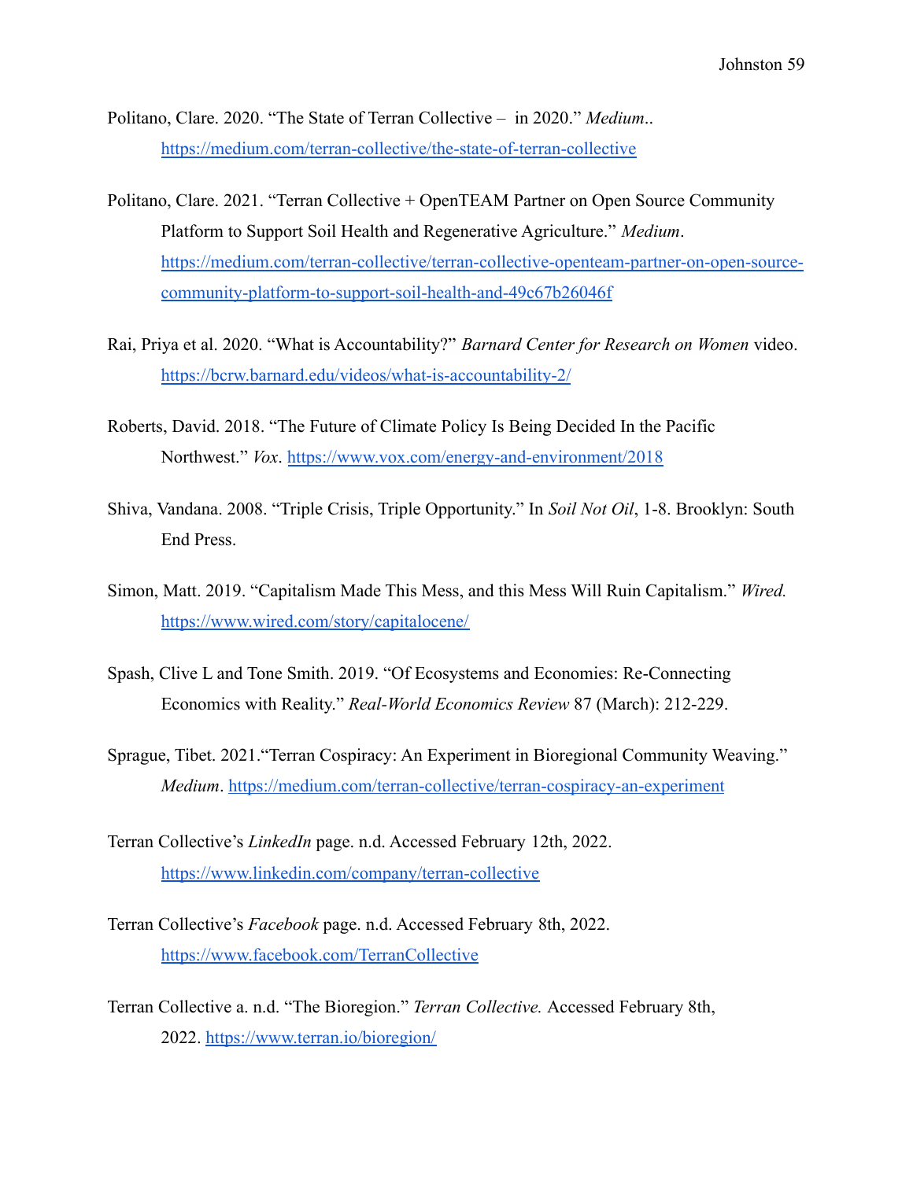Politano, Clare. 2020. "The State of Terran Collective – in 2020." *Medium*.. https://medium.com/terran-collective/the-state-of-terran-collective

Politano, Clare. 2021. "Terran Collective + OpenTEAM Partner on Open Source Community Platform to Support Soil Health and Regenerative Agriculture." *Medium*. https://medium.com/terran-collective/terran-collective-openteam-partner-on-open-source-community-platform-to-support-soil-health-and-49c67b26046f

Rai, Priya et al. 2020. "What is Accountability?" *Barnard Center for Research on Women* video. https://bcrw.barnard.edu/videos/what-is-accountability-2/

Roberts, David. 2018. "The Future of Climate Policy Is Being Decided In the Pacific Northwest." *Vox*. https://www.vox.com/energy-and-environment/2018

Shiva, Vandana. 2008. "Triple Crisis, Triple Opportunity." In *Soil Not Oil*, 1-8. Brooklyn: South End Press.

Simon, Matt. 2019. "Capitalism Made This Mess, and this Mess Will Ruin Capitalism." *Wired.* https://www.wired.com/story/capitalocene/

Spash, Clive L and Tone Smith. 2019. "Of Ecosystems and Economies: Re-Connecting Economics with Reality." *Real-World Economics Review* 87 (March): 212-229.

Sprague, Tibet. 2021."Terran Cospiracy: An Experiment in Bioregional Community Weaving." *Medium*. https://medium.com/terran-collective/terran-cospiracy-an-experiment

Terran Collective's *LinkedIn* page. n.d. Accessed February 12th, 2022. https://www.linkedin.com/company/terran-collective

Terran Collective's *Facebook* page. n.d. Accessed February 8th, 2022. https://www.facebook.com/TerranCollective

Terran Collective a. n.d. "The Bioregion." *Terran Collective.* Accessed February 8th, 2022. https://www.terran.io/bioregion/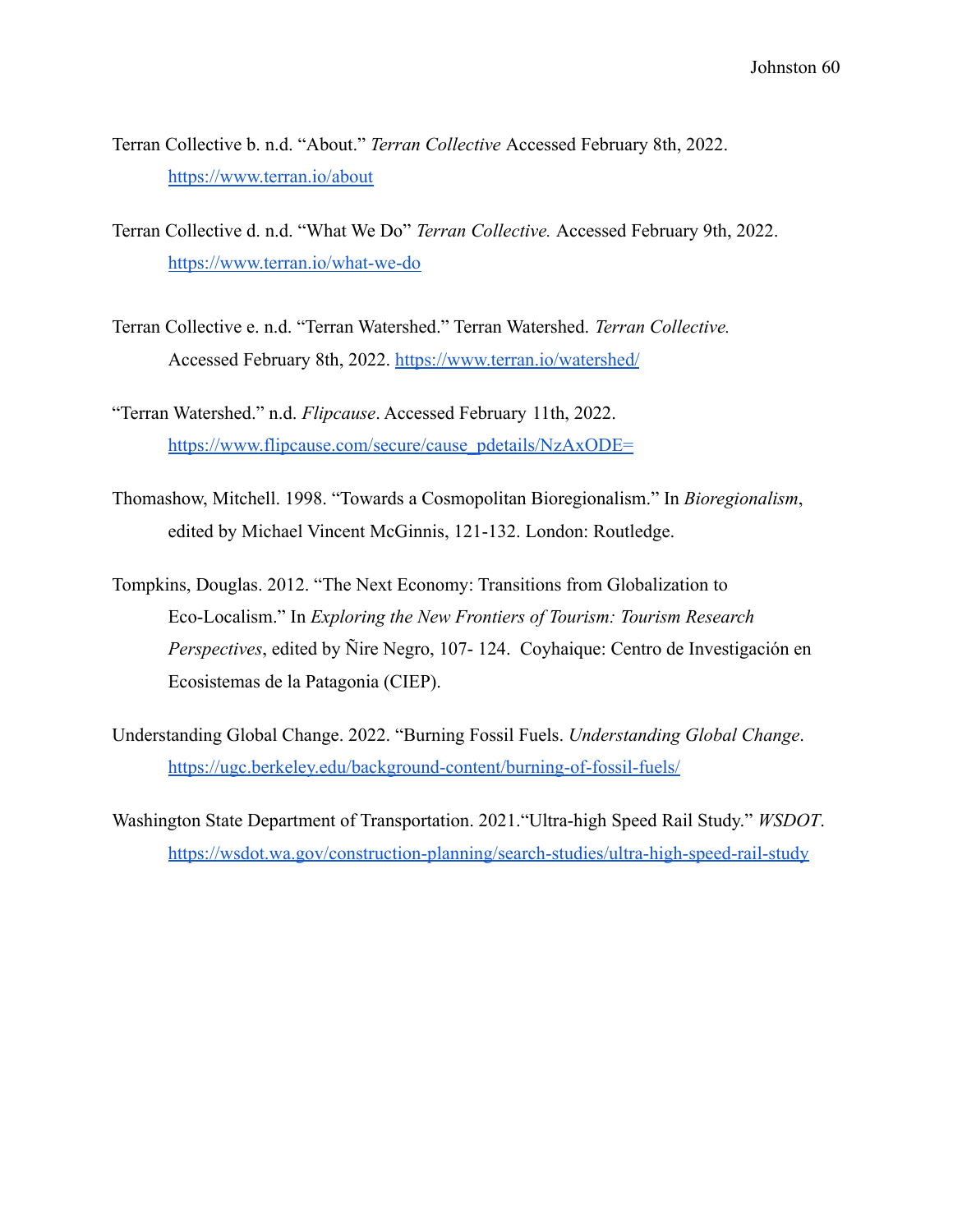Terran Collective b. n.d. “About.” *Terran Collective* Accessed February 8th, 2022. https://www.terran.io/about

Terran Collective d. n.d. “What We Do” *Terran Collective.* Accessed February 9th, 2022. https://www.terran.io/what-we-do

Terran Collective e. n.d. “Terran Watershed.” Terran Watershed. *Terran Collective.* Accessed February 8th, 2022. https://www.terran.io/watershed/

“Terran Watershed.” n.d. *Flipcause*. Accessed February 11th, 2022. https://www.flipcause.com/secure/cause_pdetails/NzAxODE=

Thomashow, Mitchell. 1998. “Towards a Cosmopolitan Bioregionalism.” In *Bioregionalism*, edited by Michael Vincent McGinnis, 121-132. London: Routledge.

Tompkins, Douglas. 2012. “The Next Economy: Transitions from Globalization to Eco-Localism.” In *Exploring the New Frontiers of Tourism: Tourism Research Perspectives*, edited by Ñire Negro, 107- 124. Coyhaique: Centro de Investigación en Ecosistemas de la Patagonia (CIEP).

Understanding Global Change. 2022. “Burning Fossil Fuels. *Understanding Global Change*. https://ugc.berkeley.edu/background-content/burning-of-fossil-fuels/

Washington State Department of Transportation. 2021.“Ultra-high Speed Rail Study.” *WSDOT*. https://wsdot.wa.gov/construction-planning/search-studies/ultra-high-speed-rail-study